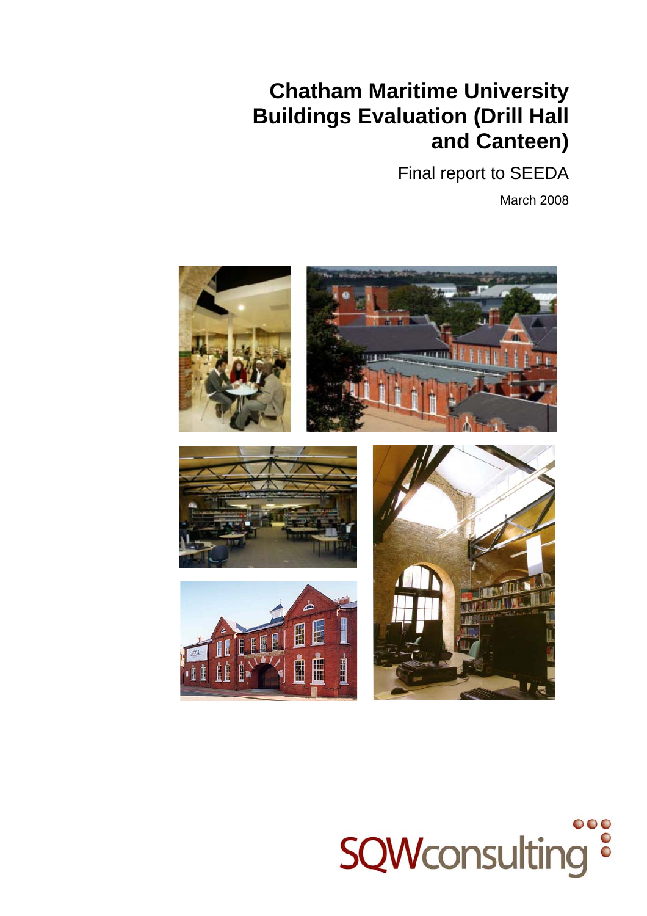# Chatham Maritime University Buildings Evaluation (Drill Hall and Canteen)

Final report to SEEDA

March 2008

SQWconsulting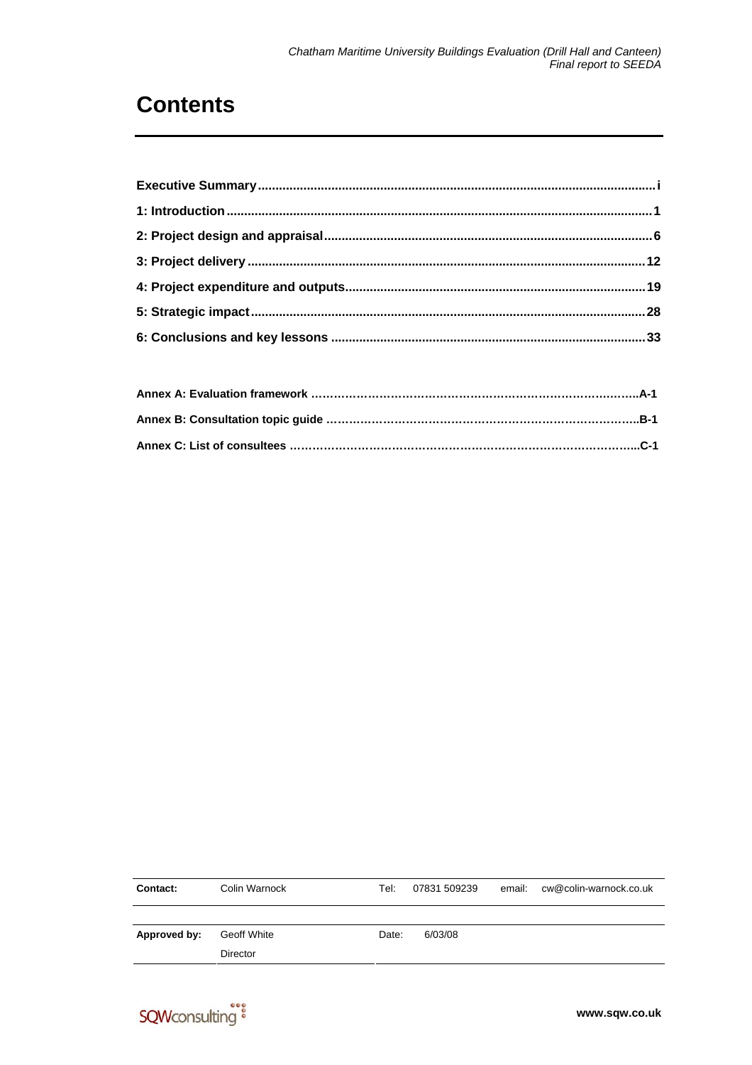# Contents

| | |
|---|---|
| **Executive Summary** | **i** |
| **1: Introduction** | **1** |
| **2: Project design and appraisal** | **6** |
| **3: Project delivery** | **12** |
| **4: Project expenditure and outputs** | **19** |
| **5: Strategic impact** | **28** |
| **6: Conclusions and key lessons** | **33** |

| | |
|---|---|
| **Annex A: Evaluation framework** | **A-1** |
| **Annex B: Consultation topic guide** | **B-1** |
| **Annex C: List of consultees** | **C-1** |

| | | | | | |
|---|---|---|---|---|---|
| **Contact:** | Colin Warnock | Tel: | 07831 509239 | email: | cw@colin-warnock.co.uk |
| **Approved by:** | Geoff White<br>Director | Date: | 6/03/08 | | |

SQWconsulting

**www.sqw.co.uk**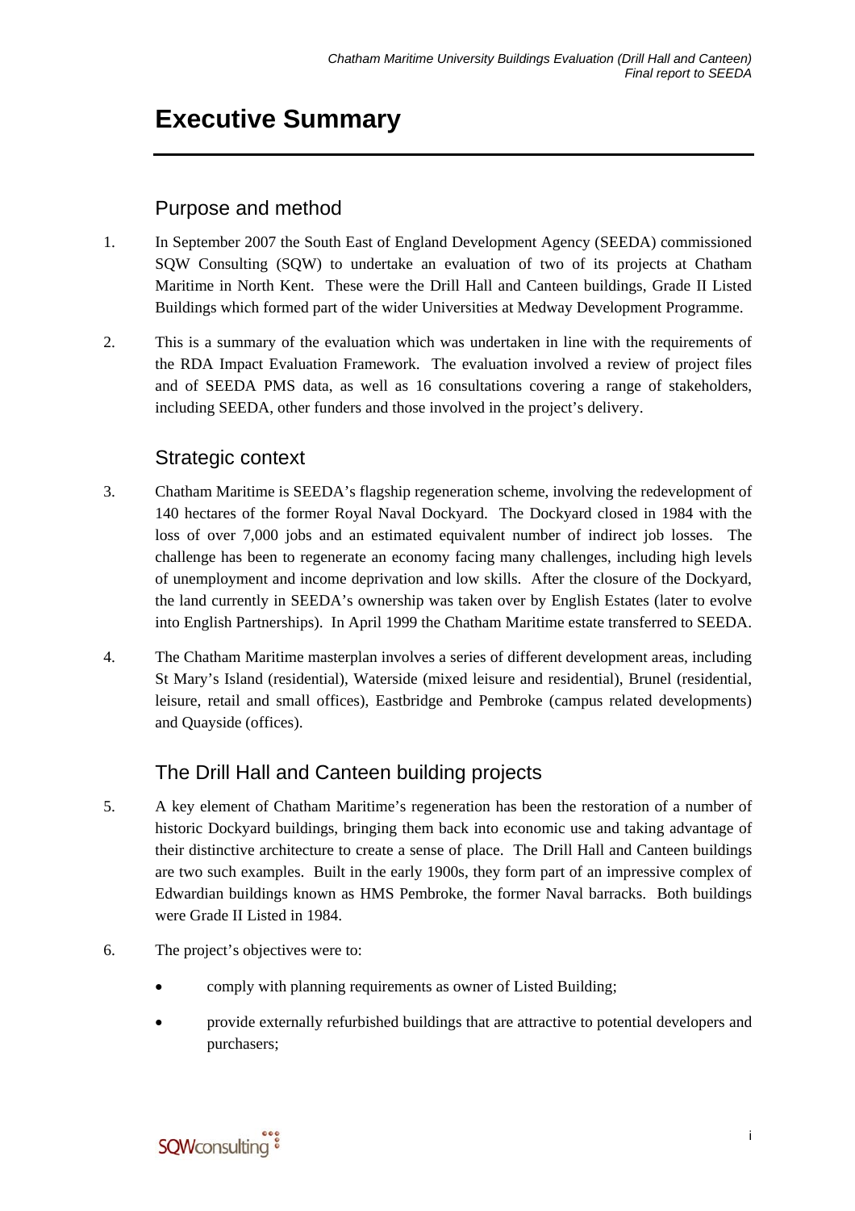# Executive Summary

## Purpose and method

1. In September 2007 the South East of England Development Agency (SEEDA) commissioned SQW Consulting (SQW) to undertake an evaluation of two of its projects at Chatham Maritime in North Kent. These were the Drill Hall and Canteen buildings, Grade II Listed Buildings which formed part of the wider Universities at Medway Development Programme.

2. This is a summary of the evaluation which was undertaken in line with the requirements of the RDA Impact Evaluation Framework. The evaluation involved a review of project files and of SEEDA PMS data, as well as 16 consultations covering a range of stakeholders, including SEEDA, other funders and those involved in the project's delivery.

## Strategic context

3. Chatham Maritime is SEEDA's flagship regeneration scheme, involving the redevelopment of 140 hectares of the former Royal Naval Dockyard. The Dockyard closed in 1984 with the loss of over 7,000 jobs and an estimated equivalent number of indirect job losses. The challenge has been to regenerate an economy facing many challenges, including high levels of unemployment and income deprivation and low skills. After the closure of the Dockyard, the land currently in SEEDA's ownership was taken over by English Estates (later to evolve into English Partnerships). In April 1999 the Chatham Maritime estate transferred to SEEDA.

4. The Chatham Maritime masterplan involves a series of different development areas, including St Mary's Island (residential), Waterside (mixed leisure and residential), Brunel (residential, leisure, retail and small offices), Eastbridge and Pembroke (campus related developments) and Quayside (offices).

## The Drill Hall and Canteen building projects

5. A key element of Chatham Maritime's regeneration has been the restoration of a number of historic Dockyard buildings, bringing them back into economic use and taking advantage of their distinctive architecture to create a sense of place. The Drill Hall and Canteen buildings are two such examples. Built in the early 1900s, they form part of an impressive complex of Edwardian buildings known as HMS Pembroke, the former Naval barracks. Both buildings were Grade II Listed in 1984.

6. The project's objectives were to:

   - comply with planning requirements as owner of Listed Building;
   - provide externally refurbished buildings that are attractive to potential developers and purchasers;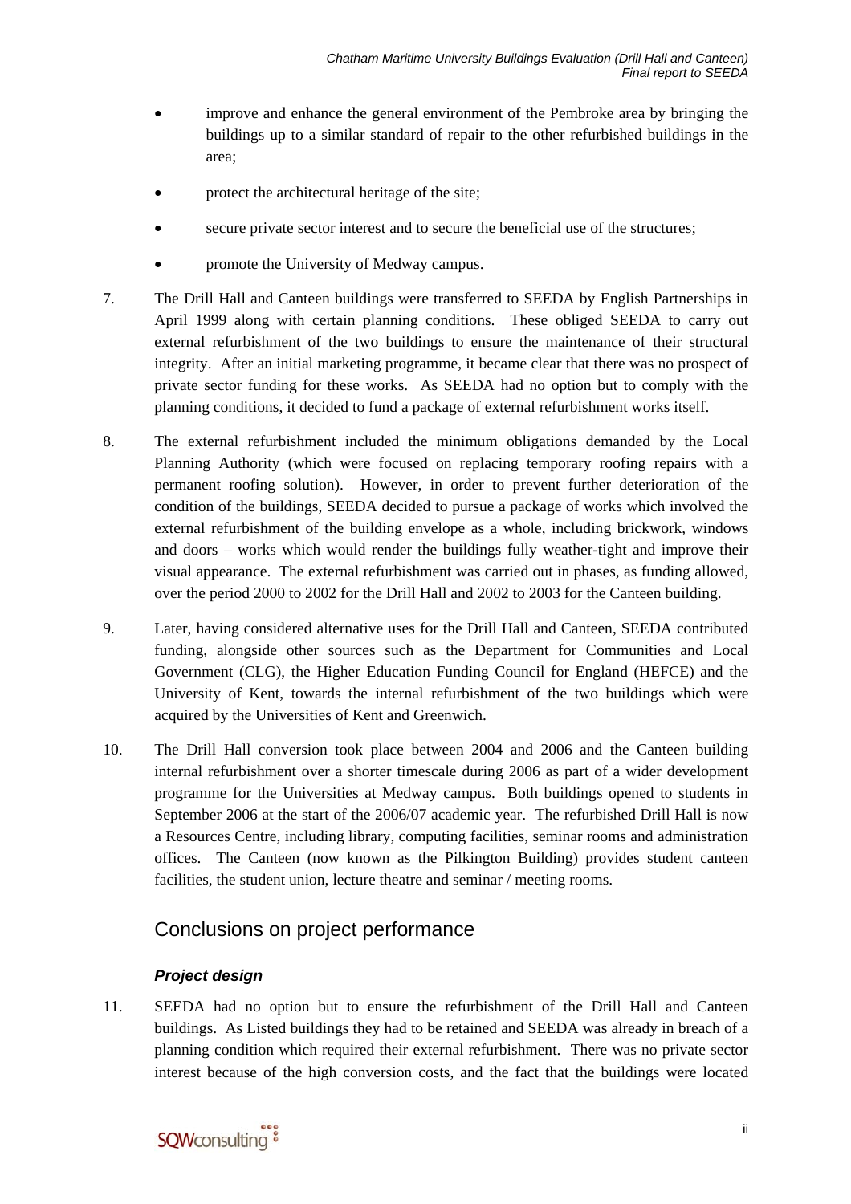- improve and enhance the general environment of the Pembroke area by bringing the buildings up to a similar standard of repair to the other refurbished buildings in the area;
- protect the architectural heritage of the site;
- secure private sector interest and to secure the beneficial use of the structures;
- promote the University of Medway campus.

7. The Drill Hall and Canteen buildings were transferred to SEEDA by English Partnerships in April 1999 along with certain planning conditions. These obliged SEEDA to carry out external refurbishment of the two buildings to ensure the maintenance of their structural integrity. After an initial marketing programme, it became clear that there was no prospect of private sector funding for these works. As SEEDA had no option but to comply with the planning conditions, it decided to fund a package of external refurbishment works itself.

8. The external refurbishment included the minimum obligations demanded by the Local Planning Authority (which were focused on replacing temporary roofing repairs with a permanent roofing solution). However, in order to prevent further deterioration of the condition of the buildings, SEEDA decided to pursue a package of works which involved the external refurbishment of the building envelope as a whole, including brickwork, windows and doors – works which would render the buildings fully weather-tight and improve their visual appearance. The external refurbishment was carried out in phases, as funding allowed, over the period 2000 to 2002 for the Drill Hall and 2002 to 2003 for the Canteen building.

9. Later, having considered alternative uses for the Drill Hall and Canteen, SEEDA contributed funding, alongside other sources such as the Department for Communities and Local Government (CLG), the Higher Education Funding Council for England (HEFCE) and the University of Kent, towards the internal refurbishment of the two buildings which were acquired by the Universities of Kent and Greenwich.

10. The Drill Hall conversion took place between 2004 and 2006 and the Canteen building internal refurbishment over a shorter timescale during 2006 as part of a wider development programme for the Universities at Medway campus. Both buildings opened to students in September 2006 at the start of the 2006/07 academic year. The refurbished Drill Hall is now a Resources Centre, including library, computing facilities, seminar rooms and administration offices. The Canteen (now known as the Pilkington Building) provides student canteen facilities, the student union, lecture theatre and seminar / meeting rooms.

## Conclusions on project performance

### *Project design*

11. SEEDA had no option but to ensure the refurbishment of the Drill Hall and Canteen buildings. As Listed buildings they had to be retained and SEEDA was already in breach of a planning condition which required their external refurbishment. There was no private sector interest because of the high conversion costs, and the fact that the buildings were located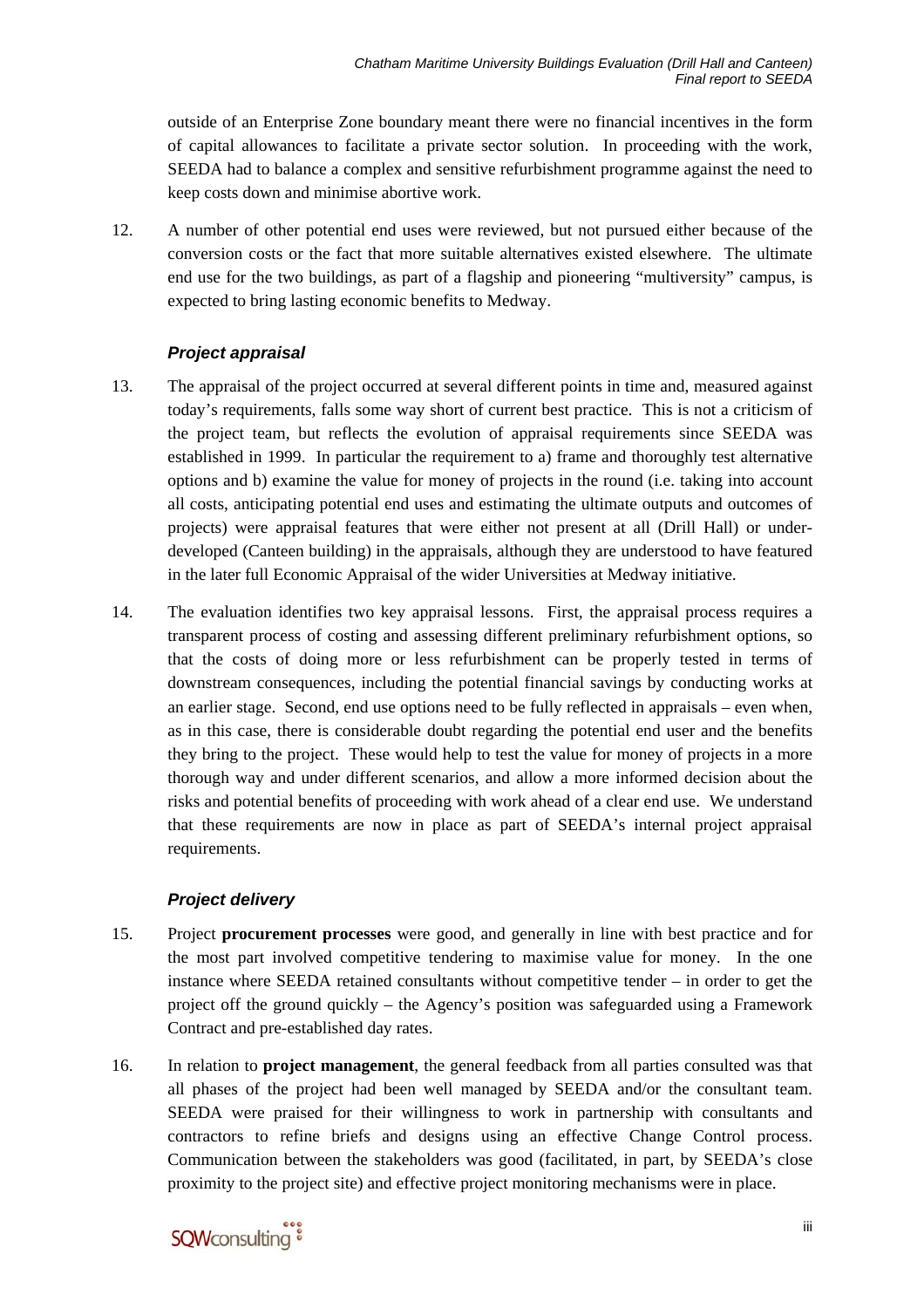outside of an Enterprise Zone boundary meant there were no financial incentives in the form of capital allowances to facilitate a private sector solution. In proceeding with the work, SEEDA had to balance a complex and sensitive refurbishment programme against the need to keep costs down and minimise abortive work.

12. A number of other potential end uses were reviewed, but not pursued either because of the conversion costs or the fact that more suitable alternatives existed elsewhere. The ultimate end use for the two buildings, as part of a flagship and pioneering "multiversity" campus, is expected to bring lasting economic benefits to Medway.

### *Project appraisal*

13. The appraisal of the project occurred at several different points in time and, measured against today's requirements, falls some way short of current best practice. This is not a criticism of the project team, but reflects the evolution of appraisal requirements since SEEDA was established in 1999. In particular the requirement to a) frame and thoroughly test alternative options and b) examine the value for money of projects in the round (i.e. taking into account all costs, anticipating potential end uses and estimating the ultimate outputs and outcomes of projects) were appraisal features that were either not present at all (Drill Hall) or under-developed (Canteen building) in the appraisals, although they are understood to have featured in the later full Economic Appraisal of the wider Universities at Medway initiative.

14. The evaluation identifies two key appraisal lessons. First, the appraisal process requires a transparent process of costing and assessing different preliminary refurbishment options, so that the costs of doing more or less refurbishment can be properly tested in terms of downstream consequences, including the potential financial savings by conducting works at an earlier stage. Second, end use options need to be fully reflected in appraisals – even when, as in this case, there is considerable doubt regarding the potential end user and the benefits they bring to the project. These would help to test the value for money of projects in a more thorough way and under different scenarios, and allow a more informed decision about the risks and potential benefits of proceeding with work ahead of a clear end use. We understand that these requirements are now in place as part of SEEDA's internal project appraisal requirements.

### *Project delivery*

15. Project **procurement processes** were good, and generally in line with best practice and for the most part involved competitive tendering to maximise value for money. In the one instance where SEEDA retained consultants without competitive tender – in order to get the project off the ground quickly – the Agency's position was safeguarded using a Framework Contract and pre-established day rates.

16. In relation to **project management**, the general feedback from all parties consulted was that all phases of the project had been well managed by SEEDA and/or the consultant team. SEEDA were praised for their willingness to work in partnership with consultants and contractors to refine briefs and designs using an effective Change Control process. Communication between the stakeholders was good (facilitated, in part, by SEEDA's close proximity to the project site) and effective project monitoring mechanisms were in place.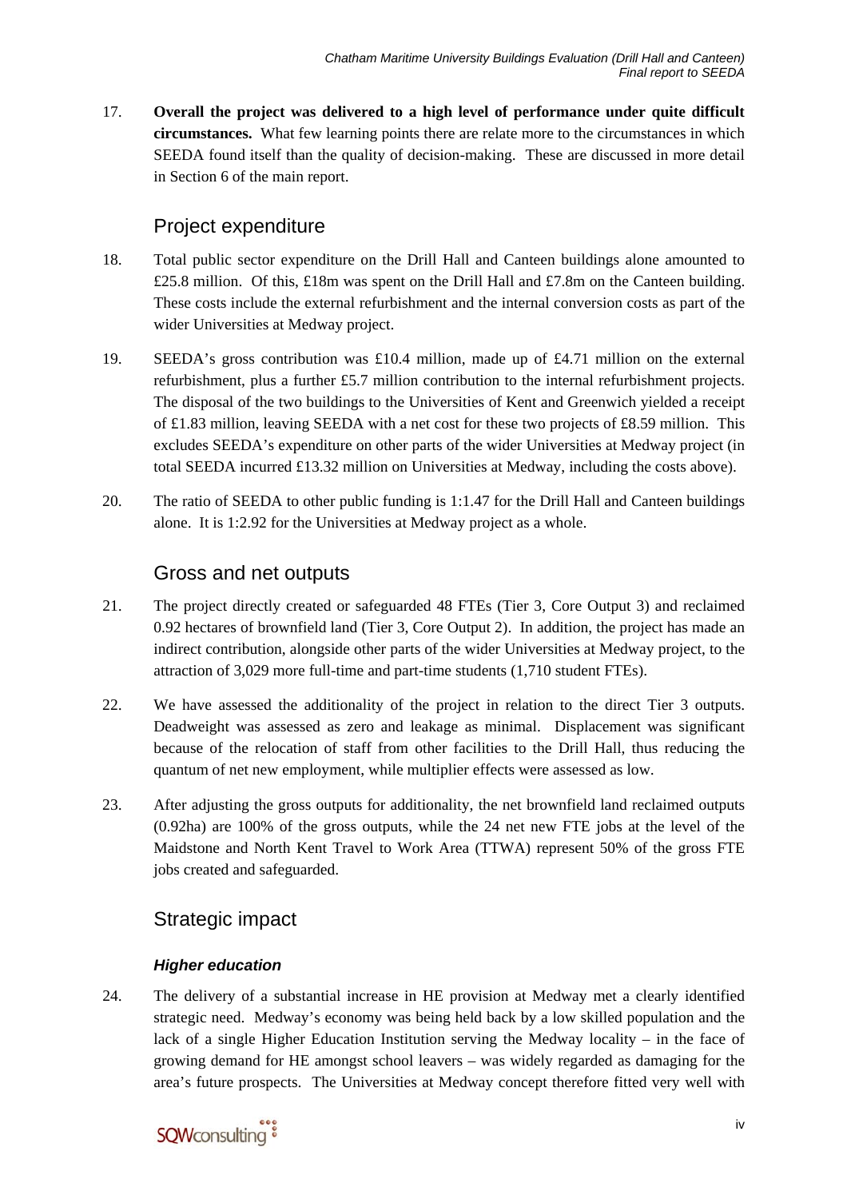17. **Overall the project was delivered to a high level of performance under quite difficult circumstances.** What few learning points there are relate more to the circumstances in which SEEDA found itself than the quality of decision-making. These are discussed in more detail in Section 6 of the main report.

## Project expenditure

18. Total public sector expenditure on the Drill Hall and Canteen buildings alone amounted to £25.8 million. Of this, £18m was spent on the Drill Hall and £7.8m on the Canteen building. These costs include the external refurbishment and the internal conversion costs as part of the wider Universities at Medway project.

19. SEEDA's gross contribution was £10.4 million, made up of £4.71 million on the external refurbishment, plus a further £5.7 million contribution to the internal refurbishment projects. The disposal of the two buildings to the Universities of Kent and Greenwich yielded a receipt of £1.83 million, leaving SEEDA with a net cost for these two projects of £8.59 million. This excludes SEEDA's expenditure on other parts of the wider Universities at Medway project (in total SEEDA incurred £13.32 million on Universities at Medway, including the costs above).

20. The ratio of SEEDA to other public funding is 1:1.47 for the Drill Hall and Canteen buildings alone. It is 1:2.92 for the Universities at Medway project as a whole.

## Gross and net outputs

21. The project directly created or safeguarded 48 FTEs (Tier 3, Core Output 3) and reclaimed 0.92 hectares of brownfield land (Tier 3, Core Output 2). In addition, the project has made an indirect contribution, alongside other parts of the wider Universities at Medway project, to the attraction of 3,029 more full-time and part-time students (1,710 student FTEs).

22. We have assessed the additionality of the project in relation to the direct Tier 3 outputs. Deadweight was assessed as zero and leakage as minimal. Displacement was significant because of the relocation of staff from other facilities to the Drill Hall, thus reducing the quantum of net new employment, while multiplier effects were assessed as low.

23. After adjusting the gross outputs for additionality, the net brownfield land reclaimed outputs (0.92ha) are 100% of the gross outputs, while the 24 net new FTE jobs at the level of the Maidstone and North Kent Travel to Work Area (TTWA) represent 50% of the gross FTE jobs created and safeguarded.

## Strategic impact

### *Higher education*

24. The delivery of a substantial increase in HE provision at Medway met a clearly identified strategic need. Medway's economy was being held back by a low skilled population and the lack of a single Higher Education Institution serving the Medway locality – in the face of growing demand for HE amongst school leavers – was widely regarded as damaging for the area's future prospects. The Universities at Medway concept therefore fitted very well with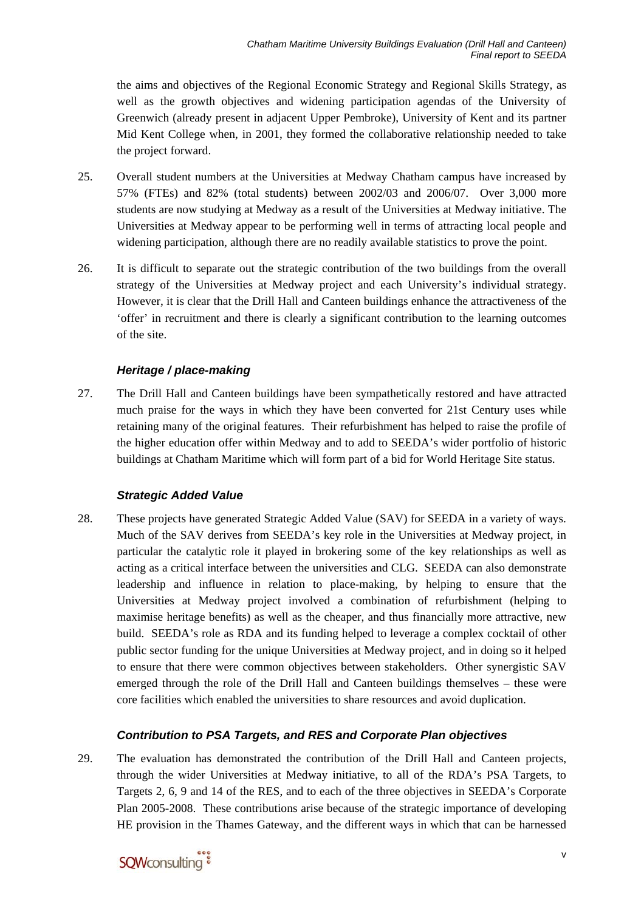the aims and objectives of the Regional Economic Strategy and Regional Skills Strategy, as well as the growth objectives and widening participation agendas of the University of Greenwich (already present in adjacent Upper Pembroke), University of Kent and its partner Mid Kent College when, in 2001, they formed the collaborative relationship needed to take the project forward.

25. Overall student numbers at the Universities at Medway Chatham campus have increased by 57% (FTEs) and 82% (total students) between 2002/03 and 2006/07. Over 3,000 more students are now studying at Medway as a result of the Universities at Medway initiative. The Universities at Medway appear to be performing well in terms of attracting local people and widening participation, although there are no readily available statistics to prove the point.

26. It is difficult to separate out the strategic contribution of the two buildings from the overall strategy of the Universities at Medway project and each University's individual strategy. However, it is clear that the Drill Hall and Canteen buildings enhance the attractiveness of the 'offer' in recruitment and there is clearly a significant contribution to the learning outcomes of the site.

### *Heritage / place-making*

27. The Drill Hall and Canteen buildings have been sympathetically restored and have attracted much praise for the ways in which they have been converted for 21st Century uses while retaining many of the original features. Their refurbishment has helped to raise the profile of the higher education offer within Medway and to add to SEEDA's wider portfolio of historic buildings at Chatham Maritime which will form part of a bid for World Heritage Site status.

### *Strategic Added Value*

28. These projects have generated Strategic Added Value (SAV) for SEEDA in a variety of ways. Much of the SAV derives from SEEDA's key role in the Universities at Medway project, in particular the catalytic role it played in brokering some of the key relationships as well as acting as a critical interface between the universities and CLG. SEEDA can also demonstrate leadership and influence in relation to place-making, by helping to ensure that the Universities at Medway project involved a combination of refurbishment (helping to maximise heritage benefits) as well as the cheaper, and thus financially more attractive, new build. SEEDA's role as RDA and its funding helped to leverage a complex cocktail of other public sector funding for the unique Universities at Medway project, and in doing so it helped to ensure that there were common objectives between stakeholders. Other synergistic SAV emerged through the role of the Drill Hall and Canteen buildings themselves – these were core facilities which enabled the universities to share resources and avoid duplication.

### *Contribution to PSA Targets, and RES and Corporate Plan objectives*

29. The evaluation has demonstrated the contribution of the Drill Hall and Canteen projects, through the wider Universities at Medway initiative, to all of the RDA's PSA Targets, to Targets 2, 6, 9 and 14 of the RES, and to each of the three objectives in SEEDA's Corporate Plan 2005-2008. These contributions arise because of the strategic importance of developing HE provision in the Thames Gateway, and the different ways in which that can be harnessed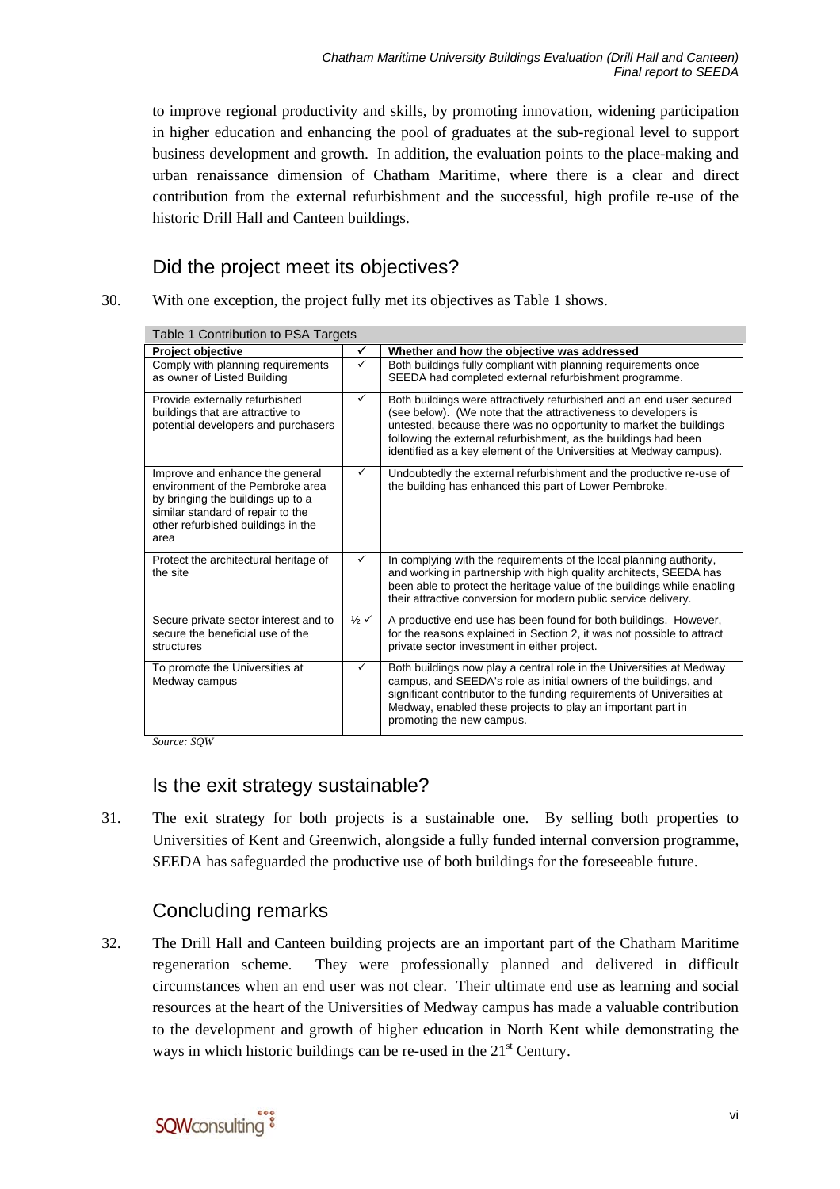to improve regional productivity and skills, by promoting innovation, widening participation in higher education and enhancing the pool of graduates at the sub-regional level to support business development and growth. In addition, the evaluation points to the place-making and urban renaissance dimension of Chatham Maritime, where there is a clear and direct contribution from the external refurbishment and the successful, high profile re-use of the historic Drill Hall and Canteen buildings.

## Did the project meet its objectives?

30. With one exception, the project fully met its objectives as Table 1 shows.

Table 1 Contribution to PSA Targets

| Project objective | ✓ | Whether and how the objective was addressed |
|---|---|---|
| Comply with planning requirements as owner of Listed Building | ✓ | Both buildings fully compliant with planning requirements once SEEDA had completed external refurbishment programme. |
| Provide externally refurbished buildings that are attractive to potential developers and purchasers | ✓ | Both buildings were attractively refurbished and an end user secured (see below). (We note that the attractiveness to developers is untested, because there was no opportunity to market the buildings following the external refurbishment, as the buildings had been identified as a key element of the Universities at Medway campus). |
| Improve and enhance the general environment of the Pembroke area by bringing the buildings up to a similar standard of repair to the other refurbished buildings in the area | ✓ | Undoubtedly the external refurbishment and the productive re-use of the building has enhanced this part of Lower Pembroke. |
| Protect the architectural heritage of the site | ✓ | In complying with the requirements of the local planning authority, and working in partnership with high quality architects, SEEDA has been able to protect the heritage value of the buildings while enabling their attractive conversion for modern public service delivery. |
| Secure private sector interest and to secure the beneficial use of the structures | ½ ✓ | A productive end use has been found for both buildings. However, for the reasons explained in Section 2, it was not possible to attract private sector investment in either project. |
| To promote the Universities at Medway campus | ✓ | Both buildings now play a central role in the Universities at Medway campus, and SEEDA's role as initial owners of the buildings, and significant contributor to the funding requirements of Universities at Medway, enabled these projects to play an important part in promoting the new campus. |

*Source: SQW*

## Is the exit strategy sustainable?

31. The exit strategy for both projects is a sustainable one. By selling both properties to Universities of Kent and Greenwich, alongside a fully funded internal conversion programme, SEEDA has safeguarded the productive use of both buildings for the foreseeable future.

## Concluding remarks

32. The Drill Hall and Canteen building projects are an important part of the Chatham Maritime regeneration scheme. They were professionally planned and delivered in difficult circumstances when an end user was not clear. Their ultimate end use as learning and social resources at the heart of the Universities of Medway campus has made a valuable contribution to the development and growth of higher education in North Kent while demonstrating the ways in which historic buildings can be re-used in the 21st Century.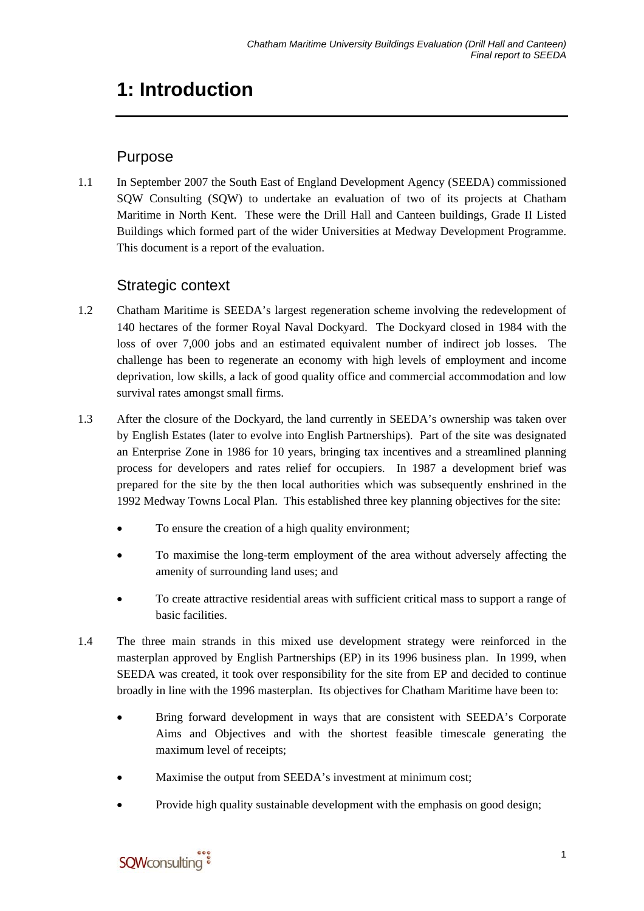# 1: Introduction

## Purpose

1.1 In September 2007 the South East of England Development Agency (SEEDA) commissioned SQW Consulting (SQW) to undertake an evaluation of two of its projects at Chatham Maritime in North Kent. These were the Drill Hall and Canteen buildings, Grade II Listed Buildings which formed part of the wider Universities at Medway Development Programme. This document is a report of the evaluation.

## Strategic context

1.2 Chatham Maritime is SEEDA's largest regeneration scheme involving the redevelopment of 140 hectares of the former Royal Naval Dockyard. The Dockyard closed in 1984 with the loss of over 7,000 jobs and an estimated equivalent number of indirect job losses. The challenge has been to regenerate an economy with high levels of employment and income deprivation, low skills, a lack of good quality office and commercial accommodation and low survival rates amongst small firms.

1.3 After the closure of the Dockyard, the land currently in SEEDA's ownership was taken over by English Estates (later to evolve into English Partnerships). Part of the site was designated an Enterprise Zone in 1986 for 10 years, bringing tax incentives and a streamlined planning process for developers and rates relief for occupiers. In 1987 a development brief was prepared for the site by the then local authorities which was subsequently enshrined in the 1992 Medway Towns Local Plan. This established three key planning objectives for the site:

- To ensure the creation of a high quality environment;
- To maximise the long-term employment of the area without adversely affecting the amenity of surrounding land uses; and
- To create attractive residential areas with sufficient critical mass to support a range of basic facilities.

1.4 The three main strands in this mixed use development strategy were reinforced in the masterplan approved by English Partnerships (EP) in its 1996 business plan. In 1999, when SEEDA was created, it took over responsibility for the site from EP and decided to continue broadly in line with the 1996 masterplan. Its objectives for Chatham Maritime have been to:

- Bring forward development in ways that are consistent with SEEDA's Corporate Aims and Objectives and with the shortest feasible timescale generating the maximum level of receipts;
- Maximise the output from SEEDA's investment at minimum cost;
- Provide high quality sustainable development with the emphasis on good design;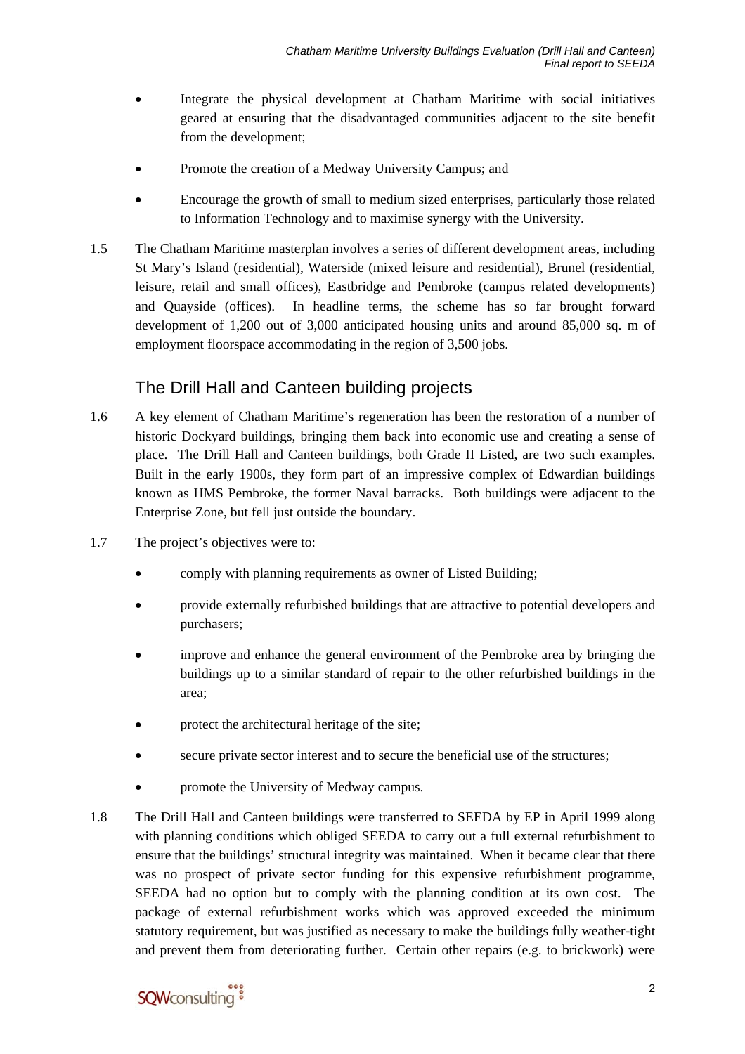- Integrate the physical development at Chatham Maritime with social initiatives geared at ensuring that the disadvantaged communities adjacent to the site benefit from the development;
- Promote the creation of a Medway University Campus; and
- Encourage the growth of small to medium sized enterprises, particularly those related to Information Technology and to maximise synergy with the University.

1.5 The Chatham Maritime masterplan involves a series of different development areas, including St Mary's Island (residential), Waterside (mixed leisure and residential), Brunel (residential, leisure, retail and small offices), Eastbridge and Pembroke (campus related developments) and Quayside (offices). In headline terms, the scheme has so far brought forward development of 1,200 out of 3,000 anticipated housing units and around 85,000 sq. m of employment floorspace accommodating in the region of 3,500 jobs.

## The Drill Hall and Canteen building projects

1.6 A key element of Chatham Maritime's regeneration has been the restoration of a number of historic Dockyard buildings, bringing them back into economic use and creating a sense of place. The Drill Hall and Canteen buildings, both Grade II Listed, are two such examples. Built in the early 1900s, they form part of an impressive complex of Edwardian buildings known as HMS Pembroke, the former Naval barracks. Both buildings were adjacent to the Enterprise Zone, but fell just outside the boundary.

1.7 The project's objectives were to:

- comply with planning requirements as owner of Listed Building;
- provide externally refurbished buildings that are attractive to potential developers and purchasers;
- improve and enhance the general environment of the Pembroke area by bringing the buildings up to a similar standard of repair to the other refurbished buildings in the area;
- protect the architectural heritage of the site;
- secure private sector interest and to secure the beneficial use of the structures;
- promote the University of Medway campus.

1.8 The Drill Hall and Canteen buildings were transferred to SEEDA by EP in April 1999 along with planning conditions which obliged SEEDA to carry out a full external refurbishment to ensure that the buildings' structural integrity was maintained. When it became clear that there was no prospect of private sector funding for this expensive refurbishment programme, SEEDA had no option but to comply with the planning condition at its own cost. The package of external refurbishment works which was approved exceeded the minimum statutory requirement, but was justified as necessary to make the buildings fully weather-tight and prevent them from deteriorating further. Certain other repairs (e.g. to brickwork) were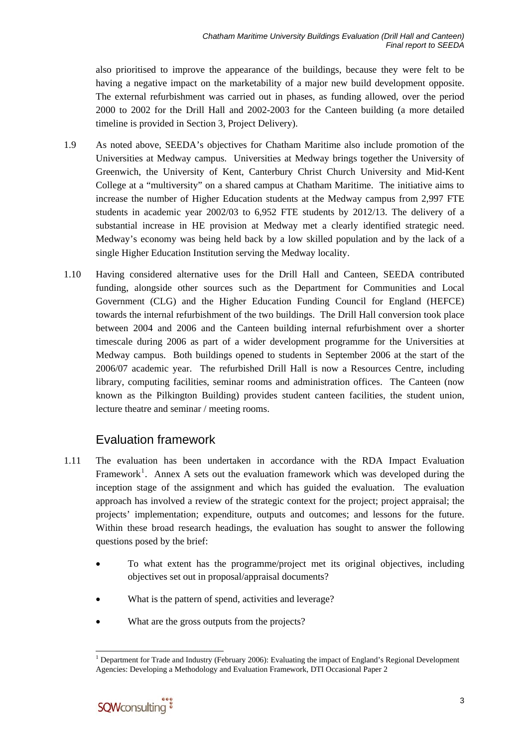also prioritised to improve the appearance of the buildings, because they were felt to be having a negative impact on the marketability of a major new build development opposite. The external refurbishment was carried out in phases, as funding allowed, over the period 2000 to 2002 for the Drill Hall and 2002-2003 for the Canteen building (a more detailed timeline is provided in Section 3, Project Delivery).

1.9 As noted above, SEEDA's objectives for Chatham Maritime also include promotion of the Universities at Medway campus. Universities at Medway brings together the University of Greenwich, the University of Kent, Canterbury Christ Church University and Mid-Kent College at a "multiversity" on a shared campus at Chatham Maritime. The initiative aims to increase the number of Higher Education students at the Medway campus from 2,997 FTE students in academic year 2002/03 to 6,952 FTE students by 2012/13. The delivery of a substantial increase in HE provision at Medway met a clearly identified strategic need. Medway's economy was being held back by a low skilled population and by the lack of a single Higher Education Institution serving the Medway locality.

1.10 Having considered alternative uses for the Drill Hall and Canteen, SEEDA contributed funding, alongside other sources such as the Department for Communities and Local Government (CLG) and the Higher Education Funding Council for England (HEFCE) towards the internal refurbishment of the two buildings. The Drill Hall conversion took place between 2004 and 2006 and the Canteen building internal refurbishment over a shorter timescale during 2006 as part of a wider development programme for the Universities at Medway campus. Both buildings opened to students in September 2006 at the start of the 2006/07 academic year. The refurbished Drill Hall is now a Resources Centre, including library, computing facilities, seminar rooms and administration offices. The Canteen (now known as the Pilkington Building) provides student canteen facilities, the student union, lecture theatre and seminar / meeting rooms.

## Evaluation framework

1.11 The evaluation has been undertaken in accordance with the RDA Impact Evaluation Framework[1]. Annex A sets out the evaluation framework which was developed during the inception stage of the assignment and which has guided the evaluation. The evaluation approach has involved a review of the strategic context for the project; project appraisal; the projects' implementation; expenditure, outputs and outcomes; and lessons for the future. Within these broad research headings, the evaluation has sought to answer the following questions posed by the brief:

- To what extent has the programme/project met its original objectives, including objectives set out in proposal/appraisal documents?
- What is the pattern of spend, activities and leverage?
- What are the gross outputs from the projects?

[1] Department for Trade and Industry (February 2006): Evaluating the impact of England's Regional Development Agencies: Developing a Methodology and Evaluation Framework, DTI Occasional Paper 2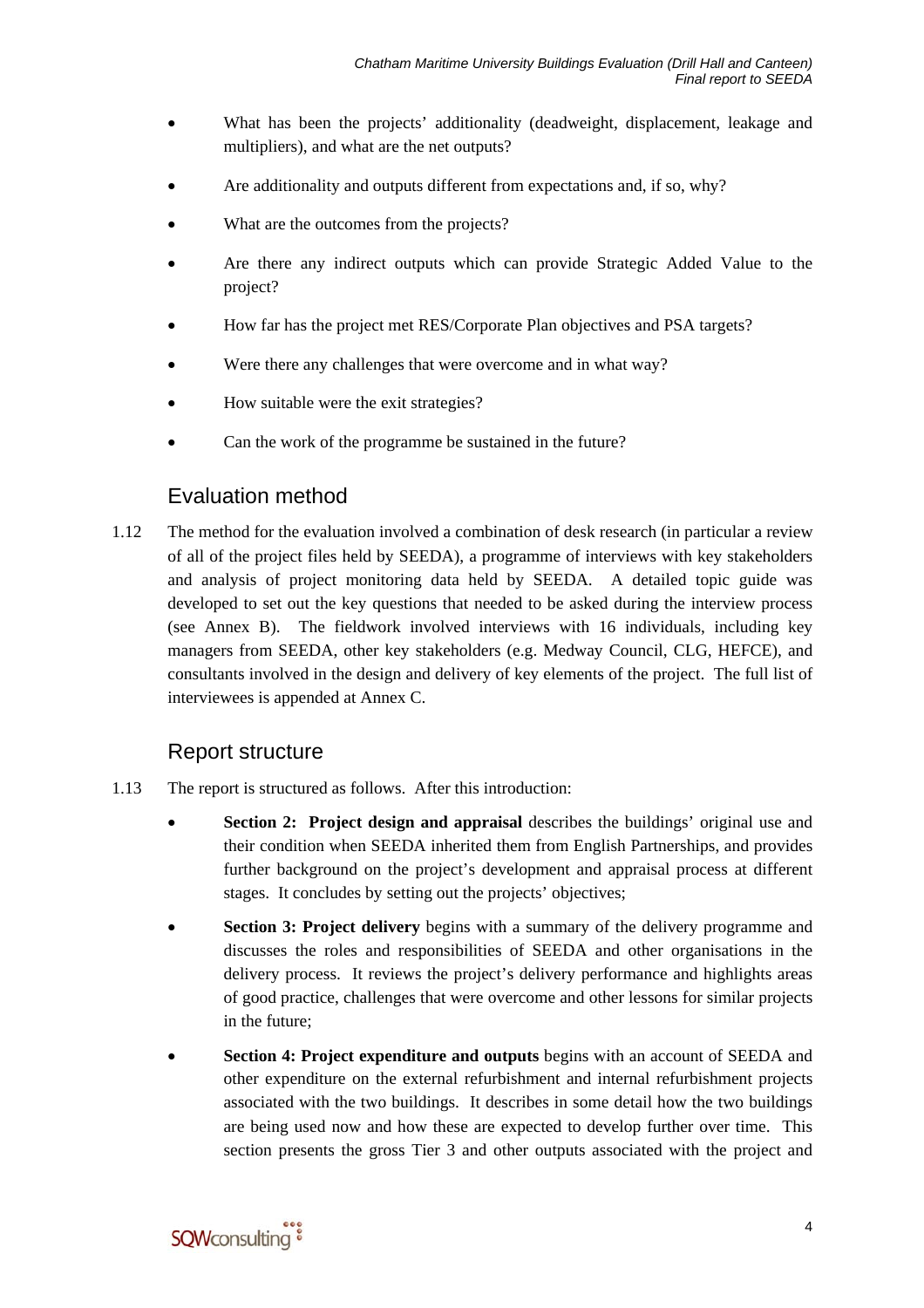- What has been the projects' additionality (deadweight, displacement, leakage and multipliers), and what are the net outputs?
- Are additionality and outputs different from expectations and, if so, why?
- What are the outcomes from the projects?
- Are there any indirect outputs which can provide Strategic Added Value to the project?
- How far has the project met RES/Corporate Plan objectives and PSA targets?
- Were there any challenges that were overcome and in what way?
- How suitable were the exit strategies?
- Can the work of the programme be sustained in the future?

## Evaluation method

1.12 The method for the evaluation involved a combination of desk research (in particular a review of all of the project files held by SEEDA), a programme of interviews with key stakeholders and analysis of project monitoring data held by SEEDA. A detailed topic guide was developed to set out the key questions that needed to be asked during the interview process (see Annex B). The fieldwork involved interviews with 16 individuals, including key managers from SEEDA, other key stakeholders (e.g. Medway Council, CLG, HEFCE), and consultants involved in the design and delivery of key elements of the project. The full list of interviewees is appended at Annex C.

## Report structure

1.13 The report is structured as follows. After this introduction:

- **Section 2: Project design and appraisal** describes the buildings' original use and their condition when SEEDA inherited them from English Partnerships, and provides further background on the project's development and appraisal process at different stages. It concludes by setting out the projects' objectives;
- **Section 3: Project delivery** begins with a summary of the delivery programme and discusses the roles and responsibilities of SEEDA and other organisations in the delivery process. It reviews the project's delivery performance and highlights areas of good practice, challenges that were overcome and other lessons for similar projects in the future;
- **Section 4: Project expenditure and outputs** begins with an account of SEEDA and other expenditure on the external refurbishment and internal refurbishment projects associated with the two buildings. It describes in some detail how the two buildings are being used now and how these are expected to develop further over time. This section presents the gross Tier 3 and other outputs associated with the project and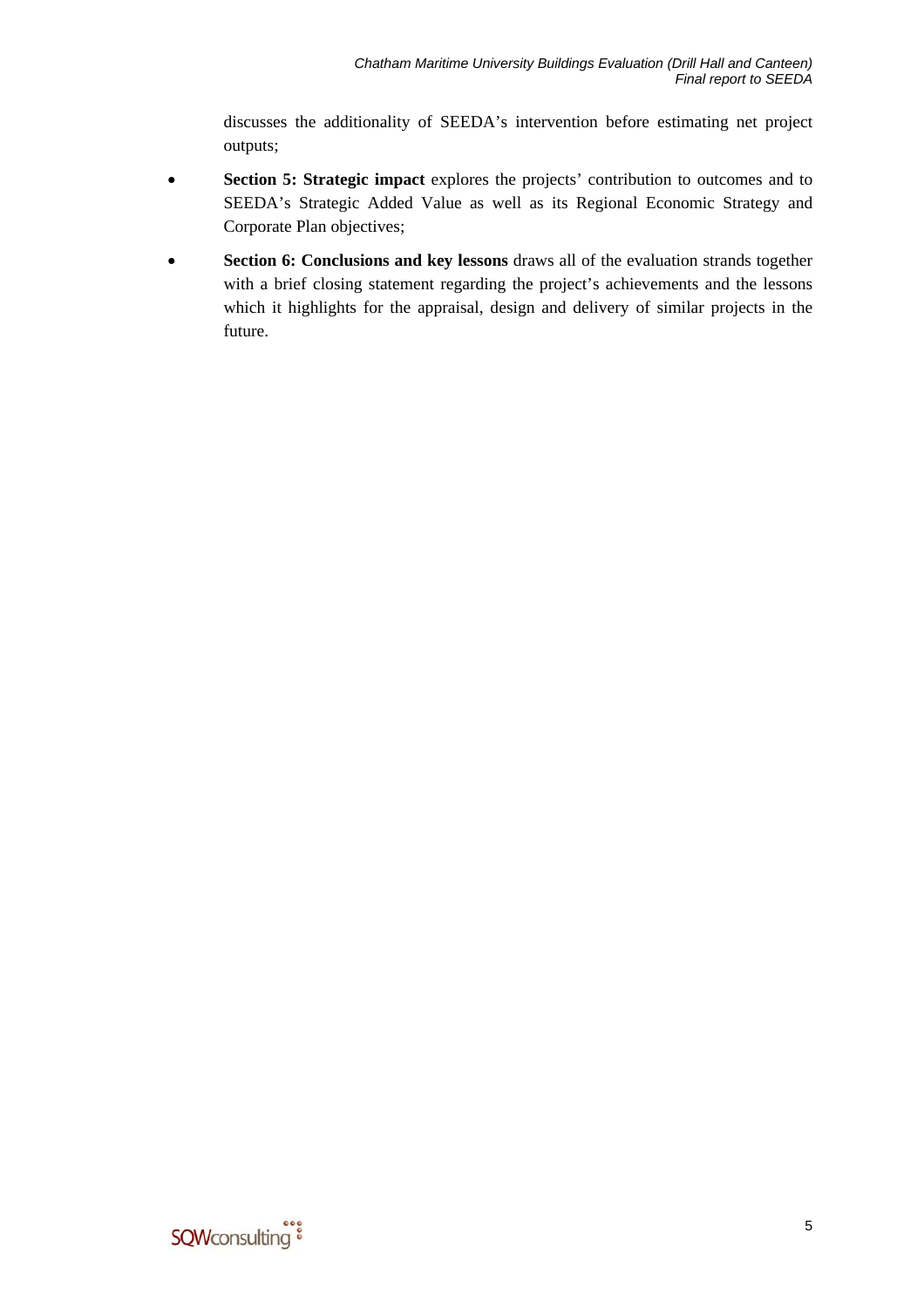discusses the additionality of SEEDA's intervention before estimating net project outputs;

- **Section 5: Strategic impact** explores the projects' contribution to outcomes and to SEEDA's Strategic Added Value as well as its Regional Economic Strategy and Corporate Plan objectives;
- **Section 6: Conclusions and key lessons** draws all of the evaluation strands together with a brief closing statement regarding the project's achievements and the lessons which it highlights for the appraisal, design and delivery of similar projects in the future.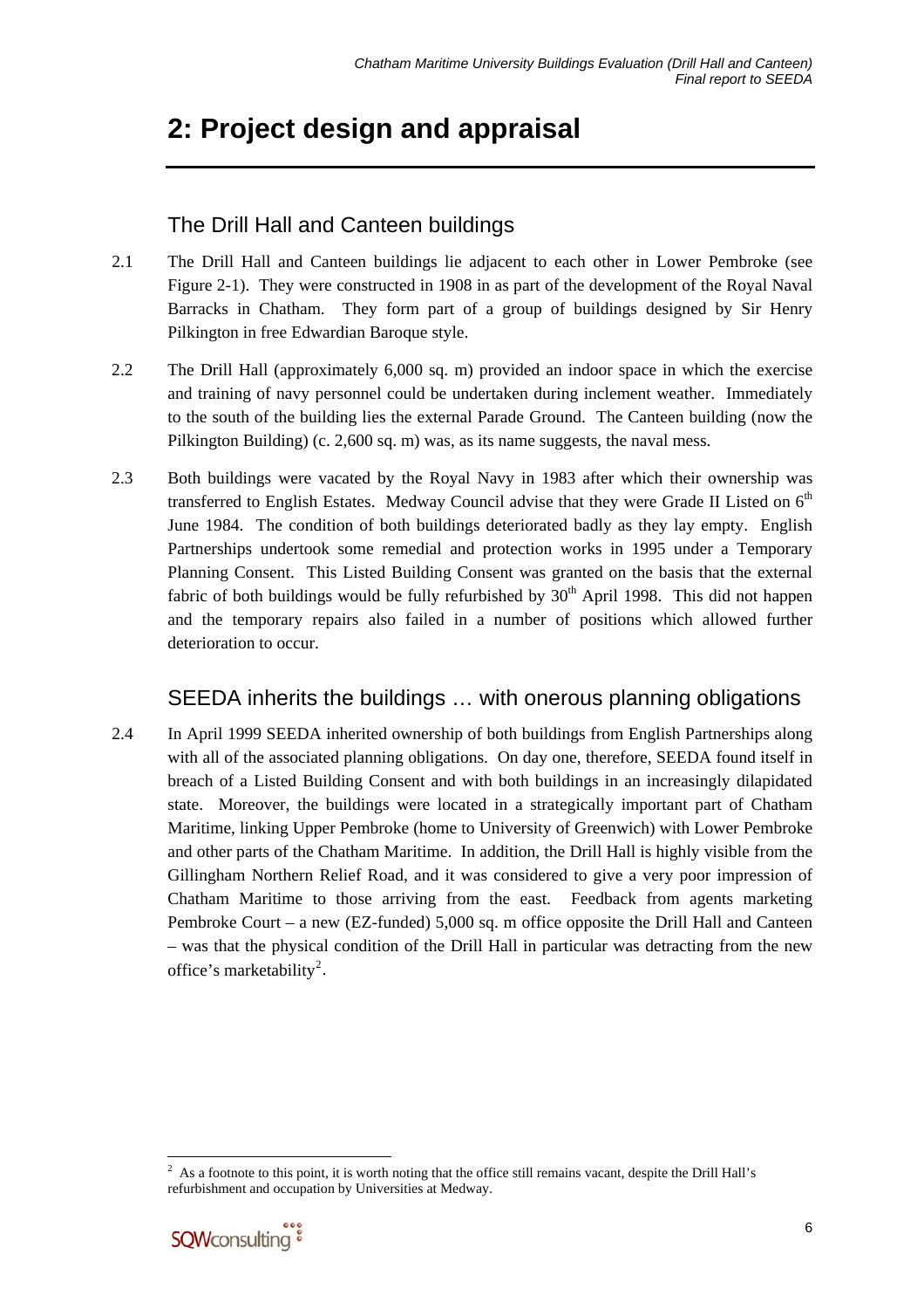# 2: Project design and appraisal

## The Drill Hall and Canteen buildings

2.1 The Drill Hall and Canteen buildings lie adjacent to each other in Lower Pembroke (see Figure 2-1). They were constructed in 1908 in as part of the development of the Royal Naval Barracks in Chatham. They form part of a group of buildings designed by Sir Henry Pilkington in free Edwardian Baroque style.

2.2 The Drill Hall (approximately 6,000 sq. m) provided an indoor space in which the exercise and training of navy personnel could be undertaken during inclement weather. Immediately to the south of the building lies the external Parade Ground. The Canteen building (now the Pilkington Building) (c. 2,600 sq. m) was, as its name suggests, the naval mess.

2.3 Both buildings were vacated by the Royal Navy in 1983 after which their ownership was transferred to English Estates. Medway Council advise that they were Grade II Listed on 6th June 1984. The condition of both buildings deteriorated badly as they lay empty. English Partnerships undertook some remedial and protection works in 1995 under a Temporary Planning Consent. This Listed Building Consent was granted on the basis that the external fabric of both buildings would be fully refurbished by 30th April 1998. This did not happen and the temporary repairs also failed in a number of positions which allowed further deterioration to occur.

## SEEDA inherits the buildings … with onerous planning obligations

2.4 In April 1999 SEEDA inherited ownership of both buildings from English Partnerships along with all of the associated planning obligations. On day one, therefore, SEEDA found itself in breach of a Listed Building Consent and with both buildings in an increasingly dilapidated state. Moreover, the buildings were located in a strategically important part of Chatham Maritime, linking Upper Pembroke (home to University of Greenwich) with Lower Pembroke and other parts of the Chatham Maritime. In addition, the Drill Hall is highly visible from the Gillingham Northern Relief Road, and it was considered to give a very poor impression of Chatham Maritime to those arriving from the east. Feedback from agents marketing Pembroke Court – a new (EZ-funded) 5,000 sq. m office opposite the Drill Hall and Canteen – was that the physical condition of the Drill Hall in particular was detracting from the new office's marketability[2].

[2] As a footnote to this point, it is worth noting that the office still remains vacant, despite the Drill Hall's refurbishment and occupation by Universities at Medway.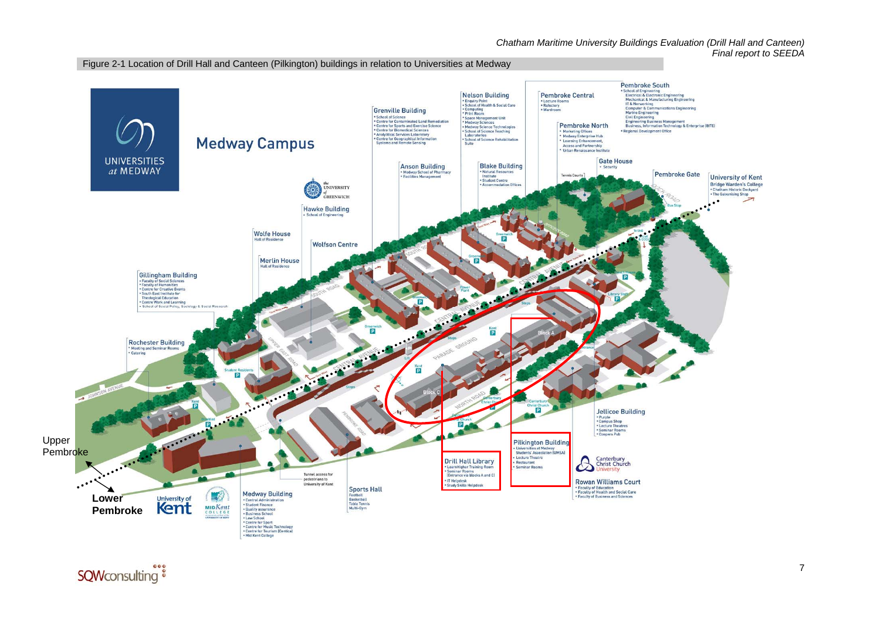Figure 2-1 Location of Drill Hall and Canteen (Pilkington) buildings in relation to Universities at Medway

UNIVERSITIES at MEDWAY

Medway Campus

the UNIVERSITY of GREENWICH

**Grenville Building**
- School of Science
- Centre for Contaminated Land Remediation
- Centre for Sports and Exercise Science
- Centre for Biomedical Sciences
- Analytical Services Laboratory
- Centre for Geographical Information Systems and Remote Sensing

**Nelson Building**
- Enquiry Point
- School of Health & Social Care
- Computing
- Print Room
- Space Management Unit
- Medway Sciences
- Medway Science Technologies
- School of Science Teaching Laboratories
- School of Science Rehabilitation Suite

**Pembroke Central**
- Lecture Rooms
- Refectory
- Wardroom

**Pembroke South**
- School of Engineering
  - Electrical & Electronic Engineering
  - Mechanical & Manufacturing Engineering
  - IT & Networking
  - Computer & Communications Engineering
  - Marine Engineering
  - Civil Engineering
  - Engineering Business Management
  - Business, Information Technology & Enterprise (BITE)
- Regional Development Office

**Pembroke North**
- Marketing Offices
- Medway Enterprise Hub
- Learning Enhancement, Access and Partnership
- Urban Renaissance Institute

**Gate House**
- Security

**Pembroke Gate**

**University of Kent**
Bridge Warden's College
- Chatham Historic Dockyard
- The Galvanising Shop

**Anson Building**
- Medway School of Pharmacy
- Facilities Management

**Blake Building**
- Natural Resources Institute
- Student Centre
- Accommodation Offices

**Hawke Building**
- School of Engineering

**Wolfe House**
Hall of Residence

**Wolfson Centre**

**Merlin House**
Hall of Residence

**Gillingham Building**
- Faculty of Social Sciences
- Faculty of Humanities
- Centre for Creative Events
- South East Institute for Theological Education
- Centre Work and Learning
- School of Social Policy, Sociology & Social Research

**Rochester Building**
- Meeting and Seminar Rooms
- Catering

**Jellicoe Building**
- Purple
- Campus Shop
- Lecture Theatres
- Seminar Rooms
- Coopers Pub

**Pilkington Building**
- Universities at Medway Students' Association (UMSA)
- Lecture Theatre
- Restaurant
- Seminar Rooms

**Drill Hall Library**
- LearnHigher Training Room
- Seminar Rooms (Entrance via Blocks A and C)
- IT Helpdesk
- Study Skills Helpdesk

Canterbury Christ Church University

**Rowan Williams Court**
- Faculty of Education
- Faculty of Health and Social Care
- Faculty of Business and Sciences

**Sports Hall**
Football
Basketball
Table Tennis
Multi-Gym

Tunnel access for pedestrians to University of Kent

**Medway Building**
- Central Administration
- Student Finance
- Quality assurance
- Business School
- Law School
- Centre for Sport
- Centre for Music Technology
- Centre for Tourism (Centica)
- Mid Kent College

University of Kent

MID Kent COLLEGE

Upper Pembroke

Lower Pembroke

Block A

Block C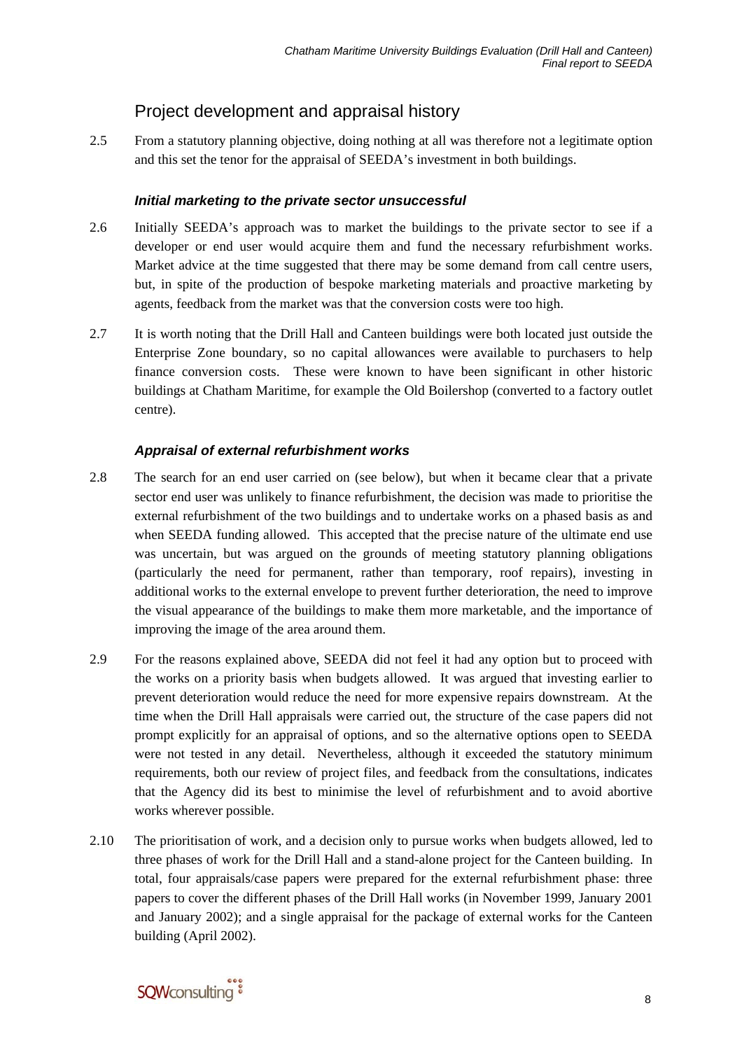## Project development and appraisal history

2.5 From a statutory planning objective, doing nothing at all was therefore not a legitimate option and this set the tenor for the appraisal of SEEDA's investment in both buildings.

### *Initial marketing to the private sector unsuccessful*

2.6 Initially SEEDA's approach was to market the buildings to the private sector to see if a developer or end user would acquire them and fund the necessary refurbishment works. Market advice at the time suggested that there may be some demand from call centre users, but, in spite of the production of bespoke marketing materials and proactive marketing by agents, feedback from the market was that the conversion costs were too high.

2.7 It is worth noting that the Drill Hall and Canteen buildings were both located just outside the Enterprise Zone boundary, so no capital allowances were available to purchasers to help finance conversion costs. These were known to have been significant in other historic buildings at Chatham Maritime, for example the Old Boilershop (converted to a factory outlet centre).

### *Appraisal of external refurbishment works*

2.8 The search for an end user carried on (see below), but when it became clear that a private sector end user was unlikely to finance refurbishment, the decision was made to prioritise the external refurbishment of the two buildings and to undertake works on a phased basis as and when SEEDA funding allowed. This accepted that the precise nature of the ultimate end use was uncertain, but was argued on the grounds of meeting statutory planning obligations (particularly the need for permanent, rather than temporary, roof repairs), investing in additional works to the external envelope to prevent further deterioration, the need to improve the visual appearance of the buildings to make them more marketable, and the importance of improving the image of the area around them.

2.9 For the reasons explained above, SEEDA did not feel it had any option but to proceed with the works on a priority basis when budgets allowed. It was argued that investing earlier to prevent deterioration would reduce the need for more expensive repairs downstream. At the time when the Drill Hall appraisals were carried out, the structure of the case papers did not prompt explicitly for an appraisal of options, and so the alternative options open to SEEDA were not tested in any detail. Nevertheless, although it exceeded the statutory minimum requirements, both our review of project files, and feedback from the consultations, indicates that the Agency did its best to minimise the level of refurbishment and to avoid abortive works wherever possible.

2.10 The prioritisation of work, and a decision only to pursue works when budgets allowed, led to three phases of work for the Drill Hall and a stand-alone project for the Canteen building. In total, four appraisals/case papers were prepared for the external refurbishment phase: three papers to cover the different phases of the Drill Hall works (in November 1999, January 2001 and January 2002); and a single appraisal for the package of external works for the Canteen building (April 2002).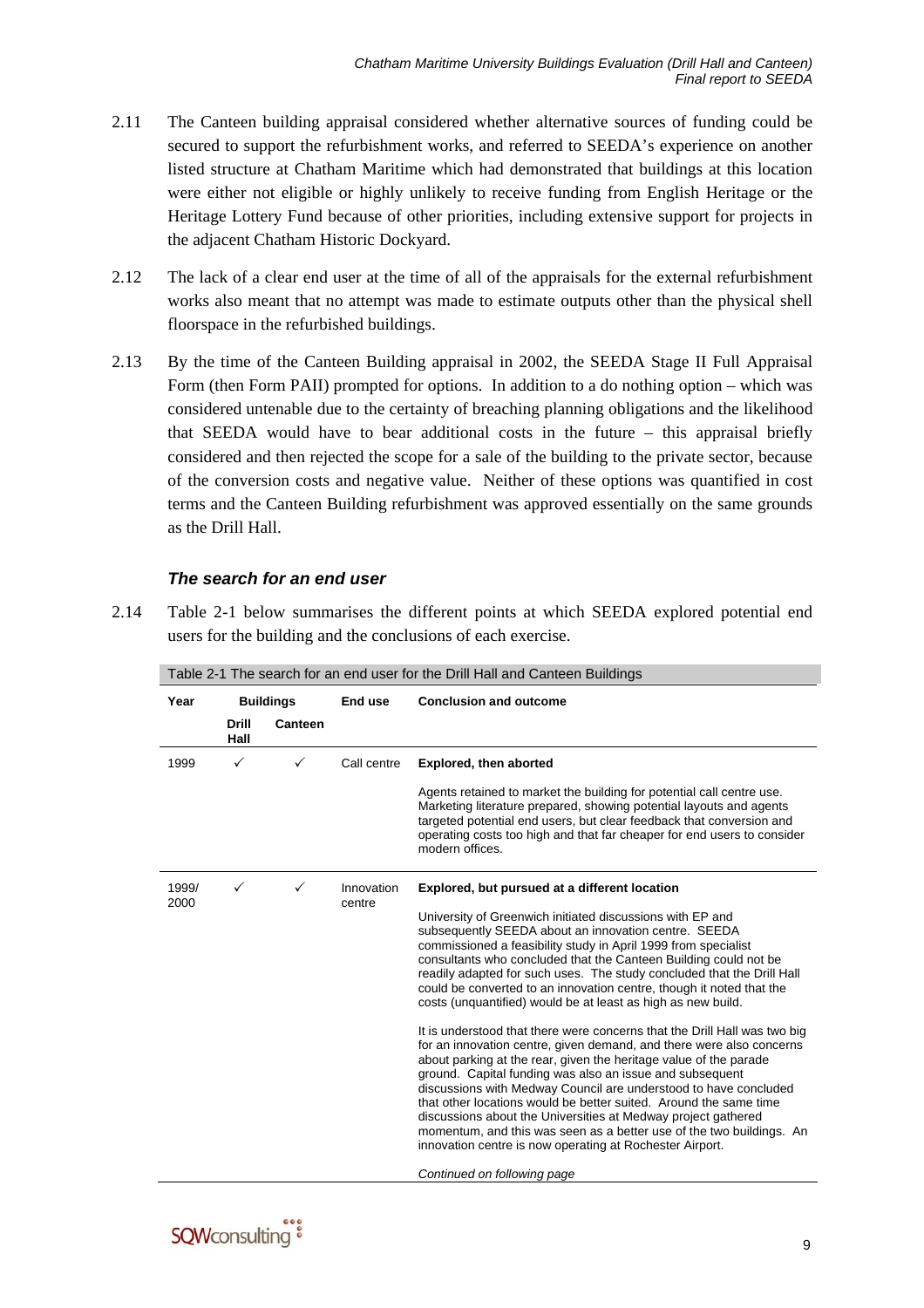2.11 The Canteen building appraisal considered whether alternative sources of funding could be secured to support the refurbishment works, and referred to SEEDA's experience on another listed structure at Chatham Maritime which had demonstrated that buildings at this location were either not eligible or highly unlikely to receive funding from English Heritage or the Heritage Lottery Fund because of other priorities, including extensive support for projects in the adjacent Chatham Historic Dockyard.

2.12 The lack of a clear end user at the time of all of the appraisals for the external refurbishment works also meant that no attempt was made to estimate outputs other than the physical shell floorspace in the refurbished buildings.

2.13 By the time of the Canteen Building appraisal in 2002, the SEEDA Stage II Full Appraisal Form (then Form PAII) prompted for options. In addition to a do nothing option – which was considered untenable due to the certainty of breaching planning obligations and the likelihood that SEEDA would have to bear additional costs in the future – this appraisal briefly considered and then rejected the scope for a sale of the building to the private sector, because of the conversion costs and negative value. Neither of these options was quantified in cost terms and the Canteen Building refurbishment was approved essentially on the same grounds as the Drill Hall.

### *The search for an end user*

2.14 Table 2-1 below summarises the different points at which SEEDA explored potential end users for the building and the conclusions of each exercise.

Table 2-1 The search for an end user for the Drill Hall and Canteen Buildings

| Year | Buildings | | End use | Conclusion and outcome |
|---|---|---|---|---|
| | Drill Hall | Canteen | | |
| 1999 | ✓ | ✓ | Call centre | **Explored, then aborted**<br><br>Agents retained to market the building for potential call centre use. Marketing literature prepared, showing potential layouts and agents targeted potential end users, but clear feedback that conversion and operating costs too high and that far cheaper for end users to consider modern offices. |
| 1999/ 2000 | ✓ | ✓ | Innovation centre | **Explored, but pursued at a different location**<br><br>University of Greenwich initiated discussions with EP and subsequently SEEDA about an innovation centre. SEEDA commissioned a feasibility study in April 1999 from specialist consultants who concluded that the Canteen Building could not be readily adapted for such uses. The study concluded that the Drill Hall could be converted to an innovation centre, though it noted that the costs (unquantified) would be at least as high as new build.<br><br>It is understood that there were concerns that the Drill Hall was two big for an innovation centre, given demand, and there were also concerns about parking at the rear, given the heritage value of the parade ground. Capital funding was also an issue and subsequent discussions with Medway Council are understood to have concluded that other locations would be better suited. Around the same time discussions about the Universities at Medway project gathered momentum, and this was seen as a better use of the two buildings. An innovation centre is now operating at Rochester Airport.<br><br>*Continued on following page* |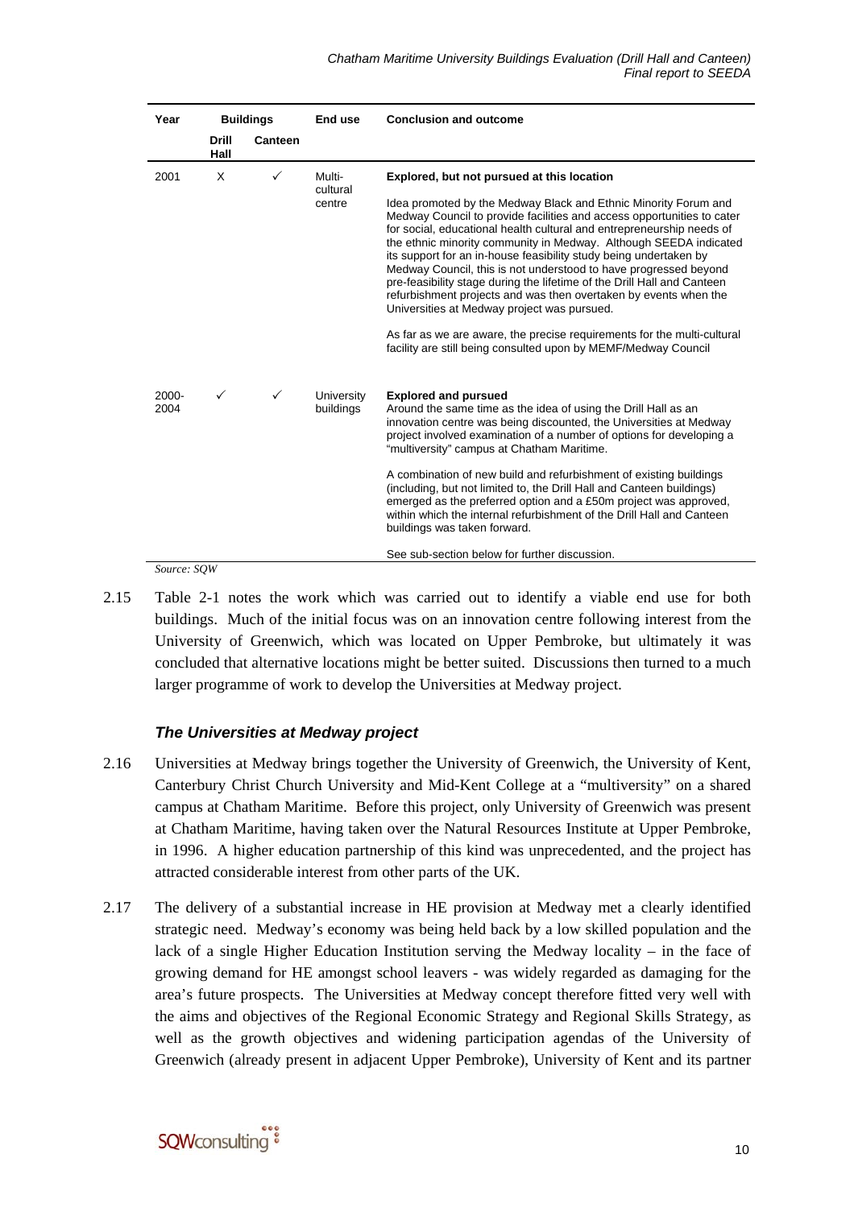| Year | Buildings | | End use | Conclusion and outcome |
|---|---|---|---|---|
| | Drill Hall | Canteen | | |
| 2001 | X | ✓ | Multi-cultural centre | **Explored, but not pursued at this location**<br><br>Idea promoted by the Medway Black and Ethnic Minority Forum and Medway Council to provide facilities and access opportunities to cater for social, educational health cultural and entrepreneurship needs of the ethnic minority community in Medway. Although SEEDA indicated its support for an in-house feasibility study being undertaken by Medway Council, this is not understood to have progressed beyond pre-feasibility stage during the lifetime of the Drill Hall and Canteen refurbishment projects and was then overtaken by events when the Universities at Medway project was pursued.<br><br>As far as we are aware, the precise requirements for the multi-cultural facility are still being consulted upon by MEMF/Medway Council |
| 2000-2004 | ✓ | ✓ | University buildings | **Explored and pursued**<br>Around the same time as the idea of using the Drill Hall as an innovation centre was being discounted, the Universities at Medway project involved examination of a number of options for developing a "multiversity" campus at Chatham Maritime.<br><br>A combination of new build and refurbishment of existing buildings (including, but not limited to, the Drill Hall and Canteen buildings) emerged as the preferred option and a £50m project was approved, within which the internal refurbishment of the Drill Hall and Canteen buildings was taken forward.<br><br>See sub-section below for further discussion. |

*Source: SQW*

2.15 Table 2-1 notes the work which was carried out to identify a viable end use for both buildings. Much of the initial focus was on an innovation centre following interest from the University of Greenwich, which was located on Upper Pembroke, but ultimately it was concluded that alternative locations might be better suited. Discussions then turned to a much larger programme of work to develop the Universities at Medway project.

### *The Universities at Medway project*

2.16 Universities at Medway brings together the University of Greenwich, the University of Kent, Canterbury Christ Church University and Mid-Kent College at a "multiversity" on a shared campus at Chatham Maritime. Before this project, only University of Greenwich was present at Chatham Maritime, having taken over the Natural Resources Institute at Upper Pembroke, in 1996. A higher education partnership of this kind was unprecedented, and the project has attracted considerable interest from other parts of the UK.

2.17 The delivery of a substantial increase in HE provision at Medway met a clearly identified strategic need. Medway's economy was being held back by a low skilled population and the lack of a single Higher Education Institution serving the Medway locality – in the face of growing demand for HE amongst school leavers - was widely regarded as damaging for the area's future prospects. The Universities at Medway concept therefore fitted very well with the aims and objectives of the Regional Economic Strategy and Regional Skills Strategy, as well as the growth objectives and widening participation agendas of the University of Greenwich (already present in adjacent Upper Pembroke), University of Kent and its partner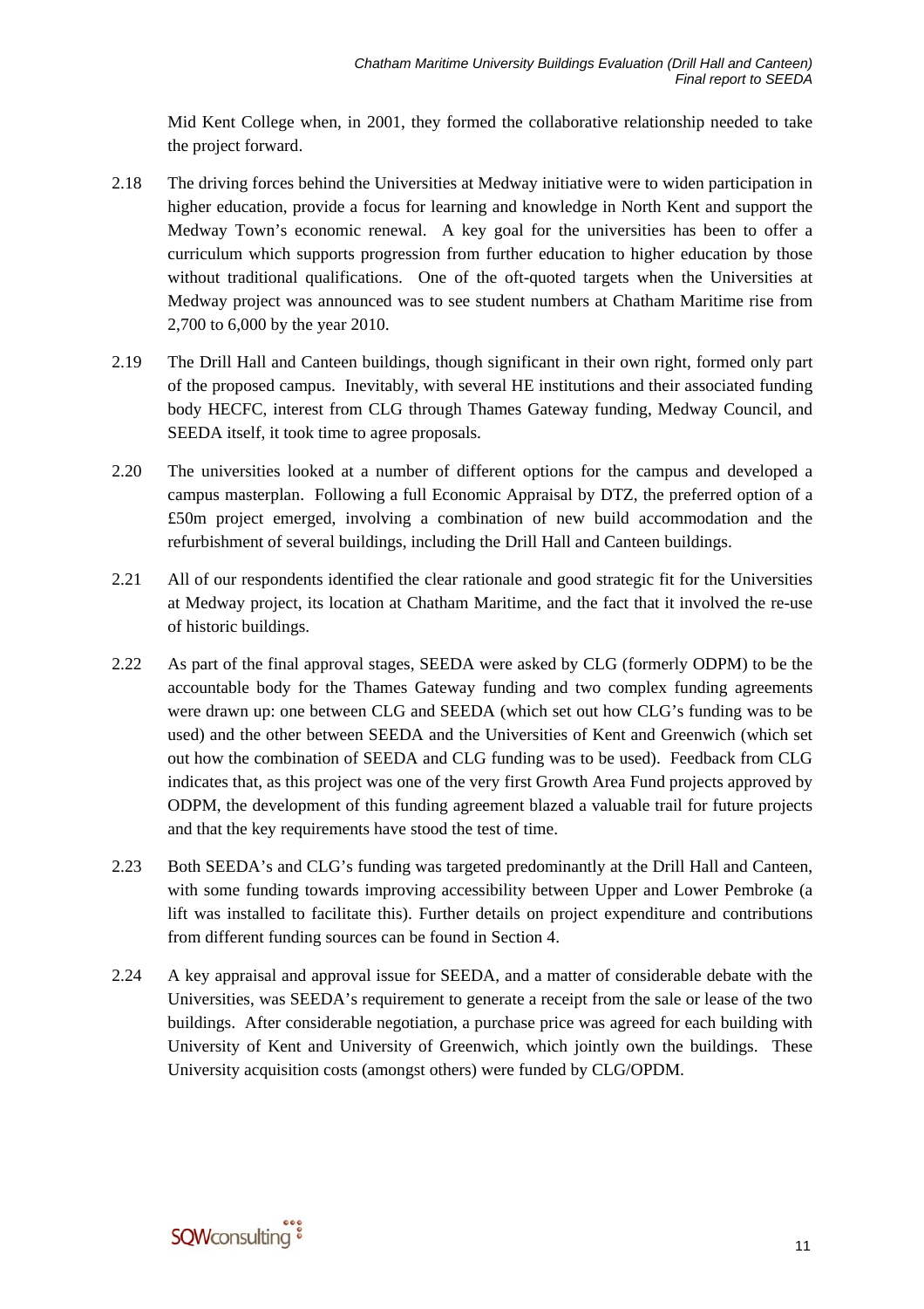Mid Kent College when, in 2001, they formed the collaborative relationship needed to take the project forward.

2.18 The driving forces behind the Universities at Medway initiative were to widen participation in higher education, provide a focus for learning and knowledge in North Kent and support the Medway Town's economic renewal. A key goal for the universities has been to offer a curriculum which supports progression from further education to higher education by those without traditional qualifications. One of the oft-quoted targets when the Universities at Medway project was announced was to see student numbers at Chatham Maritime rise from 2,700 to 6,000 by the year 2010.

2.19 The Drill Hall and Canteen buildings, though significant in their own right, formed only part of the proposed campus. Inevitably, with several HE institutions and their associated funding body HECFC, interest from CLG through Thames Gateway funding, Medway Council, and SEEDA itself, it took time to agree proposals.

2.20 The universities looked at a number of different options for the campus and developed a campus masterplan. Following a full Economic Appraisal by DTZ, the preferred option of a £50m project emerged, involving a combination of new build accommodation and the refurbishment of several buildings, including the Drill Hall and Canteen buildings.

2.21 All of our respondents identified the clear rationale and good strategic fit for the Universities at Medway project, its location at Chatham Maritime, and the fact that it involved the re-use of historic buildings.

2.22 As part of the final approval stages, SEEDA were asked by CLG (formerly ODPM) to be the accountable body for the Thames Gateway funding and two complex funding agreements were drawn up: one between CLG and SEEDA (which set out how CLG's funding was to be used) and the other between SEEDA and the Universities of Kent and Greenwich (which set out how the combination of SEEDA and CLG funding was to be used). Feedback from CLG indicates that, as this project was one of the very first Growth Area Fund projects approved by ODPM, the development of this funding agreement blazed a valuable trail for future projects and that the key requirements have stood the test of time.

2.23 Both SEEDA's and CLG's funding was targeted predominantly at the Drill Hall and Canteen, with some funding towards improving accessibility between Upper and Lower Pembroke (a lift was installed to facilitate this). Further details on project expenditure and contributions from different funding sources can be found in Section 4.

2.24 A key appraisal and approval issue for SEEDA, and a matter of considerable debate with the Universities, was SEEDA's requirement to generate a receipt from the sale or lease of the two buildings. After considerable negotiation, a purchase price was agreed for each building with University of Kent and University of Greenwich, which jointly own the buildings. These University acquisition costs (amongst others) were funded by CLG/OPDM.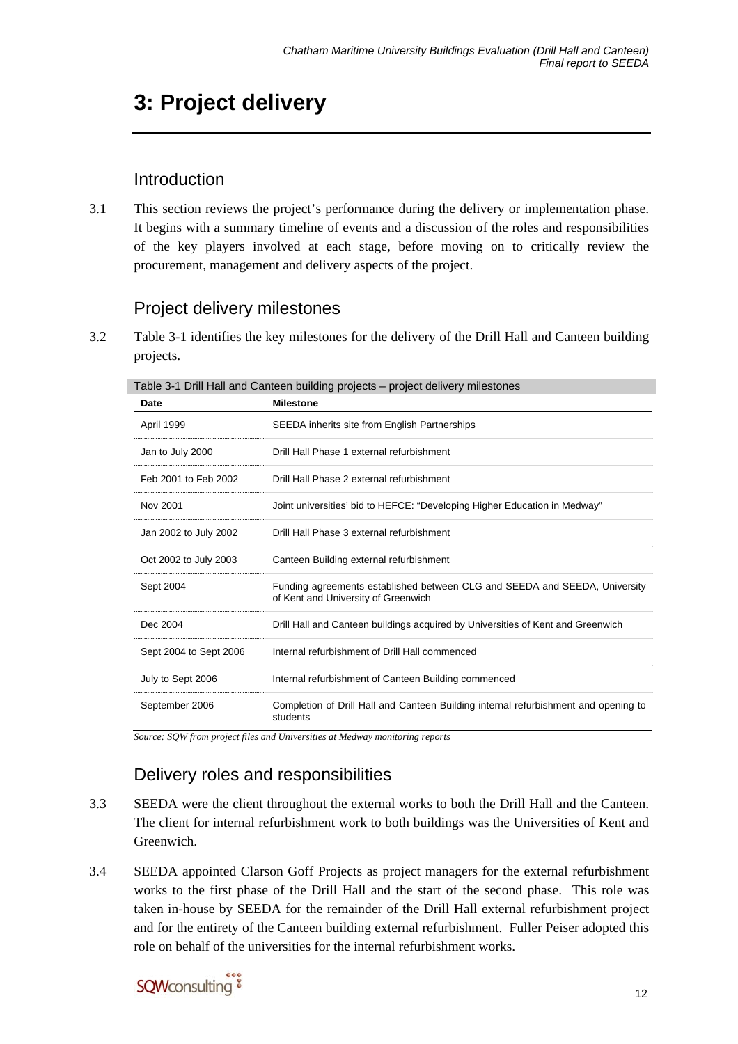# 3: Project delivery

## Introduction

3.1 This section reviews the project's performance during the delivery or implementation phase. It begins with a summary timeline of events and a discussion of the roles and responsibilities of the key players involved at each stage, before moving on to critically review the procurement, management and delivery aspects of the project.

## Project delivery milestones

3.2 Table 3-1 identifies the key milestones for the delivery of the Drill Hall and Canteen building projects.

Table 3-1 Drill Hall and Canteen building projects – project delivery milestones

| Date | Milestone |
|---|---|
| April 1999 | SEEDA inherits site from English Partnerships |
| Jan to July 2000 | Drill Hall Phase 1 external refurbishment |
| Feb 2001 to Feb 2002 | Drill Hall Phase 2 external refurbishment |
| Nov 2001 | Joint universities' bid to HEFCE: "Developing Higher Education in Medway" |
| Jan 2002 to July 2002 | Drill Hall Phase 3 external refurbishment |
| Oct 2002 to July 2003 | Canteen Building external refurbishment |
| Sept 2004 | Funding agreements established between CLG and SEEDA, University of Kent and University of Greenwich |
| Dec 2004 | Drill Hall and Canteen buildings acquired by Universities of Kent and Greenwich |
| Sept 2004 to Sept 2006 | Internal refurbishment of Drill Hall commenced |
| July to Sept 2006 | Internal refurbishment of Canteen Building commenced |
| September 2006 | Completion of Drill Hall and Canteen Building internal refurbishment and opening to students |

*Source: SQW from project files and Universities at Medway monitoring reports*

## Delivery roles and responsibilities

3.3 SEEDA were the client throughout the external works to both the Drill Hall and the Canteen. The client for internal refurbishment work to both buildings was the Universities of Kent and Greenwich.

3.4 SEEDA appointed Clarson Goff Projects as project managers for the external refurbishment works to the first phase of the Drill Hall and the start of the second phase. This role was taken in-house by SEEDA for the remainder of the Drill Hall external refurbishment project and for the entirety of the Canteen building external refurbishment. Fuller Peiser adopted this role on behalf of the universities for the internal refurbishment works.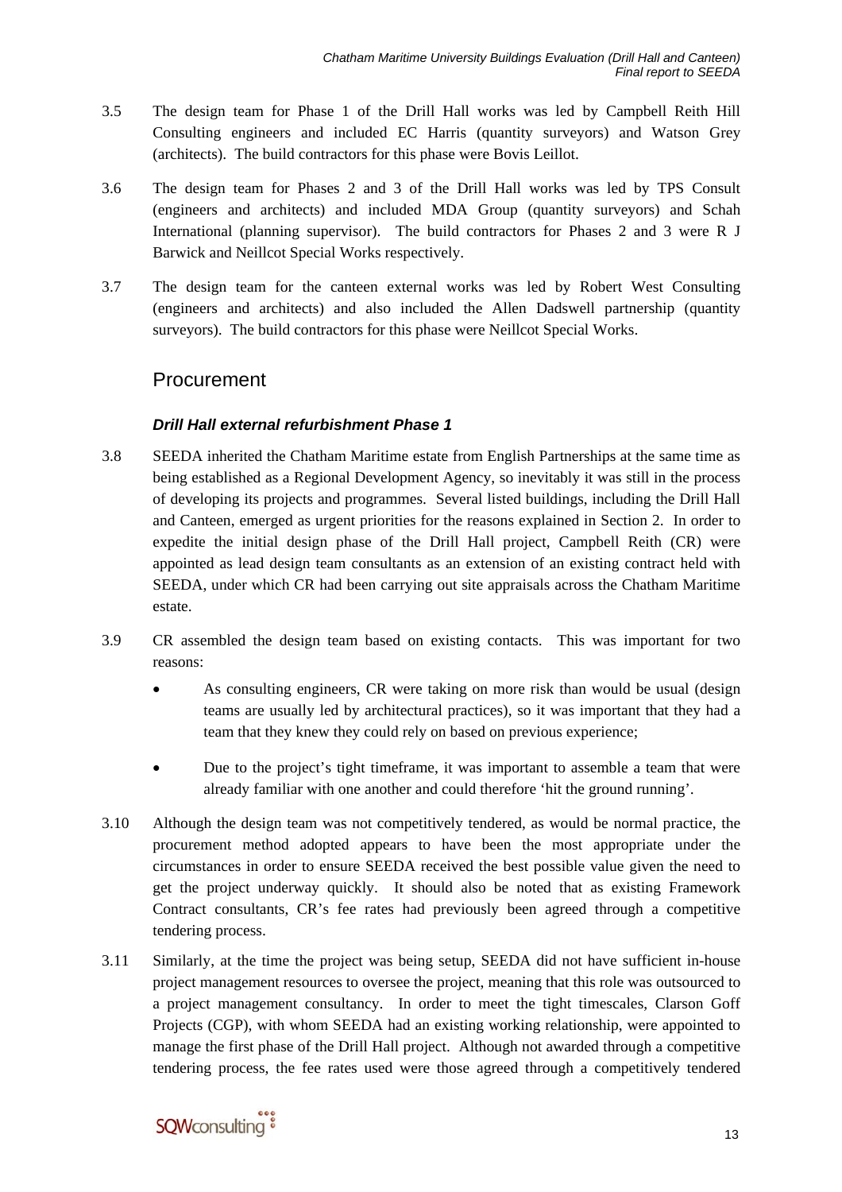3.5 The design team for Phase 1 of the Drill Hall works was led by Campbell Reith Hill Consulting engineers and included EC Harris (quantity surveyors) and Watson Grey (architects). The build contractors for this phase were Bovis Leillot.

3.6 The design team for Phases 2 and 3 of the Drill Hall works was led by TPS Consult (engineers and architects) and included MDA Group (quantity surveyors) and Schah International (planning supervisor). The build contractors for Phases 2 and 3 were R J Barwick and Neillcot Special Works respectively.

3.7 The design team for the canteen external works was led by Robert West Consulting (engineers and architects) and also included the Allen Dadswell partnership (quantity surveyors). The build contractors for this phase were Neillcot Special Works.

## Procurement

### *Drill Hall external refurbishment Phase 1*

3.8 SEEDA inherited the Chatham Maritime estate from English Partnerships at the same time as being established as a Regional Development Agency, so inevitably it was still in the process of developing its projects and programmes. Several listed buildings, including the Drill Hall and Canteen, emerged as urgent priorities for the reasons explained in Section 2. In order to expedite the initial design phase of the Drill Hall project, Campbell Reith (CR) were appointed as lead design team consultants as an extension of an existing contract held with SEEDA, under which CR had been carrying out site appraisals across the Chatham Maritime estate.

3.9 CR assembled the design team based on existing contacts. This was important for two reasons:

- As consulting engineers, CR were taking on more risk than would be usual (design teams are usually led by architectural practices), so it was important that they had a team that they knew they could rely on based on previous experience;
- Due to the project's tight timeframe, it was important to assemble a team that were already familiar with one another and could therefore 'hit the ground running'.

3.10 Although the design team was not competitively tendered, as would be normal practice, the procurement method adopted appears to have been the most appropriate under the circumstances in order to ensure SEEDA received the best possible value given the need to get the project underway quickly. It should also be noted that as existing Framework Contract consultants, CR's fee rates had previously been agreed through a competitive tendering process.

3.11 Similarly, at the time the project was being setup, SEEDA did not have sufficient in-house project management resources to oversee the project, meaning that this role was outsourced to a project management consultancy. In order to meet the tight timescales, Clarson Goff Projects (CGP), with whom SEEDA had an existing working relationship, were appointed to manage the first phase of the Drill Hall project. Although not awarded through a competitive tendering process, the fee rates used were those agreed through a competitively tendered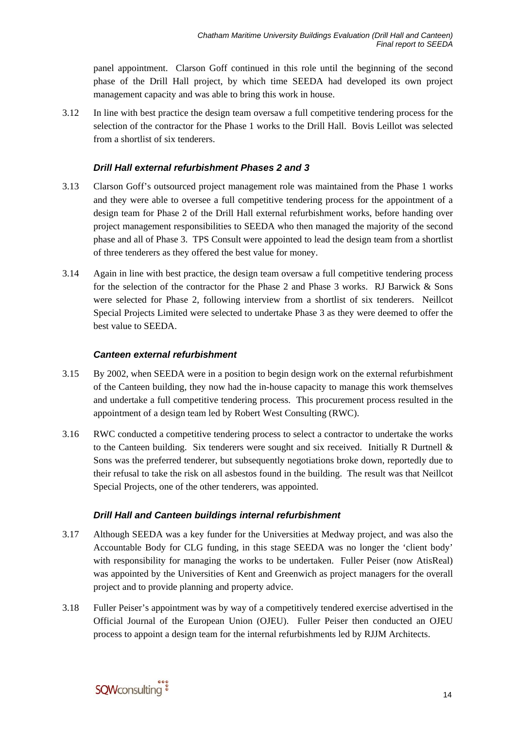panel appointment. Clarson Goff continued in this role until the beginning of the second phase of the Drill Hall project, by which time SEEDA had developed its own project management capacity and was able to bring this work in house.

3.12 In line with best practice the design team oversaw a full competitive tendering process for the selection of the contractor for the Phase 1 works to the Drill Hall. Bovis Leillot was selected from a shortlist of six tenderers.

### *Drill Hall external refurbishment Phases 2 and 3*

3.13 Clarson Goff's outsourced project management role was maintained from the Phase 1 works and they were able to oversee a full competitive tendering process for the appointment of a design team for Phase 2 of the Drill Hall external refurbishment works, before handing over project management responsibilities to SEEDA who then managed the majority of the second phase and all of Phase 3. TPS Consult were appointed to lead the design team from a shortlist of three tenderers as they offered the best value for money.

3.14 Again in line with best practice, the design team oversaw a full competitive tendering process for the selection of the contractor for the Phase 2 and Phase 3 works. RJ Barwick & Sons were selected for Phase 2, following interview from a shortlist of six tenderers. Neillcot Special Projects Limited were selected to undertake Phase 3 as they were deemed to offer the best value to SEEDA.

### *Canteen external refurbishment*

3.15 By 2002, when SEEDA were in a position to begin design work on the external refurbishment of the Canteen building, they now had the in-house capacity to manage this work themselves and undertake a full competitive tendering process. This procurement process resulted in the appointment of a design team led by Robert West Consulting (RWC).

3.16 RWC conducted a competitive tendering process to select a contractor to undertake the works to the Canteen building. Six tenderers were sought and six received. Initially R Durtnell & Sons was the preferred tenderer, but subsequently negotiations broke down, reportedly due to their refusal to take the risk on all asbestos found in the building. The result was that Neillcot Special Projects, one of the other tenderers, was appointed.

### *Drill Hall and Canteen buildings internal refurbishment*

3.17 Although SEEDA was a key funder for the Universities at Medway project, and was also the Accountable Body for CLG funding, in this stage SEEDA was no longer the 'client body' with responsibility for managing the works to be undertaken. Fuller Peiser (now AtisReal) was appointed by the Universities of Kent and Greenwich as project managers for the overall project and to provide planning and property advice.

3.18 Fuller Peiser's appointment was by way of a competitively tendered exercise advertised in the Official Journal of the European Union (OJEU). Fuller Peiser then conducted an OJEU process to appoint a design team for the internal refurbishments led by RJJM Architects.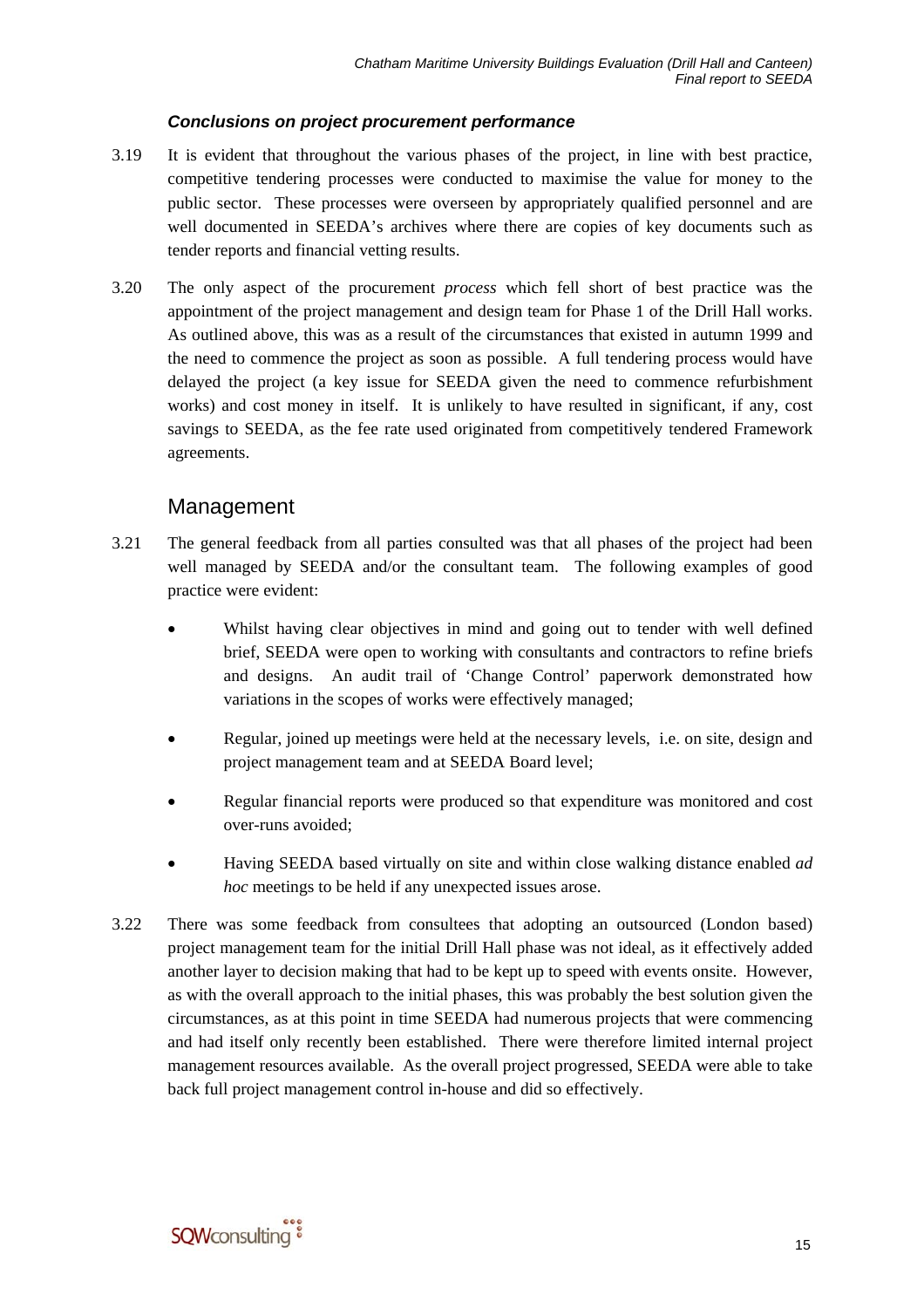### *Conclusions on project procurement performance*

3.19 It is evident that throughout the various phases of the project, in line with best practice, competitive tendering processes were conducted to maximise the value for money to the public sector. These processes were overseen by appropriately qualified personnel and are well documented in SEEDA's archives where there are copies of key documents such as tender reports and financial vetting results.

3.20 The only aspect of the procurement *process* which fell short of best practice was the appointment of the project management and design team for Phase 1 of the Drill Hall works. As outlined above, this was as a result of the circumstances that existed in autumn 1999 and the need to commence the project as soon as possible. A full tendering process would have delayed the project (a key issue for SEEDA given the need to commence refurbishment works) and cost money in itself. It is unlikely to have resulted in significant, if any, cost savings to SEEDA, as the fee rate used originated from competitively tendered Framework agreements.

## Management

3.21 The general feedback from all parties consulted was that all phases of the project had been well managed by SEEDA and/or the consultant team. The following examples of good practice were evident:

- Whilst having clear objectives in mind and going out to tender with well defined brief, SEEDA were open to working with consultants and contractors to refine briefs and designs. An audit trail of 'Change Control' paperwork demonstrated how variations in the scopes of works were effectively managed;
- Regular, joined up meetings were held at the necessary levels, i.e. on site, design and project management team and at SEEDA Board level;
- Regular financial reports were produced so that expenditure was monitored and cost over-runs avoided;
- Having SEEDA based virtually on site and within close walking distance enabled *ad hoc* meetings to be held if any unexpected issues arose.

3.22 There was some feedback from consultees that adopting an outsourced (London based) project management team for the initial Drill Hall phase was not ideal, as it effectively added another layer to decision making that had to be kept up to speed with events onsite. However, as with the overall approach to the initial phases, this was probably the best solution given the circumstances, as at this point in time SEEDA had numerous projects that were commencing and had itself only recently been established. There were therefore limited internal project management resources available. As the overall project progressed, SEEDA were able to take back full project management control in-house and did so effectively.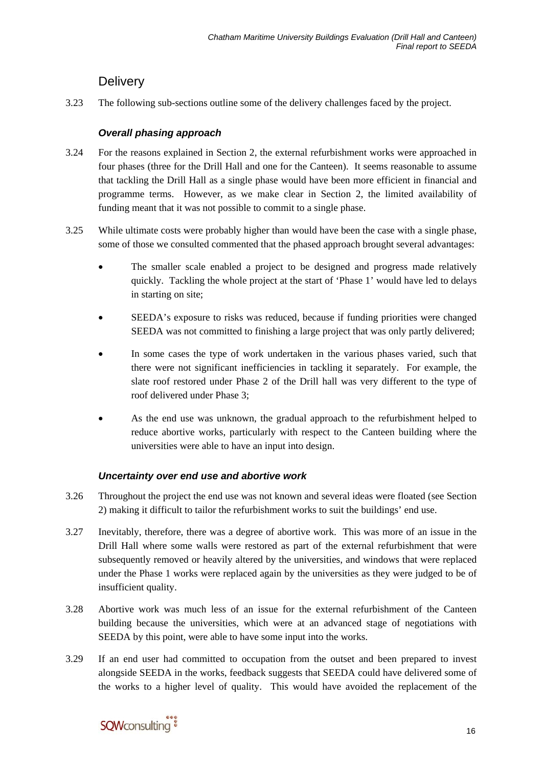## Delivery

3.23 The following sub-sections outline some of the delivery challenges faced by the project.

### *Overall phasing approach*

3.24 For the reasons explained in Section 2, the external refurbishment works were approached in four phases (three for the Drill Hall and one for the Canteen). It seems reasonable to assume that tackling the Drill Hall as a single phase would have been more efficient in financial and programme terms. However, as we make clear in Section 2, the limited availability of funding meant that it was not possible to commit to a single phase.

3.25 While ultimate costs were probably higher than would have been the case with a single phase, some of those we consulted commented that the phased approach brought several advantages:

- The smaller scale enabled a project to be designed and progress made relatively quickly. Tackling the whole project at the start of 'Phase 1' would have led to delays in starting on site;
- SEEDA's exposure to risks was reduced, because if funding priorities were changed SEEDA was not committed to finishing a large project that was only partly delivered;
- In some cases the type of work undertaken in the various phases varied, such that there were not significant inefficiencies in tackling it separately. For example, the slate roof restored under Phase 2 of the Drill hall was very different to the type of roof delivered under Phase 3;
- As the end use was unknown, the gradual approach to the refurbishment helped to reduce abortive works, particularly with respect to the Canteen building where the universities were able to have an input into design.

### *Uncertainty over end use and abortive work*

3.26 Throughout the project the end use was not known and several ideas were floated (see Section 2) making it difficult to tailor the refurbishment works to suit the buildings' end use.

3.27 Inevitably, therefore, there was a degree of abortive work. This was more of an issue in the Drill Hall where some walls were restored as part of the external refurbishment that were subsequently removed or heavily altered by the universities, and windows that were replaced under the Phase 1 works were replaced again by the universities as they were judged to be of insufficient quality.

3.28 Abortive work was much less of an issue for the external refurbishment of the Canteen building because the universities, which were at an advanced stage of negotiations with SEEDA by this point, were able to have some input into the works.

3.29 If an end user had committed to occupation from the outset and been prepared to invest alongside SEEDA in the works, feedback suggests that SEEDA could have delivered some of the works to a higher level of quality. This would have avoided the replacement of the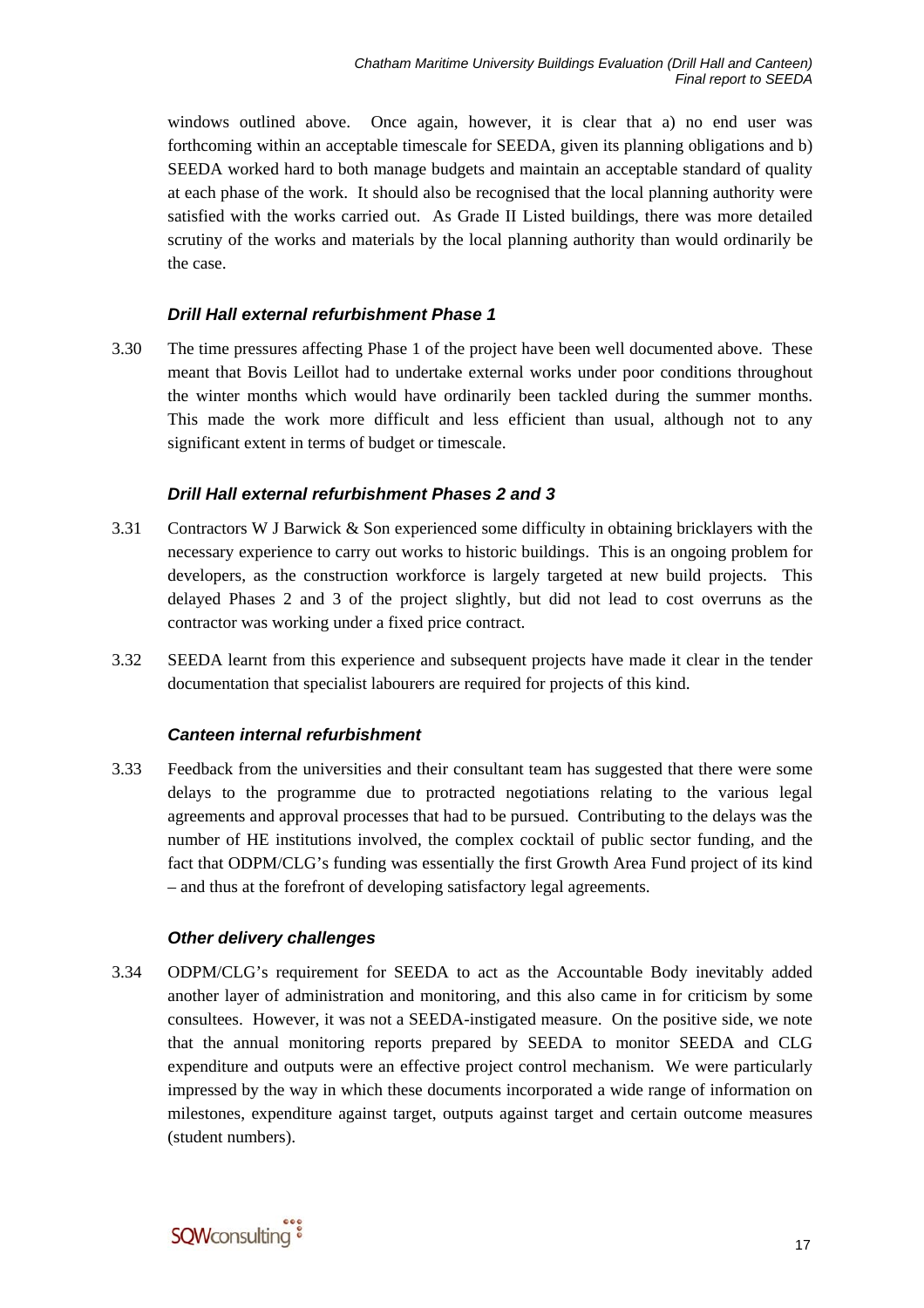windows outlined above. Once again, however, it is clear that a) no end user was forthcoming within an acceptable timescale for SEEDA, given its planning obligations and b) SEEDA worked hard to both manage budgets and maintain an acceptable standard of quality at each phase of the work. It should also be recognised that the local planning authority were satisfied with the works carried out. As Grade II Listed buildings, there was more detailed scrutiny of the works and materials by the local planning authority than would ordinarily be the case.

### *Drill Hall external refurbishment Phase 1*

3.30 The time pressures affecting Phase 1 of the project have been well documented above. These meant that Bovis Leillot had to undertake external works under poor conditions throughout the winter months which would have ordinarily been tackled during the summer months. This made the work more difficult and less efficient than usual, although not to any significant extent in terms of budget or timescale.

### *Drill Hall external refurbishment Phases 2 and 3*

3.31 Contractors W J Barwick & Son experienced some difficulty in obtaining bricklayers with the necessary experience to carry out works to historic buildings. This is an ongoing problem for developers, as the construction workforce is largely targeted at new build projects. This delayed Phases 2 and 3 of the project slightly, but did not lead to cost overruns as the contractor was working under a fixed price contract.

3.32 SEEDA learnt from this experience and subsequent projects have made it clear in the tender documentation that specialist labourers are required for projects of this kind.

### *Canteen internal refurbishment*

3.33 Feedback from the universities and their consultant team has suggested that there were some delays to the programme due to protracted negotiations relating to the various legal agreements and approval processes that had to be pursued. Contributing to the delays was the number of HE institutions involved, the complex cocktail of public sector funding, and the fact that ODPM/CLG's funding was essentially the first Growth Area Fund project of its kind – and thus at the forefront of developing satisfactory legal agreements.

### *Other delivery challenges*

3.34 ODPM/CLG's requirement for SEEDA to act as the Accountable Body inevitably added another layer of administration and monitoring, and this also came in for criticism by some consultees. However, it was not a SEEDA-instigated measure. On the positive side, we note that the annual monitoring reports prepared by SEEDA to monitor SEEDA and CLG expenditure and outputs were an effective project control mechanism. We were particularly impressed by the way in which these documents incorporated a wide range of information on milestones, expenditure against target, outputs against target and certain outcome measures (student numbers).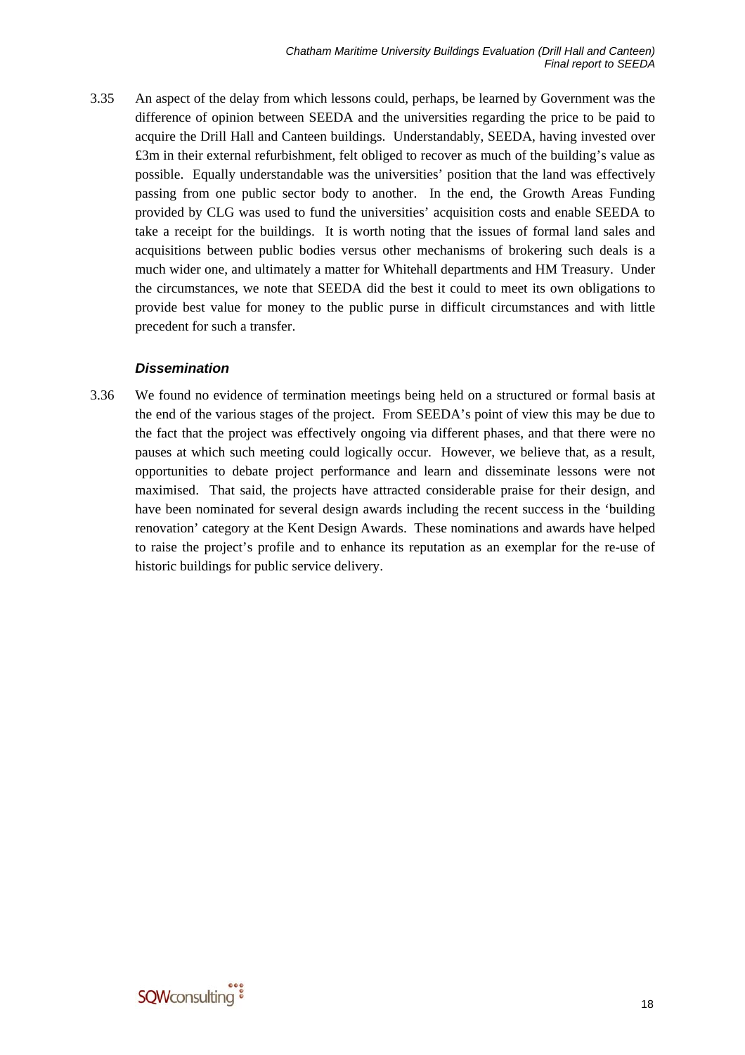3.35 An aspect of the delay from which lessons could, perhaps, be learned by Government was the difference of opinion between SEEDA and the universities regarding the price to be paid to acquire the Drill Hall and Canteen buildings. Understandably, SEEDA, having invested over £3m in their external refurbishment, felt obliged to recover as much of the building's value as possible. Equally understandable was the universities' position that the land was effectively passing from one public sector body to another. In the end, the Growth Areas Funding provided by CLG was used to fund the universities' acquisition costs and enable SEEDA to take a receipt for the buildings. It is worth noting that the issues of formal land sales and acquisitions between public bodies versus other mechanisms of brokering such deals is a much wider one, and ultimately a matter for Whitehall departments and HM Treasury. Under the circumstances, we note that SEEDA did the best it could to meet its own obligations to provide best value for money to the public purse in difficult circumstances and with little precedent for such a transfer.

### *Dissemination*

3.36 We found no evidence of termination meetings being held on a structured or formal basis at the end of the various stages of the project. From SEEDA's point of view this may be due to the fact that the project was effectively ongoing via different phases, and that there were no pauses at which such meeting could logically occur. However, we believe that, as a result, opportunities to debate project performance and learn and disseminate lessons were not maximised. That said, the projects have attracted considerable praise for their design, and have been nominated for several design awards including the recent success in the 'building renovation' category at the Kent Design Awards. These nominations and awards have helped to raise the project's profile and to enhance its reputation as an exemplar for the re-use of historic buildings for public service delivery.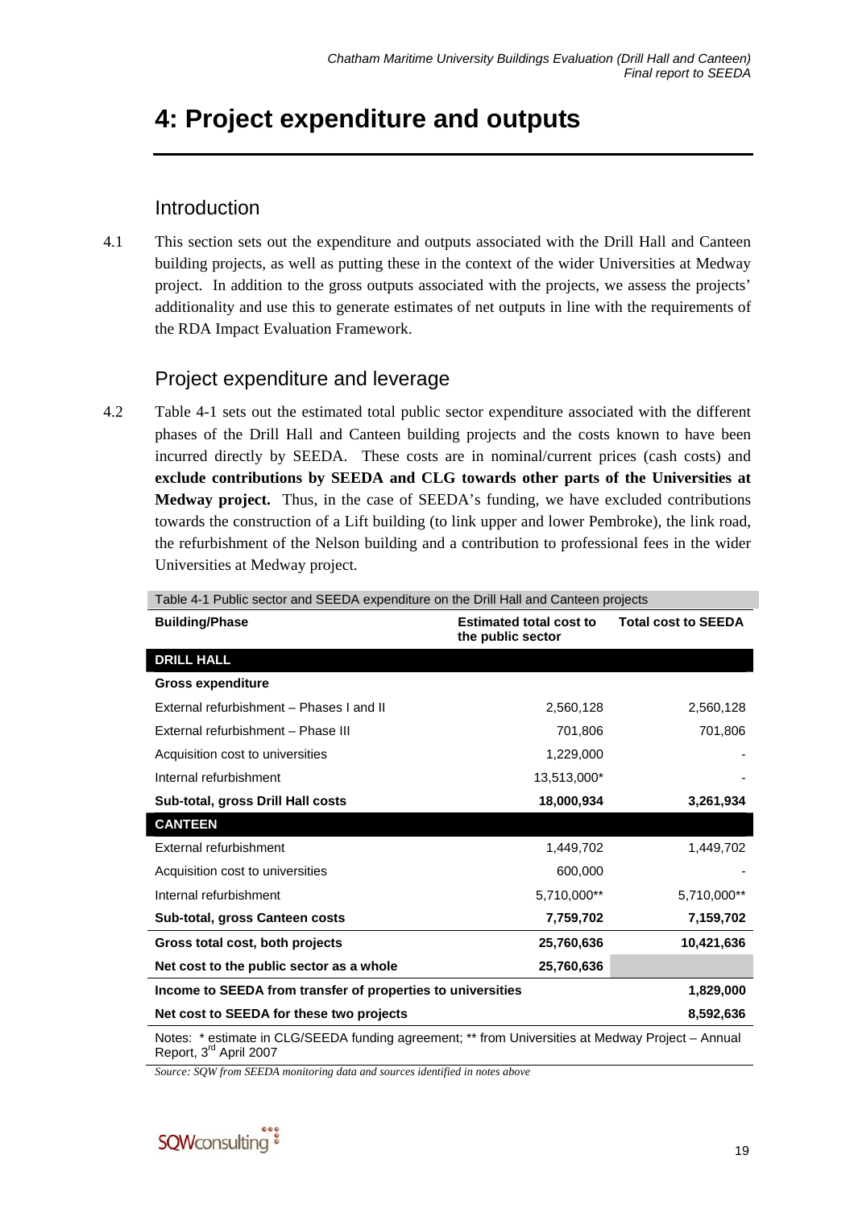# 4: Project expenditure and outputs

## Introduction

4.1 This section sets out the expenditure and outputs associated with the Drill Hall and Canteen building projects, as well as putting these in the context of the wider Universities at Medway project. In addition to the gross outputs associated with the projects, we assess the projects' additionality and use this to generate estimates of net outputs in line with the requirements of the RDA Impact Evaluation Framework.

## Project expenditure and leverage

4.2 Table 4-1 sets out the estimated total public sector expenditure associated with the different phases of the Drill Hall and Canteen building projects and the costs known to have been incurred directly by SEEDA. These costs are in nominal/current prices (cash costs) and **exclude contributions by SEEDA and CLG towards other parts of the Universities at Medway project.** Thus, in the case of SEEDA's funding, we have excluded contributions towards the construction of a Lift building (to link upper and lower Pembroke), the link road, the refurbishment of the Nelson building and a contribution to professional fees in the wider Universities at Medway project.

Table 4-1 Public sector and SEEDA expenditure on the Drill Hall and Canteen projects

| Building/Phase | Estimated total cost to the public sector | Total cost to SEEDA |
|---|---|---|
| **DRILL HALL** | | |
| **Gross expenditure** | | |
| External refurbishment – Phases I and II | 2,560,128 | 2,560,128 |
| External refurbishment – Phase III | 701,806 | 701,806 |
| Acquisition cost to universities | 1,229,000 | - |
| Internal refurbishment | 13,513,000* | - |
| **Sub-total, gross Drill Hall costs** | **18,000,934** | **3,261,934** |
| **CANTEEN** | | |
| External refurbishment | 1,449,702 | 1,449,702 |
| Acquisition cost to universities | 600,000 | - |
| Internal refurbishment | 5,710,000** | 5,710,000** |
| **Sub-total, gross Canteen costs** | **7,759,702** | **7,159,702** |
| **Gross total cost, both projects** | **25,760,636** | **10,421,636** |
| **Net cost to the public sector as a whole** | **25,760,636** | |
| **Income to SEEDA from transfer of properties to universities** | | **1,829,000** |
| **Net cost to SEEDA for these two projects** | | **8,592,636** |

Notes: * estimate in CLG/SEEDA funding agreement; ** from Universities at Medway Project – Annual Report, 3rd April 2007

*Source: SQW from SEEDA monitoring data and sources identified in notes above*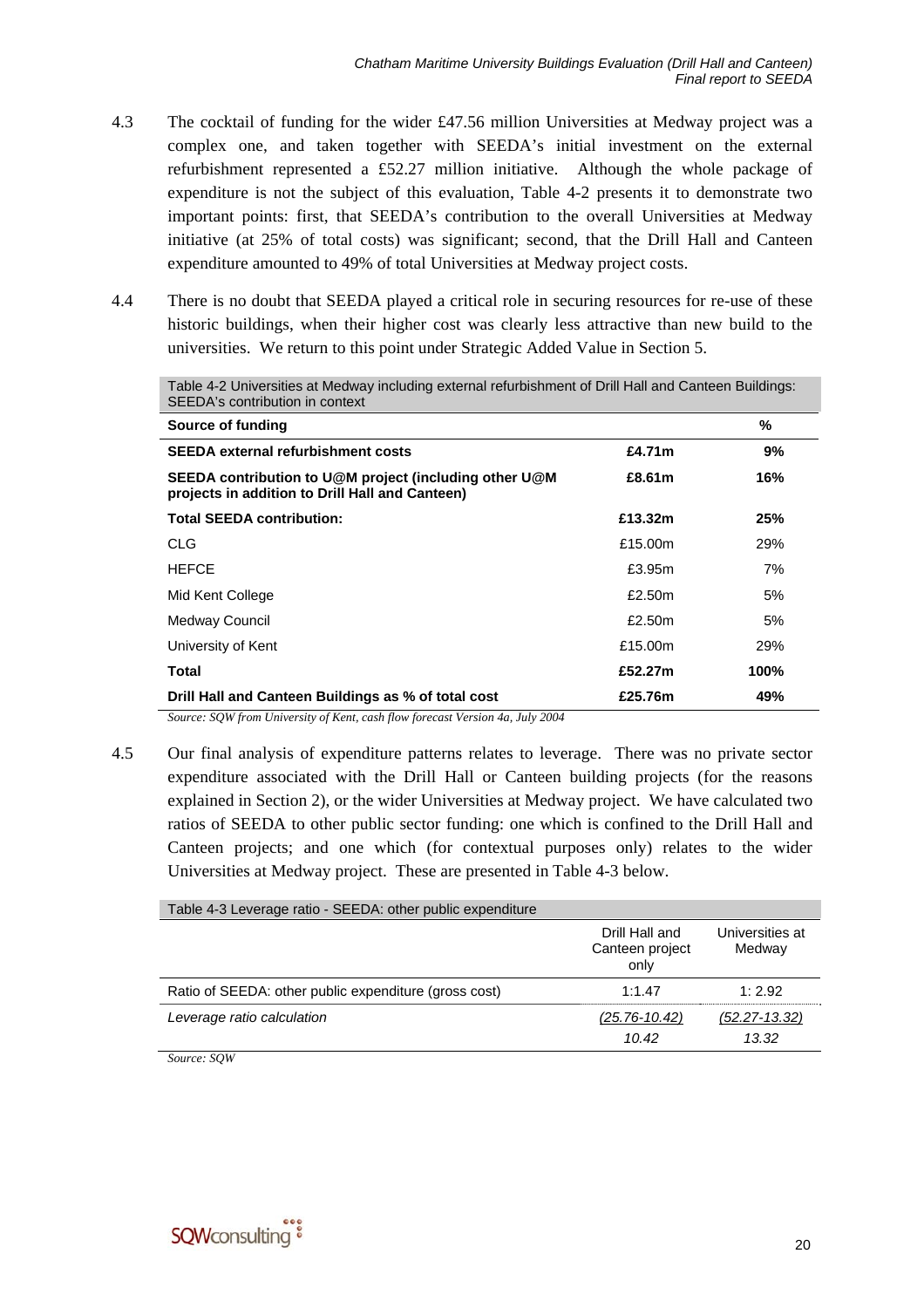4.3 The cocktail of funding for the wider £47.56 million Universities at Medway project was a complex one, and taken together with SEEDA's initial investment on the external refurbishment represented a £52.27 million initiative. Although the whole package of expenditure is not the subject of this evaluation, Table 4-2 presents it to demonstrate two important points: first, that SEEDA's contribution to the overall Universities at Medway initiative (at 25% of total costs) was significant; second, that the Drill Hall and Canteen expenditure amounted to 49% of total Universities at Medway project costs.

4.4 There is no doubt that SEEDA played a critical role in securing resources for re-use of these historic buildings, when their higher cost was clearly less attractive than new build to the universities. We return to this point under Strategic Added Value in Section 5.

Table 4-2 Universities at Medway including external refurbishment of Drill Hall and Canteen Buildings: SEEDA's contribution in context

| Source of funding | | % |
|---|---|---|
| **SEEDA external refurbishment costs** | **£4.71m** | **9%** |
| **SEEDA contribution to U@M project (including other U@M projects in addition to Drill Hall and Canteen)** | **£8.61m** | **16%** |
| **Total SEEDA contribution:** | **£13.32m** | **25%** |
| CLG | £15.00m | 29% |
| HEFCE | £3.95m | 7% |
| Mid Kent College | £2.50m | 5% |
| Medway Council | £2.50m | 5% |
| University of Kent | £15.00m | 29% |
| **Total** | **£52.27m** | **100%** |
| **Drill Hall and Canteen Buildings as % of total cost** | **£25.76m** | **49%** |

*Source: SQW from University of Kent, cash flow forecast Version 4a, July 2004*

4.5 Our final analysis of expenditure patterns relates to leverage. There was no private sector expenditure associated with the Drill Hall or Canteen building projects (for the reasons explained in Section 2), or the wider Universities at Medway project. We have calculated two ratios of SEEDA to other public sector funding: one which is confined to the Drill Hall and Canteen projects; and one which (for contextual purposes only) relates to the wider Universities at Medway project. These are presented in Table 4-3 below.

Table 4-3 Leverage ratio - SEEDA: other public expenditure

| | Drill Hall and Canteen project only | Universities at Medway |
|---|---|---|
| Ratio of SEEDA: other public expenditure (gross cost) | 1:1.47 | 1: 2.92 |
| *Leverage ratio calculation* | *(25.76-10.42)* / *10.42* | *(52.27-13.32)* / *13.32* |

*Source: SQW*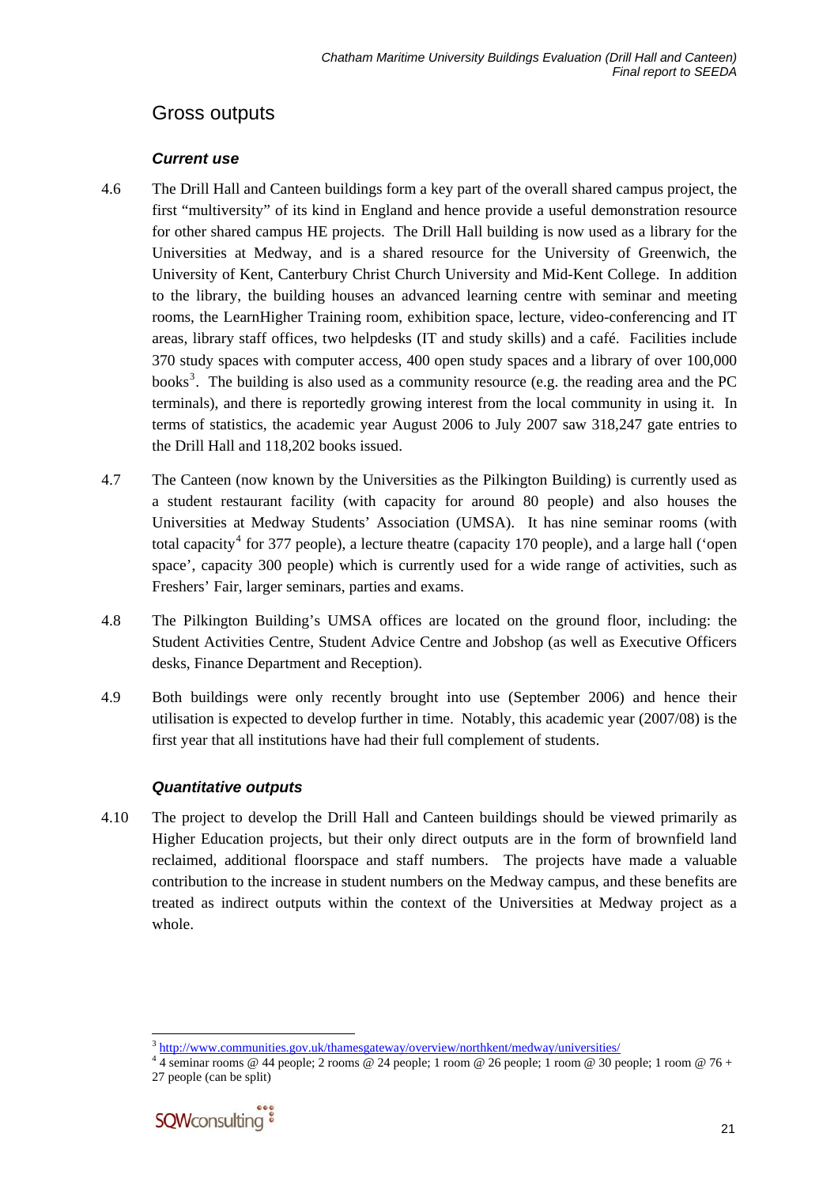## Gross outputs

### *Current use*

4.6 The Drill Hall and Canteen buildings form a key part of the overall shared campus project, the first "multiversity" of its kind in England and hence provide a useful demonstration resource for other shared campus HE projects. The Drill Hall building is now used as a library for the Universities at Medway, and is a shared resource for the University of Greenwich, the University of Kent, Canterbury Christ Church University and Mid-Kent College. In addition to the library, the building houses an advanced learning centre with seminar and meeting rooms, the LearnHigher Training room, exhibition space, lecture, video-conferencing and IT areas, library staff offices, two helpdesks (IT and study skills) and a café. Facilities include 370 study spaces with computer access, 400 open study spaces and a library of over 100,000 books[3]. The building is also used as a community resource (e.g. the reading area and the PC terminals), and there is reportedly growing interest from the local community in using it. In terms of statistics, the academic year August 2006 to July 2007 saw 318,247 gate entries to the Drill Hall and 118,202 books issued.

4.7 The Canteen (now known by the Universities as the Pilkington Building) is currently used as a student restaurant facility (with capacity for around 80 people) and also houses the Universities at Medway Students' Association (UMSA). It has nine seminar rooms (with total capacity[4] for 377 people), a lecture theatre (capacity 170 people), and a large hall ('open space', capacity 300 people) which is currently used for a wide range of activities, such as Freshers' Fair, larger seminars, parties and exams.

4.8 The Pilkington Building's UMSA offices are located on the ground floor, including: the Student Activities Centre, Student Advice Centre and Jobshop (as well as Executive Officers desks, Finance Department and Reception).

4.9 Both buildings were only recently brought into use (September 2006) and hence their utilisation is expected to develop further in time. Notably, this academic year (2007/08) is the first year that all institutions have had their full complement of students.

### *Quantitative outputs*

4.10 The project to develop the Drill Hall and Canteen buildings should be viewed primarily as Higher Education projects, but their only direct outputs are in the form of brownfield land reclaimed, additional floorspace and staff numbers. The projects have made a valuable contribution to the increase in student numbers on the Medway campus, and these benefits are treated as indirect outputs within the context of the Universities at Medway project as a whole.

---

[3] http://www.communities.gov.uk/thamesgateway/overview/northkent/medway/universities/

[4] 4 seminar rooms @ 44 people; 2 rooms @ 24 people; 1 room @ 26 people; 1 room @ 30 people; 1 room @ 76 + 27 people (can be split)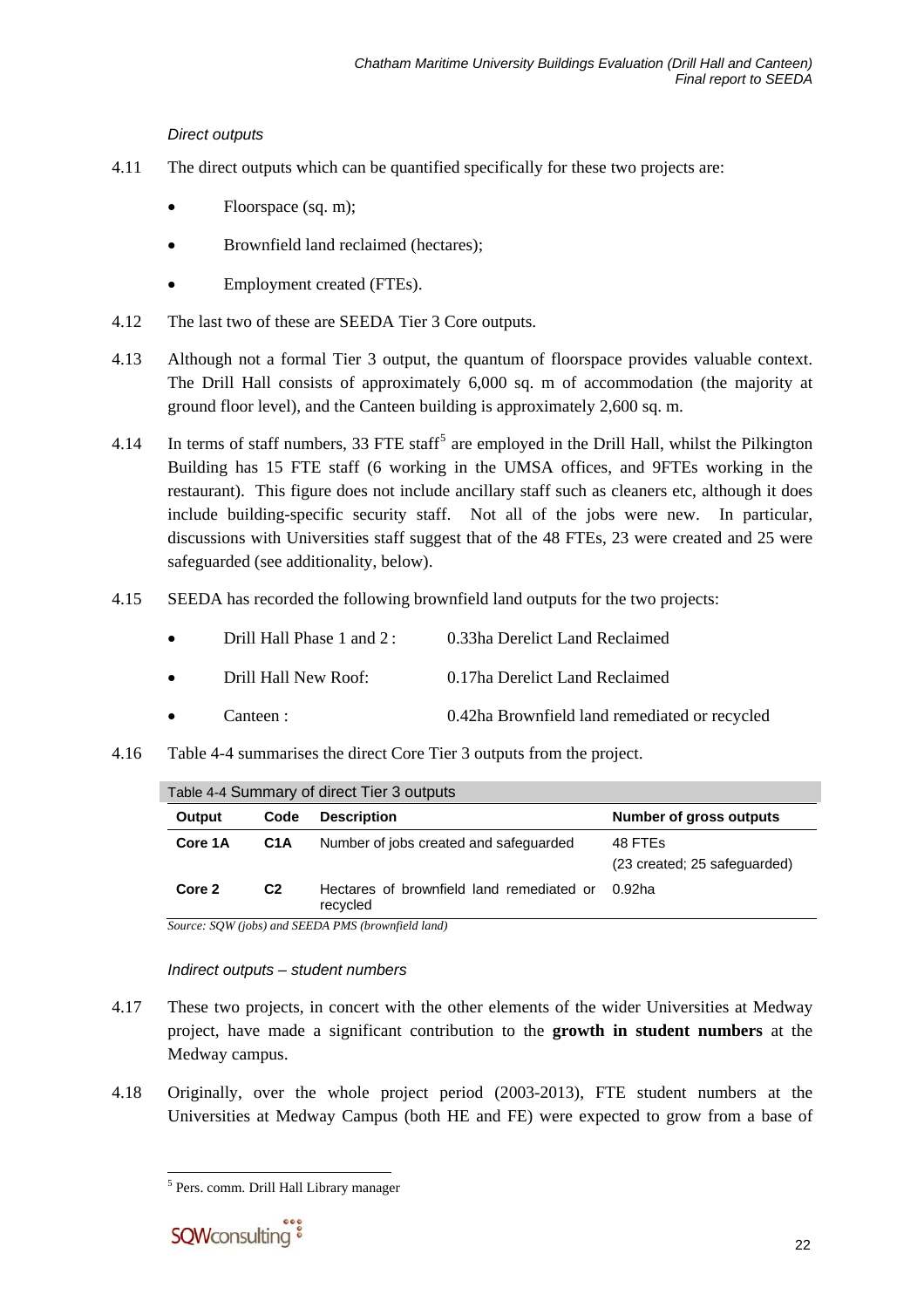*Direct outputs*

4.11 The direct outputs which can be quantified specifically for these two projects are:

- Floorspace (sq. m);
- Brownfield land reclaimed (hectares);
- Employment created (FTEs).

4.12 The last two of these are SEEDA Tier 3 Core outputs.

4.13 Although not a formal Tier 3 output, the quantum of floorspace provides valuable context. The Drill Hall consists of approximately 6,000 sq. m of accommodation (the majority at ground floor level), and the Canteen building is approximately 2,600 sq. m.

4.14 In terms of staff numbers, 33 FTE staff[5] are employed in the Drill Hall, whilst the Pilkington Building has 15 FTE staff (6 working in the UMSA offices, and 9FTEs working in the restaurant). This figure does not include ancillary staff such as cleaners etc, although it does include building-specific security staff. Not all of the jobs were new. In particular, discussions with Universities staff suggest that of the 48 FTEs, 23 were created and 25 were safeguarded (see additionality, below).

4.15 SEEDA has recorded the following brownfield land outputs for the two projects:

- Drill Hall Phase 1 and 2 : 0.33ha Derelict Land Reclaimed
- Drill Hall New Roof: 0.17ha Derelict Land Reclaimed
- Canteen : 0.42ha Brownfield land remediated or recycled

4.16 Table 4-4 summarises the direct Core Tier 3 outputs from the project.

Table 4-4 Summary of direct Tier 3 outputs

| Output | Code | Description | Number of gross outputs |
|---|---|---|---|
| **Core 1A** | **C1A** | Number of jobs created and safeguarded | 48 FTEs (23 created; 25 safeguarded) |
| **Core 2** | **C2** | Hectares of brownfield land remediated or recycled | 0.92ha |

*Source: SQW (jobs) and SEEDA PMS (brownfield land)*

*Indirect outputs – student numbers*

4.17 These two projects, in concert with the other elements of the wider Universities at Medway project, have made a significant contribution to the **growth in student numbers** at the Medway campus.

4.18 Originally, over the whole project period (2003-2013), FTE student numbers at the Universities at Medway Campus (both HE and FE) were expected to grow from a base of

[5] Pers. comm. Drill Hall Library manager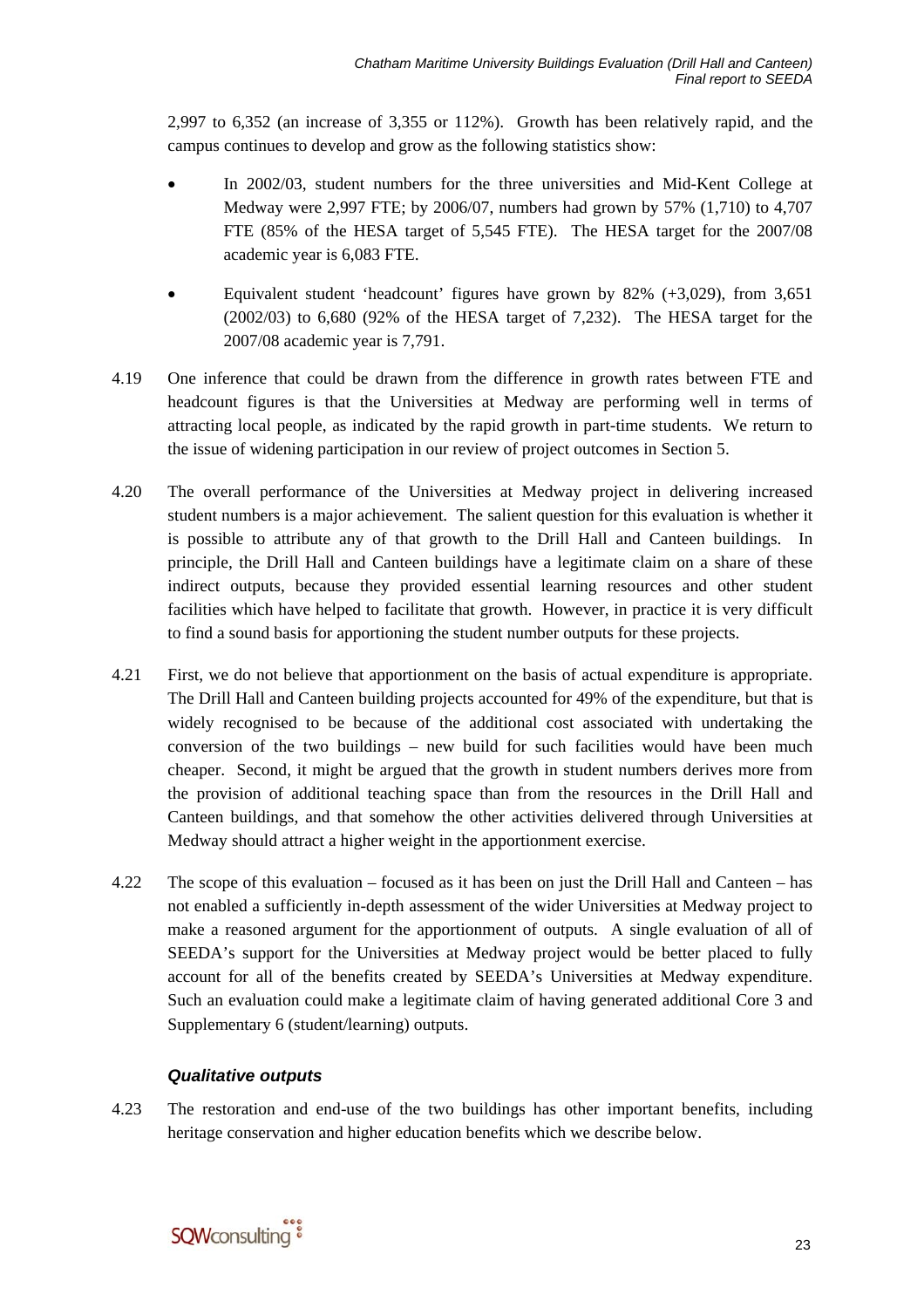2,997 to 6,352 (an increase of 3,355 or 112%). Growth has been relatively rapid, and the campus continues to develop and grow as the following statistics show:

- In 2002/03, student numbers for the three universities and Mid-Kent College at Medway were 2,997 FTE; by 2006/07, numbers had grown by 57% (1,710) to 4,707 FTE (85% of the HESA target of 5,545 FTE). The HESA target for the 2007/08 academic year is 6,083 FTE.
- Equivalent student 'headcount' figures have grown by 82% (+3,029), from 3,651 (2002/03) to 6,680 (92% of the HESA target of 7,232). The HESA target for the 2007/08 academic year is 7,791.

4.19 One inference that could be drawn from the difference in growth rates between FTE and headcount figures is that the Universities at Medway are performing well in terms of attracting local people, as indicated by the rapid growth in part-time students. We return to the issue of widening participation in our review of project outcomes in Section 5.

4.20 The overall performance of the Universities at Medway project in delivering increased student numbers is a major achievement. The salient question for this evaluation is whether it is possible to attribute any of that growth to the Drill Hall and Canteen buildings. In principle, the Drill Hall and Canteen buildings have a legitimate claim on a share of these indirect outputs, because they provided essential learning resources and other student facilities which have helped to facilitate that growth. However, in practice it is very difficult to find a sound basis for apportioning the student number outputs for these projects.

4.21 First, we do not believe that apportionment on the basis of actual expenditure is appropriate. The Drill Hall and Canteen building projects accounted for 49% of the expenditure, but that is widely recognised to be because of the additional cost associated with undertaking the conversion of the two buildings – new build for such facilities would have been much cheaper. Second, it might be argued that the growth in student numbers derives more from the provision of additional teaching space than from the resources in the Drill Hall and Canteen buildings, and that somehow the other activities delivered through Universities at Medway should attract a higher weight in the apportionment exercise.

4.22 The scope of this evaluation – focused as it has been on just the Drill Hall and Canteen – has not enabled a sufficiently in-depth assessment of the wider Universities at Medway project to make a reasoned argument for the apportionment of outputs. A single evaluation of all of SEEDA's support for the Universities at Medway project would be better placed to fully account for all of the benefits created by SEEDA's Universities at Medway expenditure. Such an evaluation could make a legitimate claim of having generated additional Core 3 and Supplementary 6 (student/learning) outputs.

### *Qualitative outputs*

4.23 The restoration and end-use of the two buildings has other important benefits, including heritage conservation and higher education benefits which we describe below.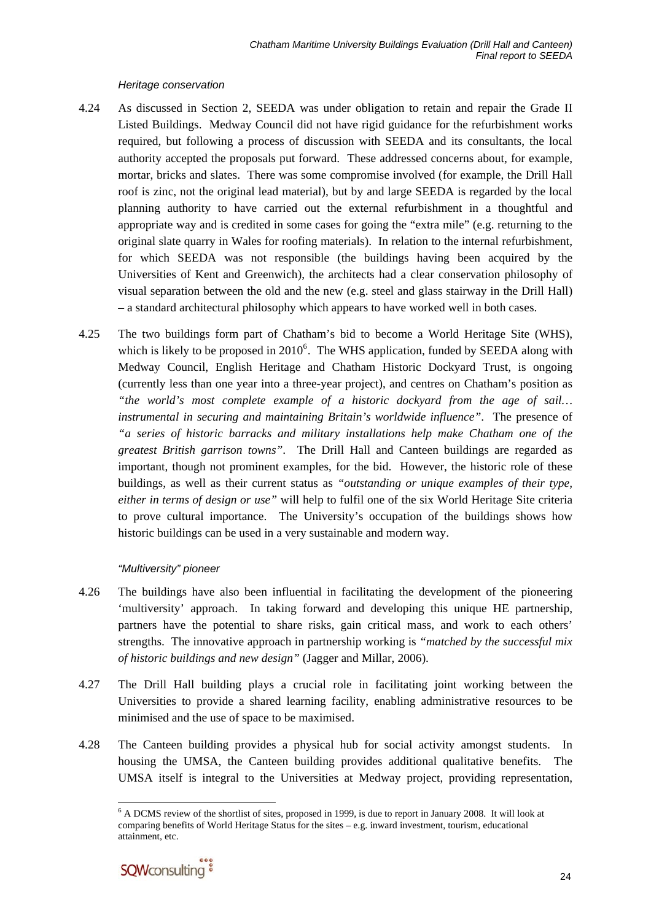### *Heritage conservation*

4.24 As discussed in Section 2, SEEDA was under obligation to retain and repair the Grade II Listed Buildings. Medway Council did not have rigid guidance for the refurbishment works required, but following a process of discussion with SEEDA and its consultants, the local authority accepted the proposals put forward. These addressed concerns about, for example, mortar, bricks and slates. There was some compromise involved (for example, the Drill Hall roof is zinc, not the original lead material), but by and large SEEDA is regarded by the local planning authority to have carried out the external refurbishment in a thoughtful and appropriate way and is credited in some cases for going the "extra mile" (e.g. returning to the original slate quarry in Wales for roofing materials). In relation to the internal refurbishment, for which SEEDA was not responsible (the buildings having been acquired by the Universities of Kent and Greenwich), the architects had a clear conservation philosophy of visual separation between the old and the new (e.g. steel and glass stairway in the Drill Hall) – a standard architectural philosophy which appears to have worked well in both cases.

4.25 The two buildings form part of Chatham's bid to become a World Heritage Site (WHS), which is likely to be proposed in 2010[6]. The WHS application, funded by SEEDA along with Medway Council, English Heritage and Chatham Historic Dockyard Trust, is ongoing (currently less than one year into a three-year project), and centres on Chatham's position as *"the world's most complete example of a historic dockyard from the age of sail… instrumental in securing and maintaining Britain's worldwide influence"*. The presence of *"a series of historic barracks and military installations help make Chatham one of the greatest British garrison towns"*. The Drill Hall and Canteen buildings are regarded as important, though not prominent examples, for the bid. However, the historic role of these buildings, as well as their current status as *"outstanding or unique examples of their type, either in terms of design or use"* will help to fulfil one of the six World Heritage Site criteria to prove cultural importance. The University's occupation of the buildings shows how historic buildings can be used in a very sustainable and modern way.

### *"Multiversity" pioneer*

4.26 The buildings have also been influential in facilitating the development of the pioneering 'multiversity' approach. In taking forward and developing this unique HE partnership, partners have the potential to share risks, gain critical mass, and work to each others' strengths. The innovative approach in partnership working is *"matched by the successful mix of historic buildings and new design"* (Jagger and Millar, 2006).

4.27 The Drill Hall building plays a crucial role in facilitating joint working between the Universities to provide a shared learning facility, enabling administrative resources to be minimised and the use of space to be maximised.

4.28 The Canteen building provides a physical hub for social activity amongst students. In housing the UMSA, the Canteen building provides additional qualitative benefits. The UMSA itself is integral to the Universities at Medway project, providing representation,

[6] A DCMS review of the shortlist of sites, proposed in 1999, is due to report in January 2008. It will look at comparing benefits of World Heritage Status for the sites – e.g. inward investment, tourism, educational attainment, etc.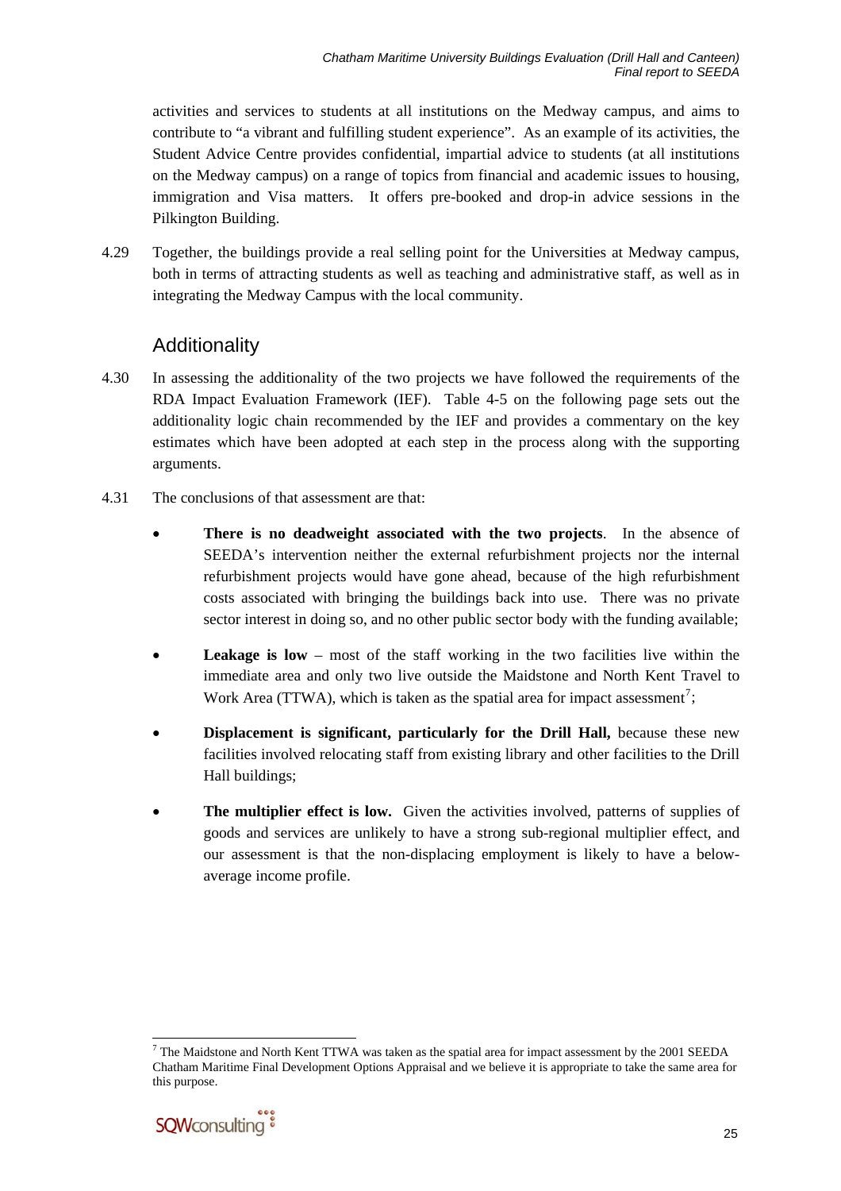activities and services to students at all institutions on the Medway campus, and aims to contribute to "a vibrant and fulfilling student experience". As an example of its activities, the Student Advice Centre provides confidential, impartial advice to students (at all institutions on the Medway campus) on a range of topics from financial and academic issues to housing, immigration and Visa matters. It offers pre-booked and drop-in advice sessions in the Pilkington Building.

4.29 Together, the buildings provide a real selling point for the Universities at Medway campus, both in terms of attracting students as well as teaching and administrative staff, as well as in integrating the Medway Campus with the local community.

## Additionality

4.30 In assessing the additionality of the two projects we have followed the requirements of the RDA Impact Evaluation Framework (IEF). Table 4-5 on the following page sets out the additionality logic chain recommended by the IEF and provides a commentary on the key estimates which have been adopted at each step in the process along with the supporting arguments.

4.31 The conclusions of that assessment are that:

- **There is no deadweight associated with the two projects**. In the absence of SEEDA's intervention neither the external refurbishment projects nor the internal refurbishment projects would have gone ahead, because of the high refurbishment costs associated with bringing the buildings back into use. There was no private sector interest in doing so, and no other public sector body with the funding available;
- **Leakage is low** – most of the staff working in the two facilities live within the immediate area and only two live outside the Maidstone and North Kent Travel to Work Area (TTWA), which is taken as the spatial area for impact assessment[7];
- **Displacement is significant, particularly for the Drill Hall,** because these new facilities involved relocating staff from existing library and other facilities to the Drill Hall buildings;
- **The multiplier effect is low.** Given the activities involved, patterns of supplies of goods and services are unlikely to have a strong sub-regional multiplier effect, and our assessment is that the non-displacing employment is likely to have a below-average income profile.

[7] The Maidstone and North Kent TTWA was taken as the spatial area for impact assessment by the 2001 SEEDA Chatham Maritime Final Development Options Appraisal and we believe it is appropriate to take the same area for this purpose.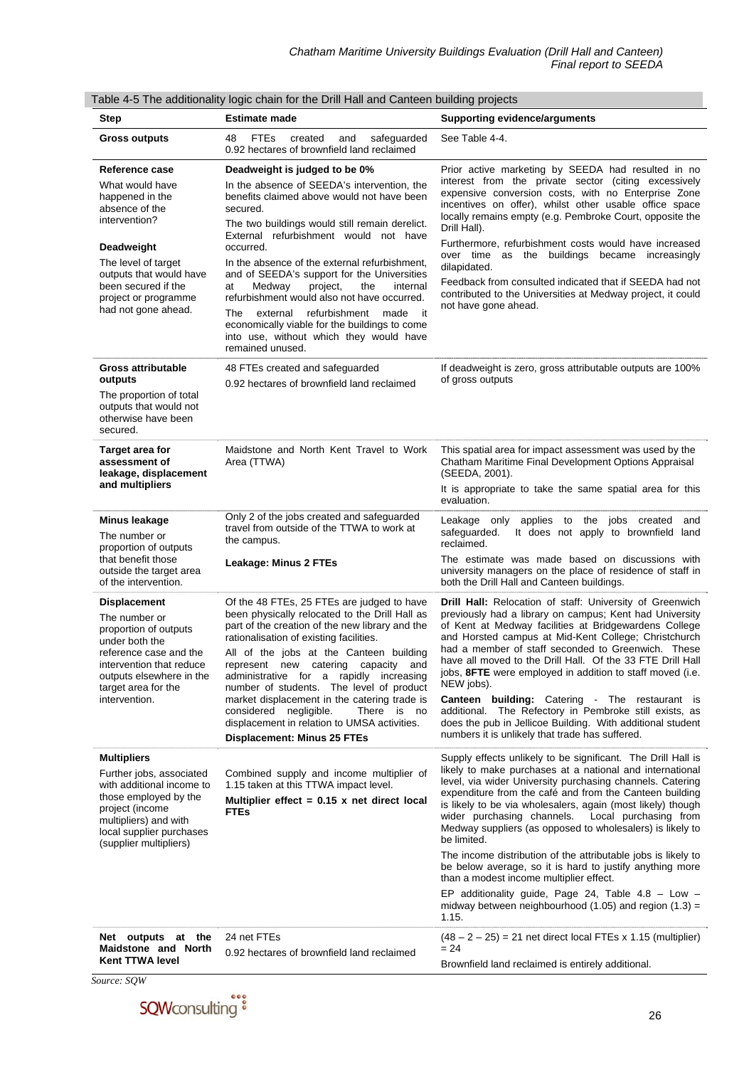Table 4-5 The additionality logic chain for the Drill Hall and Canteen building projects

| Step | Estimate made | Supporting evidence/arguments |
|---|---|---|
| **Gross outputs** | 48 FTEs created and safeguarded<br>0.92 hectares of brownfield land reclaimed | See Table 4-4. |
| **Reference case**<br>What would have happened in the absence of the intervention?<br><br>**Deadweight**<br>The level of target outputs that would have been secured if the project or programme had not gone ahead. | **Deadweight is judged to be 0%**<br>In the absence of SEEDA's intervention, the benefits claimed above would not have been secured.<br>The two buildings would still remain derelict. External refurbishment would not have occurred.<br>In the absence of the external refurbishment, and of SEEDA's support for the Universities at Medway project, the internal refurbishment would also not have occurred.<br>The external refurbishment made it economically viable for the buildings to come into use, without which they would have remained unused. | Prior active marketing by SEEDA had resulted in no interest from the private sector (citing excessively expensive conversion costs, with no Enterprise Zone incentives on offer), whilst other usable office space locally remains empty (e.g. Pembroke Court, opposite the Drill Hall).<br>Furthermore, refurbishment costs would have increased over time as the buildings became increasingly dilapidated.<br>Feedback from consulted indicated that if SEEDA had not contributed to the Universities at Medway project, it could not have gone ahead. |
| **Gross attributable outputs**<br>The proportion of total outputs that would not otherwise have been secured. | 48 FTEs created and safeguarded<br>0.92 hectares of brownfield land reclaimed | If deadweight is zero, gross attributable outputs are 100% of gross outputs |
| **Target area for assessment of leakage, displacement and multipliers** | Maidstone and North Kent Travel to Work Area (TTWA) | This spatial area for impact assessment was used by the Chatham Maritime Final Development Options Appraisal (SEEDA, 2001).<br>It is appropriate to take the same spatial area for this evaluation. |
| **Minus leakage**<br>The number or proportion of outputs that benefit those outside the target area of the intervention. | Only 2 of the jobs created and safeguarded travel from outside of the TTWA to work at the campus.<br><br>**Leakage: Minus 2 FTEs** | Leakage only applies to the jobs created and safeguarded. It does not apply to brownfield land reclaimed.<br>The estimate was made based on discussions with university managers on the place of residence of staff in both the Drill Hall and Canteen buildings. |
| **Displacement**<br>The number or proportion of outputs under both the reference case and the intervention that reduce outputs elsewhere in the target area for the intervention. | Of the 48 FTEs, 25 FTEs are judged to have been physically relocated to the Drill Hall as part of the creation of the new library and the rationalisation of existing facilities.<br>All of the jobs at the Canteen building represent new catering capacity and administrative for a rapidly increasing number of students. The level of product market displacement in the catering trade is considered negligible. There is no displacement in relation to UMSA activities.<br>**Displacement: Minus 25 FTEs** | **Drill Hall:** Relocation of staff: University of Greenwich previously had a library on campus; Kent had University of Kent at Medway facilities at Bridgewardens College and Horsted campus at Mid-Kent College; Christchurch had a member of staff seconded to Greenwich. These have all moved to the Drill Hall. Of the 33 FTE Drill Hall jobs, **8FTE** were employed in addition to staff moved (i.e. NEW jobs).<br>**Canteen building:** Catering - The restaurant is additional. The Refectory in Pembroke still exists, as does the pub in Jellicoe Building. With additional student numbers it is unlikely that trade has suffered. |
| **Multipliers**<br>Further jobs, associated with additional income to those employed by the project (income multipliers) and with local supplier purchases (supplier multipliers) | Combined supply and income multiplier of 1.15 taken at this TTWA impact level.<br>**Multiplier effect = 0.15 x net direct local FTEs** | Supply effects unlikely to be significant. The Drill Hall is likely to make purchases at a national and international level, via wider University purchasing channels. Catering expenditure from the café and from the Canteen building is likely to be via wholesalers, again (most likely) though wider purchasing channels. Local purchasing from Medway suppliers (as opposed to wholesalers) is likely to be limited.<br>The income distribution of the attributable jobs is likely to be below average, so it is hard to justify anything more than a modest income multiplier effect.<br>EP additionality guide, Page 24, Table 4.8 – Low – midway between neighbourhood (1.05) and region (1.3) = 1.15. |
| **Net outputs at the Maidstone and North Kent TTWA level** | 24 net FTEs<br>0.92 hectares of brownfield land reclaimed | (48 – 2 – 25) = 21 net direct local FTEs x 1.15 (multiplier) = 24<br>Brownfield land reclaimed is entirely additional. |

*Source: SQW*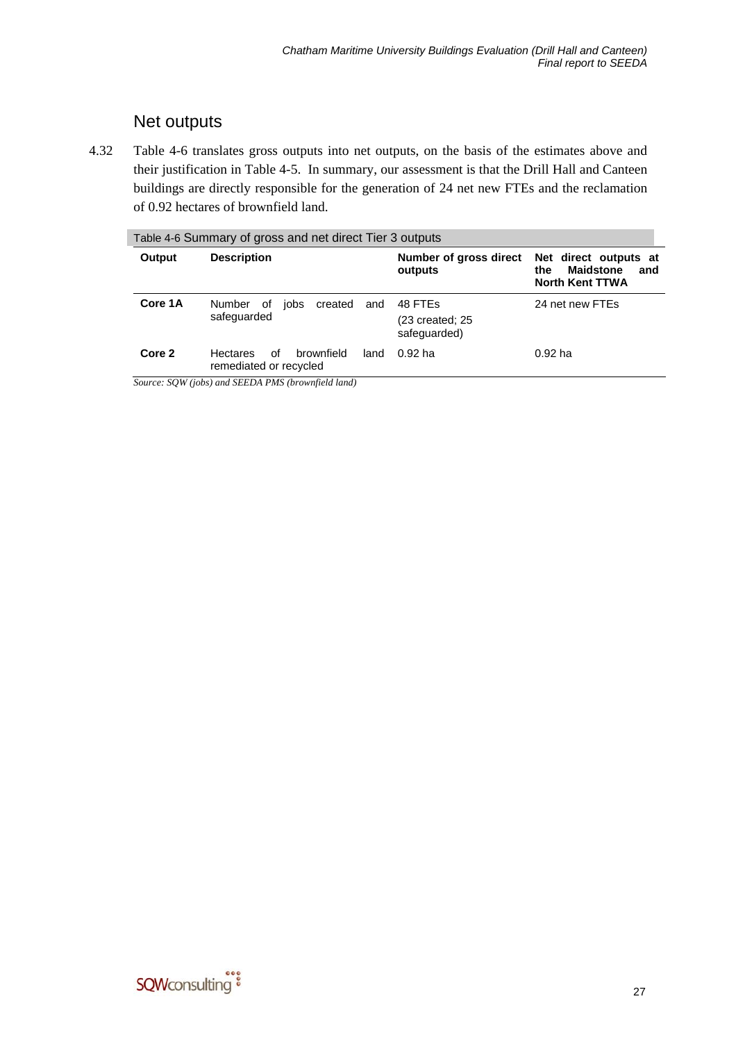## Net outputs

4.32 Table 4-6 translates gross outputs into net outputs, on the basis of the estimates above and their justification in Table 4-5. In summary, our assessment is that the Drill Hall and Canteen buildings are directly responsible for the generation of 24 net new FTEs and the reclamation of 0.92 hectares of brownfield land.

Table 4-6 Summary of gross and net direct Tier 3 outputs

| Output | Description | Number of gross direct outputs | Net direct outputs at the Maidstone and North Kent TTWA |
|---|---|---|---|
| **Core 1A** | Number of jobs created and safeguarded | 48 FTEs (23 created; 25 safeguarded) | 24 net new FTEs |
| **Core 2** | Hectares of brownfield land remediated or recycled | 0.92 ha | 0.92 ha |

*Source: SQW (jobs) and SEEDA PMS (brownfield land)*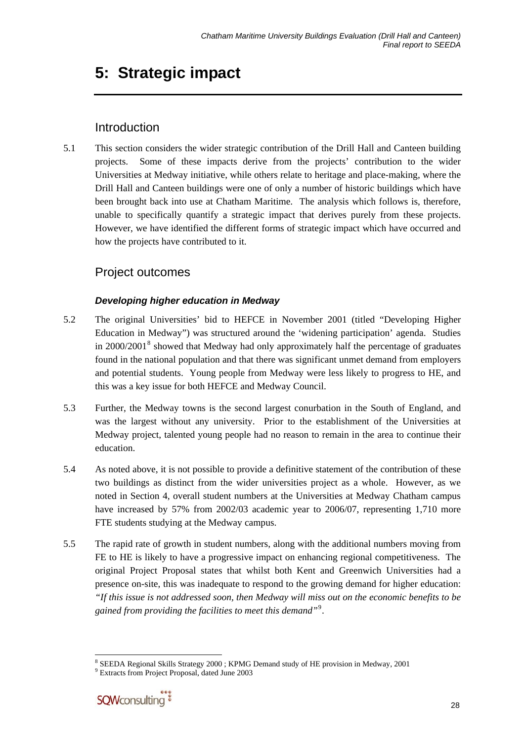# 5: Strategic impact

## Introduction

5.1 This section considers the wider strategic contribution of the Drill Hall and Canteen building projects. Some of these impacts derive from the projects' contribution to the wider Universities at Medway initiative, while others relate to heritage and place-making, where the Drill Hall and Canteen buildings were one of only a number of historic buildings which have been brought back into use at Chatham Maritime. The analysis which follows is, therefore, unable to specifically quantify a strategic impact that derives purely from these projects. However, we have identified the different forms of strategic impact which have occurred and how the projects have contributed to it.

## Project outcomes

### *Developing higher education in Medway*

5.2 The original Universities' bid to HEFCE in November 2001 (titled "Developing Higher Education in Medway") was structured around the 'widening participation' agenda. Studies in 2000/2001[8] showed that Medway had only approximately half the percentage of graduates found in the national population and that there was significant unmet demand from employers and potential students. Young people from Medway were less likely to progress to HE, and this was a key issue for both HEFCE and Medway Council.

5.3 Further, the Medway towns is the second largest conurbation in the South of England, and was the largest without any university. Prior to the establishment of the Universities at Medway project, talented young people had no reason to remain in the area to continue their education.

5.4 As noted above, it is not possible to provide a definitive statement of the contribution of these two buildings as distinct from the wider universities project as a whole. However, as we noted in Section 4, overall student numbers at the Universities at Medway Chatham campus have increased by 57% from 2002/03 academic year to 2006/07, representing 1,710 more FTE students studying at the Medway campus.

5.5 The rapid rate of growth in student numbers, along with the additional numbers moving from FE to HE is likely to have a progressive impact on enhancing regional competitiveness. The original Project Proposal states that whilst both Kent and Greenwich Universities had a presence on-site, this was inadequate to respond to the growing demand for higher education: *"If this issue is not addressed soon, then Medway will miss out on the economic benefits to be gained from providing the facilities to meet this demand"*[9].

---

[8] SEEDA Regional Skills Strategy 2000 ; KPMG Demand study of HE provision in Medway, 2001

[9] Extracts from Project Proposal, dated June 2003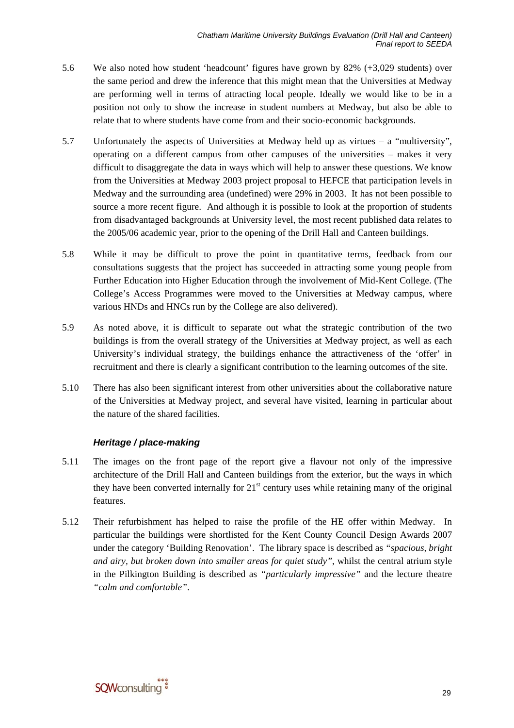5.6 We also noted how student 'headcount' figures have grown by 82% (+3,029 students) over the same period and drew the inference that this might mean that the Universities at Medway are performing well in terms of attracting local people. Ideally we would like to be in a position not only to show the increase in student numbers at Medway, but also be able to relate that to where students have come from and their socio-economic backgrounds.

5.7 Unfortunately the aspects of Universities at Medway held up as virtues – a "multiversity", operating on a different campus from other campuses of the universities – makes it very difficult to disaggregate the data in ways which will help to answer these questions. We know from the Universities at Medway 2003 project proposal to HEFCE that participation levels in Medway and the surrounding area (undefined) were 29% in 2003. It has not been possible to source a more recent figure. And although it is possible to look at the proportion of students from disadvantaged backgrounds at University level, the most recent published data relates to the 2005/06 academic year, prior to the opening of the Drill Hall and Canteen buildings.

5.8 While it may be difficult to prove the point in quantitative terms, feedback from our consultations suggests that the project has succeeded in attracting some young people from Further Education into Higher Education through the involvement of Mid-Kent College. (The College's Access Programmes were moved to the Universities at Medway campus, where various HNDs and HNCs run by the College are also delivered).

5.9 As noted above, it is difficult to separate out what the strategic contribution of the two buildings is from the overall strategy of the Universities at Medway project, as well as each University's individual strategy, the buildings enhance the attractiveness of the 'offer' in recruitment and there is clearly a significant contribution to the learning outcomes of the site.

5.10 There has also been significant interest from other universities about the collaborative nature of the Universities at Medway project, and several have visited, learning in particular about the nature of the shared facilities.

### *Heritage / place-making*

5.11 The images on the front page of the report give a flavour not only of the impressive architecture of the Drill Hall and Canteen buildings from the exterior, but the ways in which they have been converted internally for 21st century uses while retaining many of the original features.

5.12 Their refurbishment has helped to raise the profile of the HE offer within Medway. In particular the buildings were shortlisted for the Kent County Council Design Awards 2007 under the category 'Building Renovation'. The library space is described as *"spacious, bright and airy, but broken down into smaller areas for quiet study"*, whilst the central atrium style in the Pilkington Building is described as *"particularly impressive"* and the lecture theatre *"calm and comfortable"*.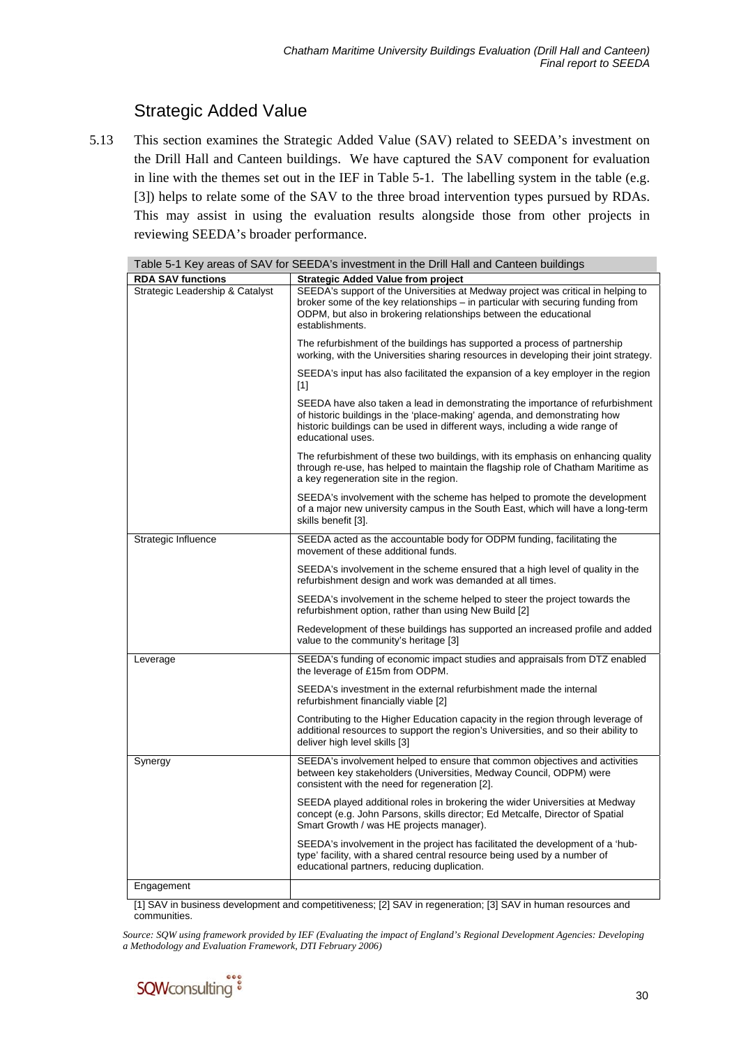## Strategic Added Value

5.13 This section examines the Strategic Added Value (SAV) related to SEEDA's investment on the Drill Hall and Canteen buildings. We have captured the SAV component for evaluation in line with the themes set out in the IEF in Table 5-1. The labelling system in the table (e.g. [3]) helps to relate some of the SAV to the three broad intervention types pursued by RDAs. This may assist in using the evaluation results alongside those from other projects in reviewing SEEDA's broader performance.

Table 5-1 Key areas of SAV for SEEDA's investment in the Drill Hall and Canteen buildings

| RDA SAV functions | Strategic Added Value from project |
|---|---|
| Strategic Leadership & Catalyst | SEEDA's support of the Universities at Medway project was critical in helping to broker some of the key relationships – in particular with securing funding from ODPM, but also in brokering relationships between the educational establishments. |
| | The refurbishment of the buildings has supported a process of partnership working, with the Universities sharing resources in developing their joint strategy. |
| | SEEDA's input has also facilitated the expansion of a key employer in the region [1] |
| | SEEDA have also taken a lead in demonstrating the importance of refurbishment of historic buildings in the 'place-making' agenda, and demonstrating how historic buildings can be used in different ways, including a wide range of educational uses. |
| | The refurbishment of these two buildings, with its emphasis on enhancing quality through re-use, has helped to maintain the flagship role of Chatham Maritime as a key regeneration site in the region. |
| | SEEDA's involvement with the scheme has helped to promote the development of a major new university campus in the South East, which will have a long-term skills benefit [3]. |
| Strategic Influence | SEEDA acted as the accountable body for ODPM funding, facilitating the movement of these additional funds. |
| | SEEDA's involvement in the scheme ensured that a high level of quality in the refurbishment design and work was demanded at all times. |
| | SEEDA's involvement in the scheme helped to steer the project towards the refurbishment option, rather than using New Build [2] |
| | Redevelopment of these buildings has supported an increased profile and added value to the community's heritage [3] |
| Leverage | SEEDA's funding of economic impact studies and appraisals from DTZ enabled the leverage of £15m from ODPM. |
| | SEEDA's investment in the external refurbishment made the internal refurbishment financially viable [2] |
| | Contributing to the Higher Education capacity in the region through leverage of additional resources to support the region's Universities, and so their ability to deliver high level skills [3] |
| Synergy | SEEDA's involvement helped to ensure that common objectives and activities between key stakeholders (Universities, Medway Council, ODPM) were consistent with the need for regeneration [2]. |
| | SEEDA played additional roles in brokering the wider Universities at Medway concept (e.g. John Parsons, skills director; Ed Metcalfe, Director of Spatial Smart Growth / was HE projects manager). |
| | SEEDA's involvement in the project has facilitated the development of a 'hub-type' facility, with a shared central resource being used by a number of educational partners, reducing duplication. |
| Engagement | |

[1] SAV in business development and competitiveness; [2] SAV in regeneration; [3] SAV in human resources and communities.

*Source: SQW using framework provided by IEF (Evaluating the impact of England's Regional Development Agencies: Developing a Methodology and Evaluation Framework, DTI February 2006)*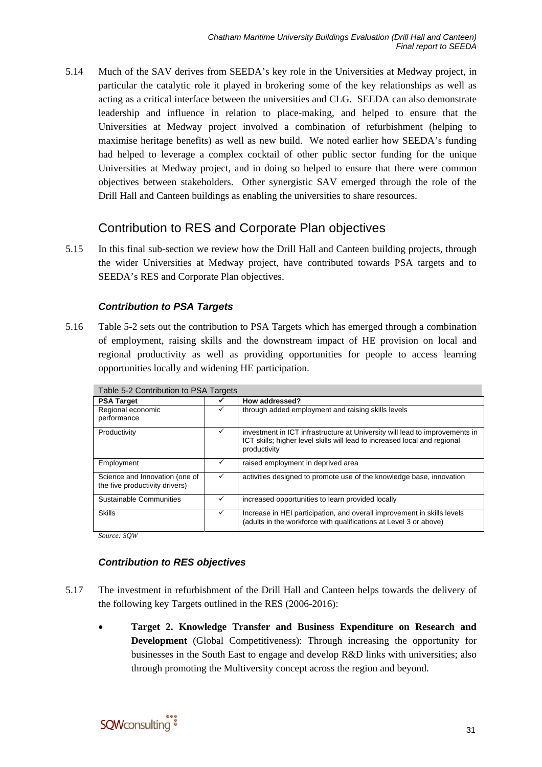5.14 Much of the SAV derives from SEEDA's key role in the Universities at Medway project, in particular the catalytic role it played in brokering some of the key relationships as well as acting as a critical interface between the universities and CLG. SEEDA can also demonstrate leadership and influence in relation to place-making, and helped to ensure that the Universities at Medway project involved a combination of refurbishment (helping to maximise heritage benefits) as well as new build. We noted earlier how SEEDA's funding had helped to leverage a complex cocktail of other public sector funding for the unique Universities at Medway project, and in doing so helped to ensure that there were common objectives between stakeholders. Other synergistic SAV emerged through the role of the Drill Hall and Canteen buildings as enabling the universities to share resources.

## Contribution to RES and Corporate Plan objectives

5.15 In this final sub-section we review how the Drill Hall and Canteen building projects, through the wider Universities at Medway project, have contributed towards PSA targets and to SEEDA's RES and Corporate Plan objectives.

### *Contribution to PSA Targets*

5.16 Table 5-2 sets out the contribution to PSA Targets which has emerged through a combination of employment, raising skills and the downstream impact of HE provision on local and regional productivity as well as providing opportunities for people to access learning opportunities locally and widening HE participation.

Table 5-2 Contribution to PSA Targets

| PSA Target | ✓ | How addressed? |
|---|---|---|
| Regional economic performance | ✓ | through added employment and raising skills levels |
| Productivity | ✓ | investment in ICT infrastructure at University will lead to improvements in ICT skills; higher level skills will lead to increased local and regional productivity |
| Employment | ✓ | raised employment in deprived area |
| Science and Innovation (one of the five productivity drivers) | ✓ | activities designed to promote use of the knowledge base, innovation |
| Sustainable Communities | ✓ | increased opportunities to learn provided locally |
| Skills | ✓ | Increase in HEI participation, and overall improvement in skills levels (adults in the workforce with qualifications at Level 3 or above) |

*Source: SQW*

### *Contribution to RES objectives*

5.17 The investment in refurbishment of the Drill Hall and Canteen helps towards the delivery of the following key Targets outlined in the RES (2006-2016):

- **Target 2. Knowledge Transfer and Business Expenditure on Research and Development** (Global Competitiveness): Through increasing the opportunity for businesses in the South East to engage and develop R&D links with universities; also through promoting the Multiversity concept across the region and beyond.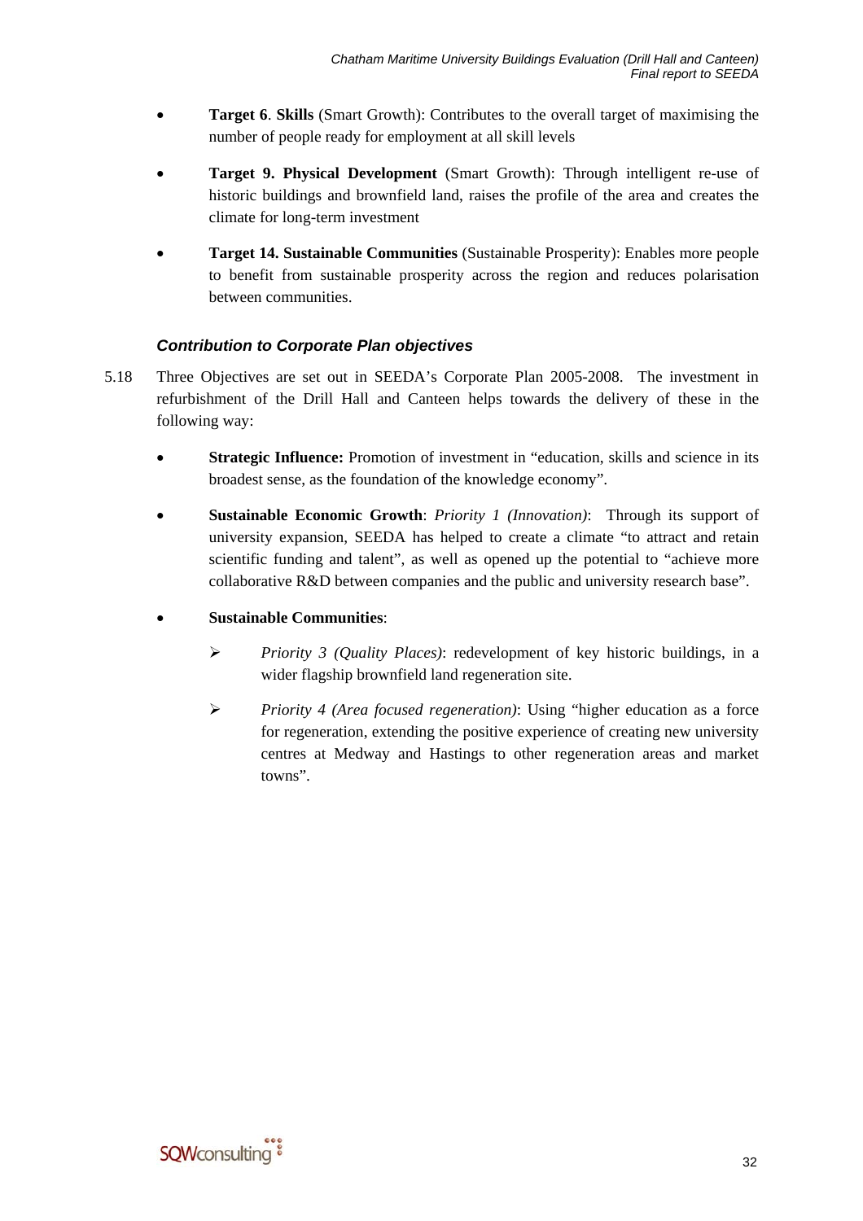- **Target 6**. **Skills** (Smart Growth): Contributes to the overall target of maximising the number of people ready for employment at all skill levels

- **Target 9. Physical Development** (Smart Growth): Through intelligent re-use of historic buildings and brownfield land, raises the profile of the area and creates the climate for long-term investment

- **Target 14. Sustainable Communities** (Sustainable Prosperity): Enables more people to benefit from sustainable prosperity across the region and reduces polarisation between communities.

### *Contribution to Corporate Plan objectives*

5.18 Three Objectives are set out in SEEDA's Corporate Plan 2005-2008. The investment in refurbishment of the Drill Hall and Canteen helps towards the delivery of these in the following way:

- **Strategic Influence:** Promotion of investment in "education, skills and science in its broadest sense, as the foundation of the knowledge economy".

- **Sustainable Economic Growth**: *Priority 1 (Innovation)*: Through its support of university expansion, SEEDA has helped to create a climate "to attract and retain scientific funding and talent", as well as opened up the potential to "achieve more collaborative R&D between companies and the public and university research base".

- **Sustainable Communities**:
  - *Priority 3 (Quality Places)*: redevelopment of key historic buildings, in a wider flagship brownfield land regeneration site.
  - *Priority 4 (Area focused regeneration)*: Using "higher education as a force for regeneration, extending the positive experience of creating new university centres at Medway and Hastings to other regeneration areas and market towns".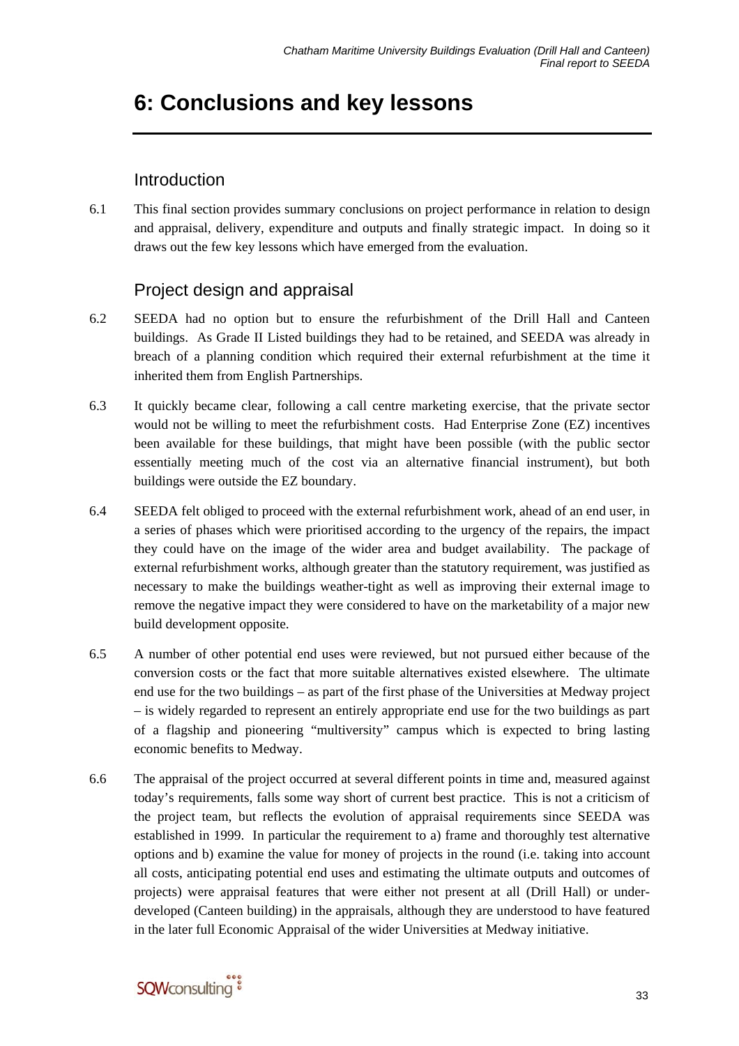# 6: Conclusions and key lessons

## Introduction

6.1 This final section provides summary conclusions on project performance in relation to design and appraisal, delivery, expenditure and outputs and finally strategic impact. In doing so it draws out the few key lessons which have emerged from the evaluation.

## Project design and appraisal

6.2 SEEDA had no option but to ensure the refurbishment of the Drill Hall and Canteen buildings. As Grade II Listed buildings they had to be retained, and SEEDA was already in breach of a planning condition which required their external refurbishment at the time it inherited them from English Partnerships.

6.3 It quickly became clear, following a call centre marketing exercise, that the private sector would not be willing to meet the refurbishment costs. Had Enterprise Zone (EZ) incentives been available for these buildings, that might have been possible (with the public sector essentially meeting much of the cost via an alternative financial instrument), but both buildings were outside the EZ boundary.

6.4 SEEDA felt obliged to proceed with the external refurbishment work, ahead of an end user, in a series of phases which were prioritised according to the urgency of the repairs, the impact they could have on the image of the wider area and budget availability. The package of external refurbishment works, although greater than the statutory requirement, was justified as necessary to make the buildings weather-tight as well as improving their external image to remove the negative impact they were considered to have on the marketability of a major new build development opposite.

6.5 A number of other potential end uses were reviewed, but not pursued either because of the conversion costs or the fact that more suitable alternatives existed elsewhere. The ultimate end use for the two buildings – as part of the first phase of the Universities at Medway project – is widely regarded to represent an entirely appropriate end use for the two buildings as part of a flagship and pioneering "multiversity" campus which is expected to bring lasting economic benefits to Medway.

6.6 The appraisal of the project occurred at several different points in time and, measured against today's requirements, falls some way short of current best practice. This is not a criticism of the project team, but reflects the evolution of appraisal requirements since SEEDA was established in 1999. In particular the requirement to a) frame and thoroughly test alternative options and b) examine the value for money of projects in the round (i.e. taking into account all costs, anticipating potential end uses and estimating the ultimate outputs and outcomes of projects) were appraisal features that were either not present at all (Drill Hall) or under-developed (Canteen building) in the appraisals, although they are understood to have featured in the later full Economic Appraisal of the wider Universities at Medway initiative.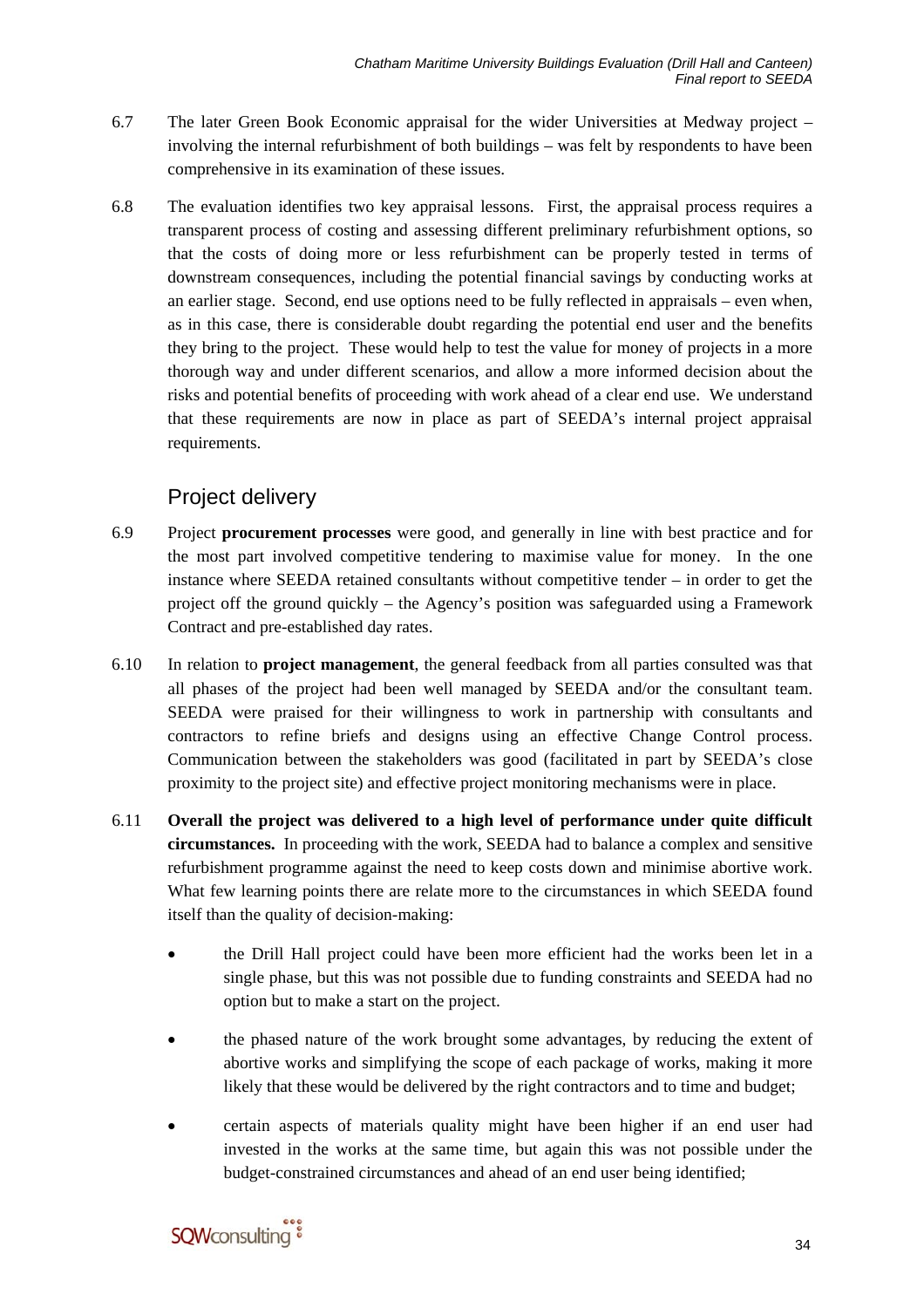6.7 The later Green Book Economic appraisal for the wider Universities at Medway project – involving the internal refurbishment of both buildings – was felt by respondents to have been comprehensive in its examination of these issues.

6.8 The evaluation identifies two key appraisal lessons. First, the appraisal process requires a transparent process of costing and assessing different preliminary refurbishment options, so that the costs of doing more or less refurbishment can be properly tested in terms of downstream consequences, including the potential financial savings by conducting works at an earlier stage. Second, end use options need to be fully reflected in appraisals – even when, as in this case, there is considerable doubt regarding the potential end user and the benefits they bring to the project. These would help to test the value for money of projects in a more thorough way and under different scenarios, and allow a more informed decision about the risks and potential benefits of proceeding with work ahead of a clear end use. We understand that these requirements are now in place as part of SEEDA's internal project appraisal requirements.

## Project delivery

6.9 Project **procurement processes** were good, and generally in line with best practice and for the most part involved competitive tendering to maximise value for money. In the one instance where SEEDA retained consultants without competitive tender – in order to get the project off the ground quickly – the Agency's position was safeguarded using a Framework Contract and pre-established day rates.

6.10 In relation to **project management**, the general feedback from all parties consulted was that all phases of the project had been well managed by SEEDA and/or the consultant team. SEEDA were praised for their willingness to work in partnership with consultants and contractors to refine briefs and designs using an effective Change Control process. Communication between the stakeholders was good (facilitated in part by SEEDA's close proximity to the project site) and effective project monitoring mechanisms were in place.

6.11 **Overall the project was delivered to a high level of performance under quite difficult circumstances.** In proceeding with the work, SEEDA had to balance a complex and sensitive refurbishment programme against the need to keep costs down and minimise abortive work. What few learning points there are relate more to the circumstances in which SEEDA found itself than the quality of decision-making:

- the Drill Hall project could have been more efficient had the works been let in a single phase, but this was not possible due to funding constraints and SEEDA had no option but to make a start on the project.
- the phased nature of the work brought some advantages, by reducing the extent of abortive works and simplifying the scope of each package of works, making it more likely that these would be delivered by the right contractors and to time and budget;
- certain aspects of materials quality might have been higher if an end user had invested in the works at the same time, but again this was not possible under the budget-constrained circumstances and ahead of an end user being identified;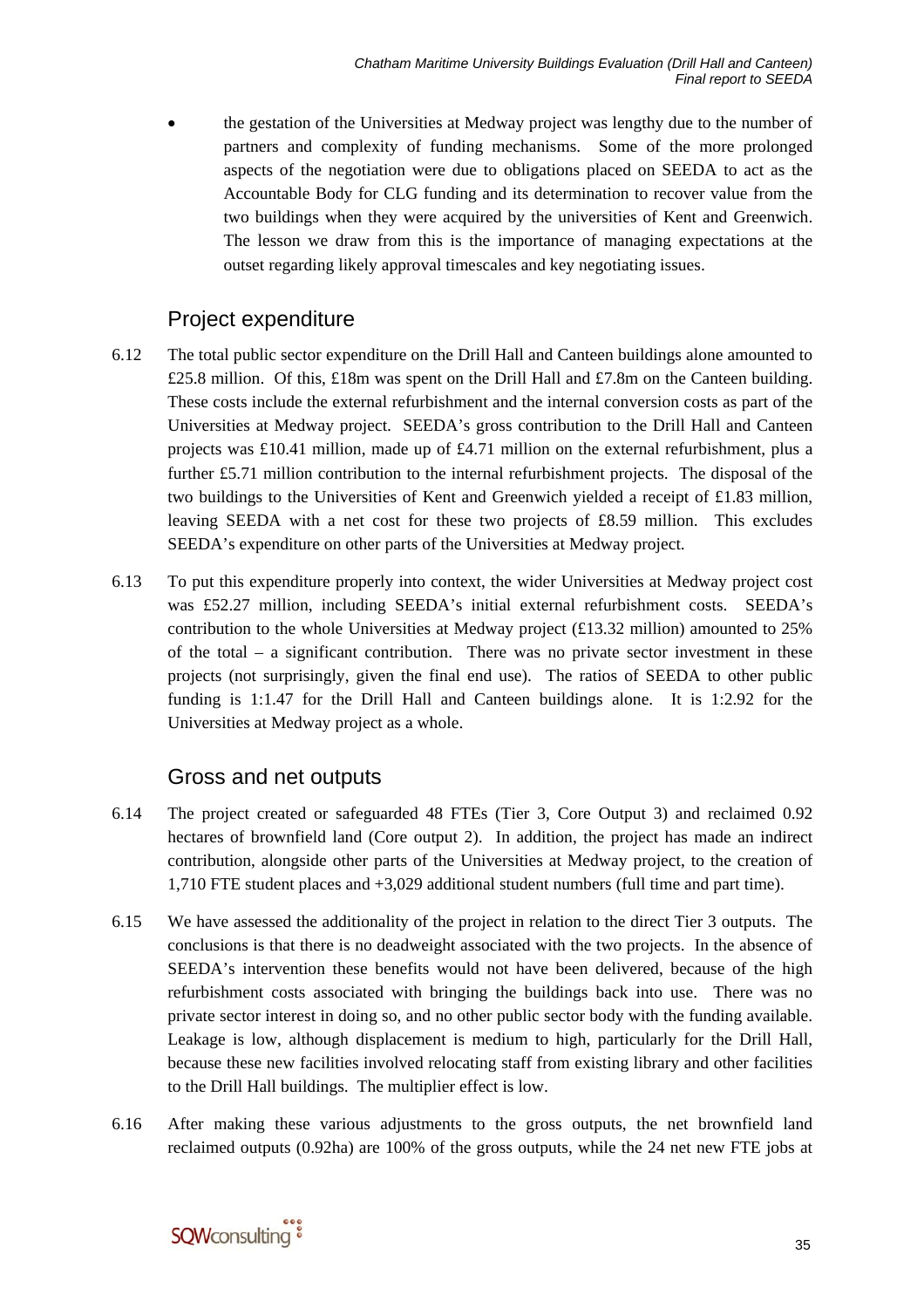- the gestation of the Universities at Medway project was lengthy due to the number of partners and complexity of funding mechanisms. Some of the more prolonged aspects of the negotiation were due to obligations placed on SEEDA to act as the Accountable Body for CLG funding and its determination to recover value from the two buildings when they were acquired by the universities of Kent and Greenwich. The lesson we draw from this is the importance of managing expectations at the outset regarding likely approval timescales and key negotiating issues.

## Project expenditure

6.12 The total public sector expenditure on the Drill Hall and Canteen buildings alone amounted to £25.8 million. Of this, £18m was spent on the Drill Hall and £7.8m on the Canteen building. These costs include the external refurbishment and the internal conversion costs as part of the Universities at Medway project. SEEDA's gross contribution to the Drill Hall and Canteen projects was £10.41 million, made up of £4.71 million on the external refurbishment, plus a further £5.71 million contribution to the internal refurbishment projects. The disposal of the two buildings to the Universities of Kent and Greenwich yielded a receipt of £1.83 million, leaving SEEDA with a net cost for these two projects of £8.59 million. This excludes SEEDA's expenditure on other parts of the Universities at Medway project.

6.13 To put this expenditure properly into context, the wider Universities at Medway project cost was £52.27 million, including SEEDA's initial external refurbishment costs. SEEDA's contribution to the whole Universities at Medway project (£13.32 million) amounted to 25% of the total – a significant contribution. There was no private sector investment in these projects (not surprisingly, given the final end use). The ratios of SEEDA to other public funding is 1:1.47 for the Drill Hall and Canteen buildings alone. It is 1:2.92 for the Universities at Medway project as a whole.

## Gross and net outputs

6.14 The project created or safeguarded 48 FTEs (Tier 3, Core Output 3) and reclaimed 0.92 hectares of brownfield land (Core output 2). In addition, the project has made an indirect contribution, alongside other parts of the Universities at Medway project, to the creation of 1,710 FTE student places and +3,029 additional student numbers (full time and part time).

6.15 We have assessed the additionality of the project in relation to the direct Tier 3 outputs. The conclusions is that there is no deadweight associated with the two projects. In the absence of SEEDA's intervention these benefits would not have been delivered, because of the high refurbishment costs associated with bringing the buildings back into use. There was no private sector interest in doing so, and no other public sector body with the funding available. Leakage is low, although displacement is medium to high, particularly for the Drill Hall, because these new facilities involved relocating staff from existing library and other facilities to the Drill Hall buildings. The multiplier effect is low.

6.16 After making these various adjustments to the gross outputs, the net brownfield land reclaimed outputs (0.92ha) are 100% of the gross outputs, while the 24 net new FTE jobs at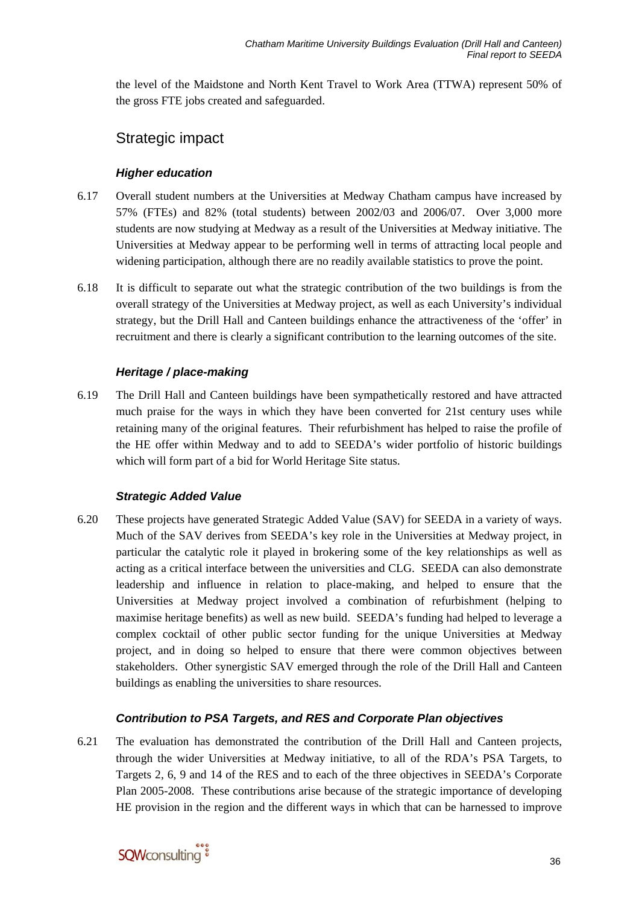the level of the Maidstone and North Kent Travel to Work Area (TTWA) represent 50% of the gross FTE jobs created and safeguarded.

## Strategic impact

### *Higher education*

6.17 Overall student numbers at the Universities at Medway Chatham campus have increased by 57% (FTEs) and 82% (total students) between 2002/03 and 2006/07. Over 3,000 more students are now studying at Medway as a result of the Universities at Medway initiative. The Universities at Medway appear to be performing well in terms of attracting local people and widening participation, although there are no readily available statistics to prove the point.

6.18 It is difficult to separate out what the strategic contribution of the two buildings is from the overall strategy of the Universities at Medway project, as well as each University's individual strategy, but the Drill Hall and Canteen buildings enhance the attractiveness of the 'offer' in recruitment and there is clearly a significant contribution to the learning outcomes of the site.

### *Heritage / place-making*

6.19 The Drill Hall and Canteen buildings have been sympathetically restored and have attracted much praise for the ways in which they have been converted for 21st century uses while retaining many of the original features. Their refurbishment has helped to raise the profile of the HE offer within Medway and to add to SEEDA's wider portfolio of historic buildings which will form part of a bid for World Heritage Site status.

### *Strategic Added Value*

6.20 These projects have generated Strategic Added Value (SAV) for SEEDA in a variety of ways. Much of the SAV derives from SEEDA's key role in the Universities at Medway project, in particular the catalytic role it played in brokering some of the key relationships as well as acting as a critical interface between the universities and CLG. SEEDA can also demonstrate leadership and influence in relation to place-making, and helped to ensure that the Universities at Medway project involved a combination of refurbishment (helping to maximise heritage benefits) as well as new build. SEEDA's funding had helped to leverage a complex cocktail of other public sector funding for the unique Universities at Medway project, and in doing so helped to ensure that there were common objectives between stakeholders. Other synergistic SAV emerged through the role of the Drill Hall and Canteen buildings as enabling the universities to share resources.

### *Contribution to PSA Targets, and RES and Corporate Plan objectives*

6.21 The evaluation has demonstrated the contribution of the Drill Hall and Canteen projects, through the wider Universities at Medway initiative, to all of the RDA's PSA Targets, to Targets 2, 6, 9 and 14 of the RES and to each of the three objectives in SEEDA's Corporate Plan 2005-2008. These contributions arise because of the strategic importance of developing HE provision in the region and the different ways in which that can be harnessed to improve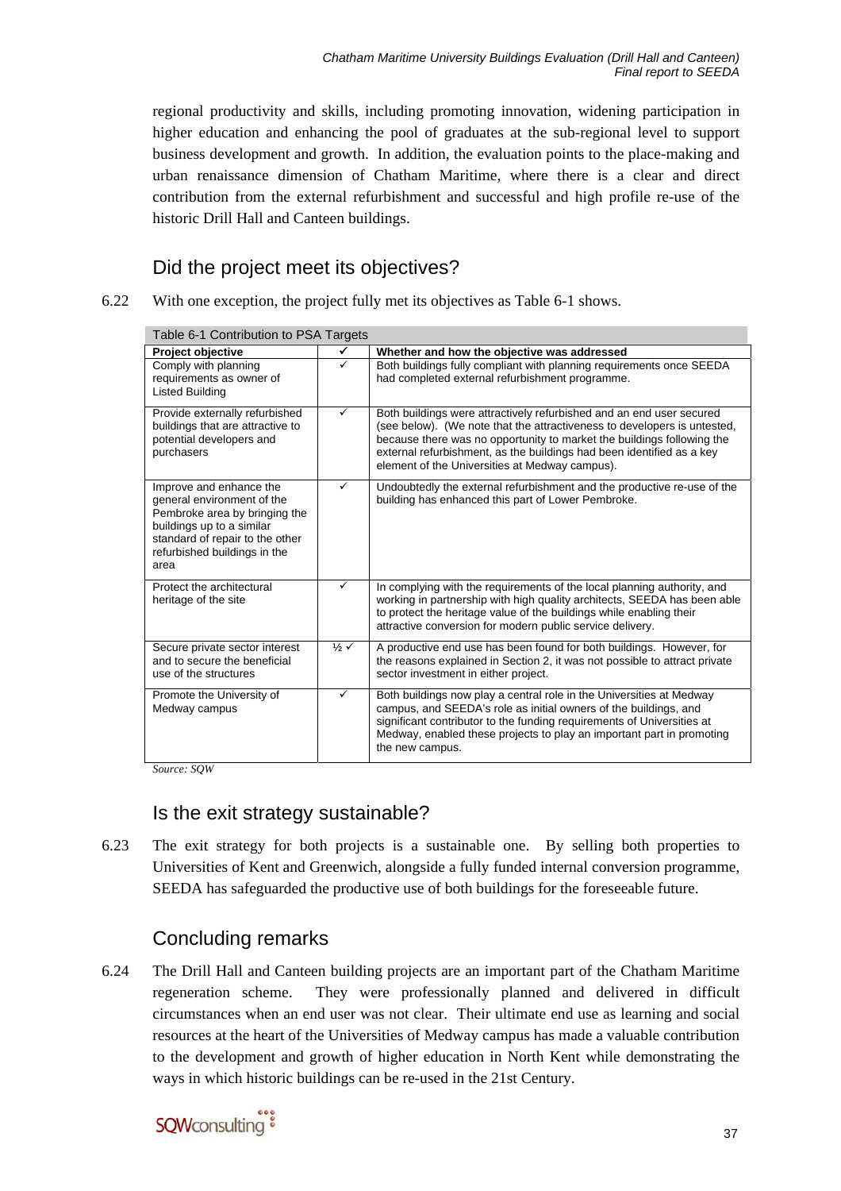regional productivity and skills, including promoting innovation, widening participation in higher education and enhancing the pool of graduates at the sub-regional level to support business development and growth. In addition, the evaluation points to the place-making and urban renaissance dimension of Chatham Maritime, where there is a clear and direct contribution from the external refurbishment and successful and high profile re-use of the historic Drill Hall and Canteen buildings.

## Did the project meet its objectives?

6.22 With one exception, the project fully met its objectives as Table 6-1 shows.

Table 6-1 Contribution to PSA Targets

| Project objective | ✓ | Whether and how the objective was addressed |
|---|---|---|
| Comply with planning requirements as owner of Listed Building | ✓ | Both buildings fully compliant with planning requirements once SEEDA had completed external refurbishment programme. |
| Provide externally refurbished buildings that are attractive to potential developers and purchasers | ✓ | Both buildings were attractively refurbished and an end user secured (see below). (We note that the attractiveness to developers is untested, because there was no opportunity to market the buildings following the external refurbishment, as the buildings had been identified as a key element of the Universities at Medway campus). |
| Improve and enhance the general environment of the Pembroke area by bringing the buildings up to a similar standard of repair to the other refurbished buildings in the area | ✓ | Undoubtedly the external refurbishment and the productive re-use of the building has enhanced this part of Lower Pembroke. |
| Protect the architectural heritage of the site | ✓ | In complying with the requirements of the local planning authority, and working in partnership with high quality architects, SEEDA has been able to protect the heritage value of the buildings while enabling their attractive conversion for modern public service delivery. |
| Secure private sector interest and to secure the beneficial use of the structures | ½ ✓ | A productive end use has been found for both buildings. However, for the reasons explained in Section 2, it was not possible to attract private sector investment in either project. |
| Promote the University of Medway campus | ✓ | Both buildings now play a central role in the Universities at Medway campus, and SEEDA's role as initial owners of the buildings, and significant contributor to the funding requirements of Universities at Medway, enabled these projects to play an important part in promoting the new campus. |

*Source: SQW*

## Is the exit strategy sustainable?

6.23 The exit strategy for both projects is a sustainable one. By selling both properties to Universities of Kent and Greenwich, alongside a fully funded internal conversion programme, SEEDA has safeguarded the productive use of both buildings for the foreseeable future.

## Concluding remarks

6.24 The Drill Hall and Canteen building projects are an important part of the Chatham Maritime regeneration scheme. They were professionally planned and delivered in difficult circumstances when an end user was not clear. Their ultimate end use as learning and social resources at the heart of the Universities of Medway campus has made a valuable contribution to the development and growth of higher education in North Kent while demonstrating the ways in which historic buildings can be re-used in the 21st Century.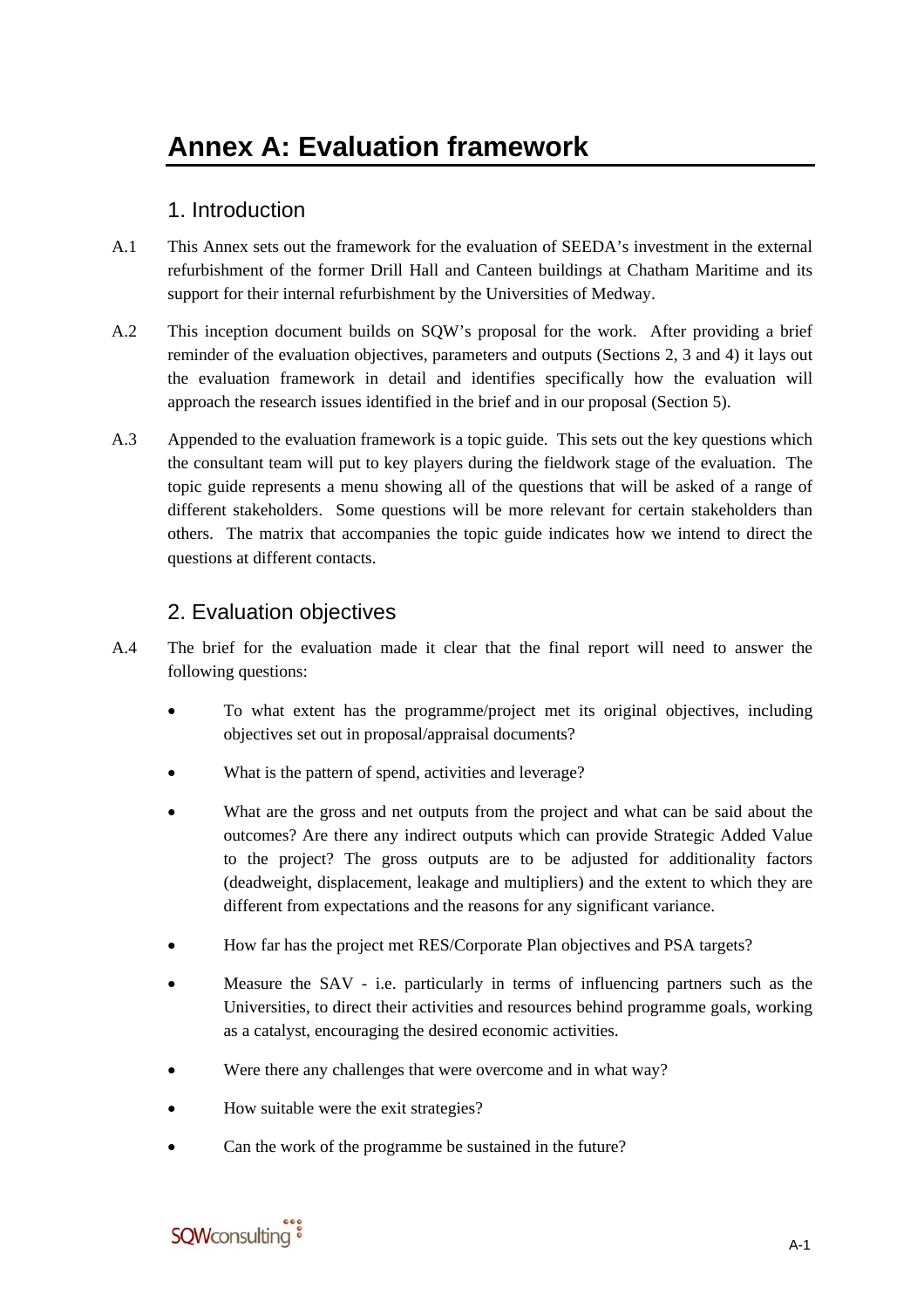# Annex A: Evaluation framework

## 1. Introduction

A.1 This Annex sets out the framework for the evaluation of SEEDA's investment in the external refurbishment of the former Drill Hall and Canteen buildings at Chatham Maritime and its support for their internal refurbishment by the Universities of Medway.

A.2 This inception document builds on SQW's proposal for the work. After providing a brief reminder of the evaluation objectives, parameters and outputs (Sections 2, 3 and 4) it lays out the evaluation framework in detail and identifies specifically how the evaluation will approach the research issues identified in the brief and in our proposal (Section 5).

A.3 Appended to the evaluation framework is a topic guide. This sets out the key questions which the consultant team will put to key players during the fieldwork stage of the evaluation. The topic guide represents a menu showing all of the questions that will be asked of a range of different stakeholders. Some questions will be more relevant for certain stakeholders than others. The matrix that accompanies the topic guide indicates how we intend to direct the questions at different contacts.

## 2. Evaluation objectives

A.4 The brief for the evaluation made it clear that the final report will need to answer the following questions:

- To what extent has the programme/project met its original objectives, including objectives set out in proposal/appraisal documents?
- What is the pattern of spend, activities and leverage?
- What are the gross and net outputs from the project and what can be said about the outcomes? Are there any indirect outputs which can provide Strategic Added Value to the project? The gross outputs are to be adjusted for additionality factors (deadweight, displacement, leakage and multipliers) and the extent to which they are different from expectations and the reasons for any significant variance.
- How far has the project met RES/Corporate Plan objectives and PSA targets?
- Measure the SAV - i.e. particularly in terms of influencing partners such as the Universities, to direct their activities and resources behind programme goals, working as a catalyst, encouraging the desired economic activities.
- Were there any challenges that were overcome and in what way?
- How suitable were the exit strategies?
- Can the work of the programme be sustained in the future?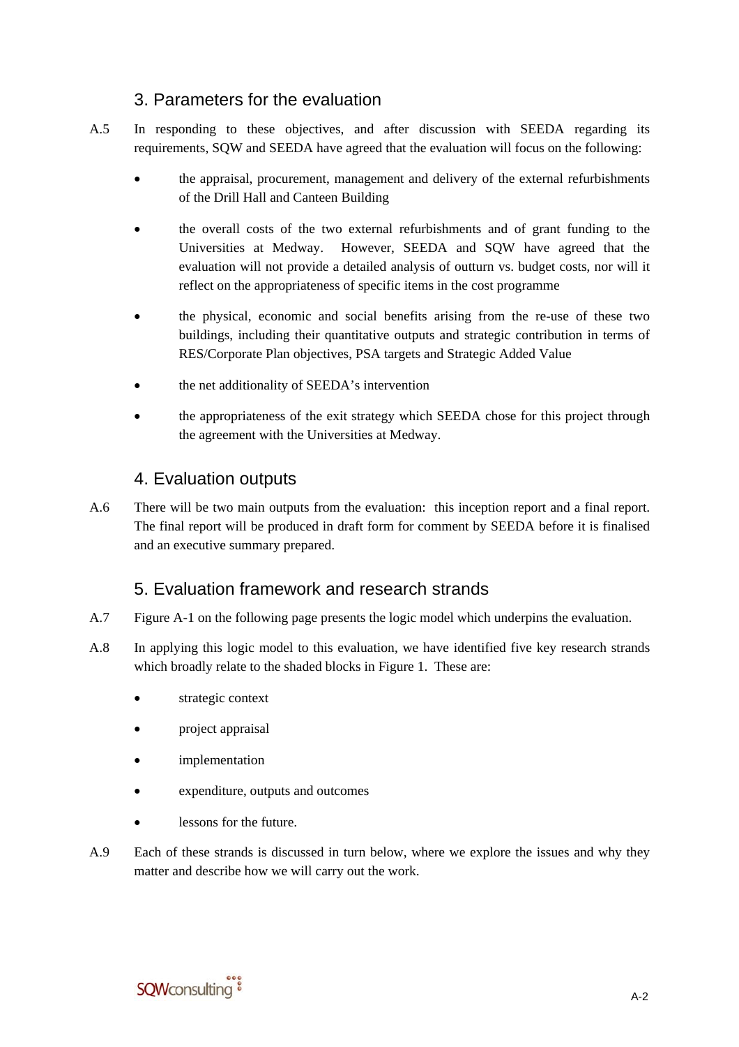## 3. Parameters for the evaluation

A.5 In responding to these objectives, and after discussion with SEEDA regarding its requirements, SQW and SEEDA have agreed that the evaluation will focus on the following:

- the appraisal, procurement, management and delivery of the external refurbishments of the Drill Hall and Canteen Building
- the overall costs of the two external refurbishments and of grant funding to the Universities at Medway. However, SEEDA and SQW have agreed that the evaluation will not provide a detailed analysis of outturn vs. budget costs, nor will it reflect on the appropriateness of specific items in the cost programme
- the physical, economic and social benefits arising from the re-use of these two buildings, including their quantitative outputs and strategic contribution in terms of RES/Corporate Plan objectives, PSA targets and Strategic Added Value
- the net additionality of SEEDA's intervention
- the appropriateness of the exit strategy which SEEDA chose for this project through the agreement with the Universities at Medway.

## 4. Evaluation outputs

A.6 There will be two main outputs from the evaluation: this inception report and a final report. The final report will be produced in draft form for comment by SEEDA before it is finalised and an executive summary prepared.

## 5. Evaluation framework and research strands

A.7 Figure A-1 on the following page presents the logic model which underpins the evaluation.

A.8 In applying this logic model to this evaluation, we have identified five key research strands which broadly relate to the shaded blocks in Figure 1. These are:

- strategic context
- project appraisal
- implementation
- expenditure, outputs and outcomes
- lessons for the future.

A.9 Each of these strands is discussed in turn below, where we explore the issues and why they matter and describe how we will carry out the work.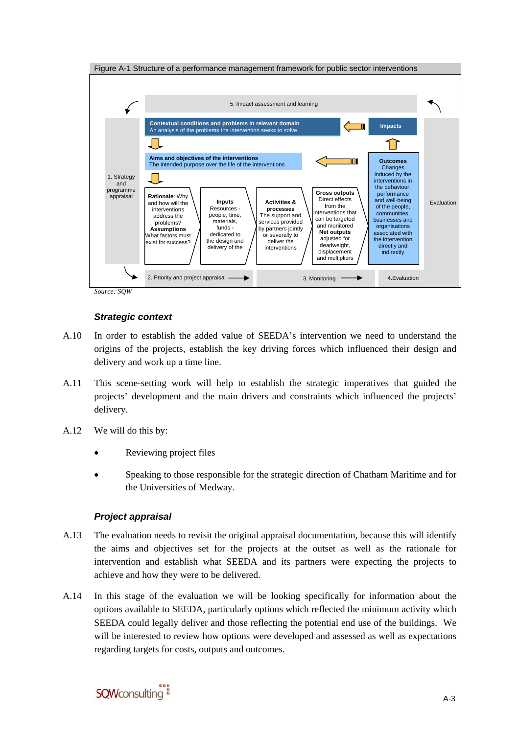Figure A-1 Structure of a performance management framework for public sector interventions

5. Impact assessment and learning

1. Strategy and programme appraisal

**Contextual conditions and problems in relevant domain**
An analysis of the problems the intervention seeks to solve

**Impacts**

**Aims and objectives of the interventions**
The intended purpose over the life of the interventions

**Outcomes** Changes induced by the interventions in the behaviour, performance and well-being of the people, communities, businesses and organisations associated with the intervention directly and indirectly

**Rationale**: Why and how will the interventions address the problems? **Assumptions** What factors must exist for success?

**Inputs** Resources - people, time, materials, funds - dedicated to the design and delivery of the

**Activities & processes** The support and services provided by partners jointly or severally to deliver the interventions

**Gross outputs** Direct effects from the interventions that can be targeted and monitored **Net outputs** adjusted for deadweight, displacement and multipliers

Evaluation

2. Priority and project appraisal → 3. Monitoring → 4.Evaluation

*Source: SQW*

### *Strategic context*

A.10 In order to establish the added value of SEEDA's intervention we need to understand the origins of the projects, establish the key driving forces which influenced their design and delivery and work up a time line.

A.11 This scene-setting work will help to establish the strategic imperatives that guided the projects' development and the main drivers and constraints which influenced the projects' delivery.

A.12 We will do this by:

- Reviewing project files
- Speaking to those responsible for the strategic direction of Chatham Maritime and for the Universities of Medway.

### *Project appraisal*

A.13 The evaluation needs to revisit the original appraisal documentation, because this will identify the aims and objectives set for the projects at the outset as well as the rationale for intervention and establish what SEEDA and its partners were expecting the projects to achieve and how they were to be delivered.

A.14 In this stage of the evaluation we will be looking specifically for information about the options available to SEEDA, particularly options which reflected the minimum activity which SEEDA could legally deliver and those reflecting the potential end use of the buildings. We will be interested to review how options were developed and assessed as well as expectations regarding targets for costs, outputs and outcomes.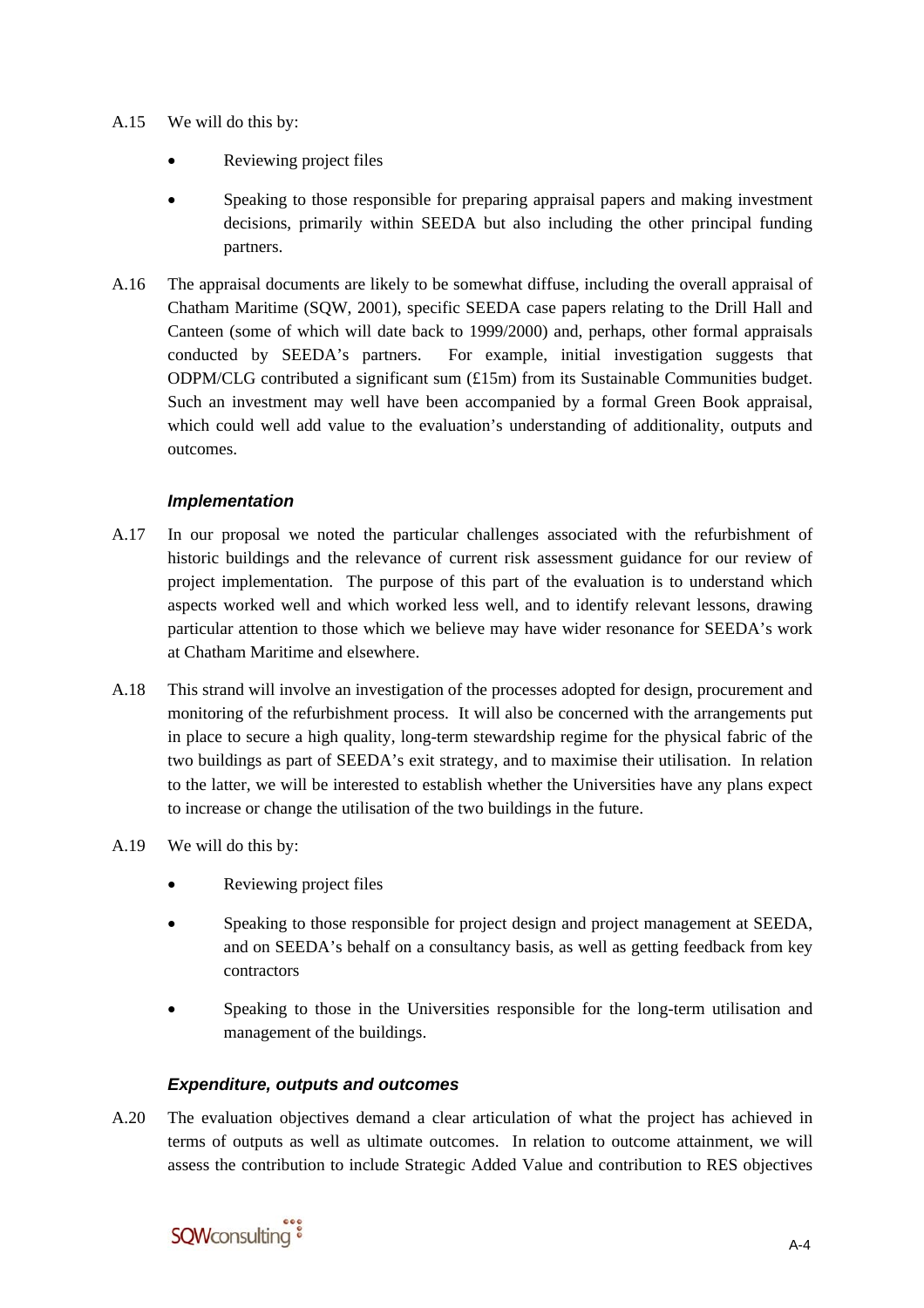A.15 We will do this by:

- Reviewing project files
- Speaking to those responsible for preparing appraisal papers and making investment decisions, primarily within SEEDA but also including the other principal funding partners.

A.16 The appraisal documents are likely to be somewhat diffuse, including the overall appraisal of Chatham Maritime (SQW, 2001), specific SEEDA case papers relating to the Drill Hall and Canteen (some of which will date back to 1999/2000) and, perhaps, other formal appraisals conducted by SEEDA's partners. For example, initial investigation suggests that ODPM/CLG contributed a significant sum (£15m) from its Sustainable Communities budget. Such an investment may well have been accompanied by a formal Green Book appraisal, which could well add value to the evaluation's understanding of additionality, outputs and outcomes.

### *Implementation*

A.17 In our proposal we noted the particular challenges associated with the refurbishment of historic buildings and the relevance of current risk assessment guidance for our review of project implementation. The purpose of this part of the evaluation is to understand which aspects worked well and which worked less well, and to identify relevant lessons, drawing particular attention to those which we believe may have wider resonance for SEEDA's work at Chatham Maritime and elsewhere.

A.18 This strand will involve an investigation of the processes adopted for design, procurement and monitoring of the refurbishment process. It will also be concerned with the arrangements put in place to secure a high quality, long-term stewardship regime for the physical fabric of the two buildings as part of SEEDA's exit strategy, and to maximise their utilisation. In relation to the latter, we will be interested to establish whether the Universities have any plans expect to increase or change the utilisation of the two buildings in the future.

A.19 We will do this by:

- Reviewing project files
- Speaking to those responsible for project design and project management at SEEDA, and on SEEDA's behalf on a consultancy basis, as well as getting feedback from key contractors
- Speaking to those in the Universities responsible for the long-term utilisation and management of the buildings.

### *Expenditure, outputs and outcomes*

A.20 The evaluation objectives demand a clear articulation of what the project has achieved in terms of outputs as well as ultimate outcomes. In relation to outcome attainment, we will assess the contribution to include Strategic Added Value and contribution to RES objectives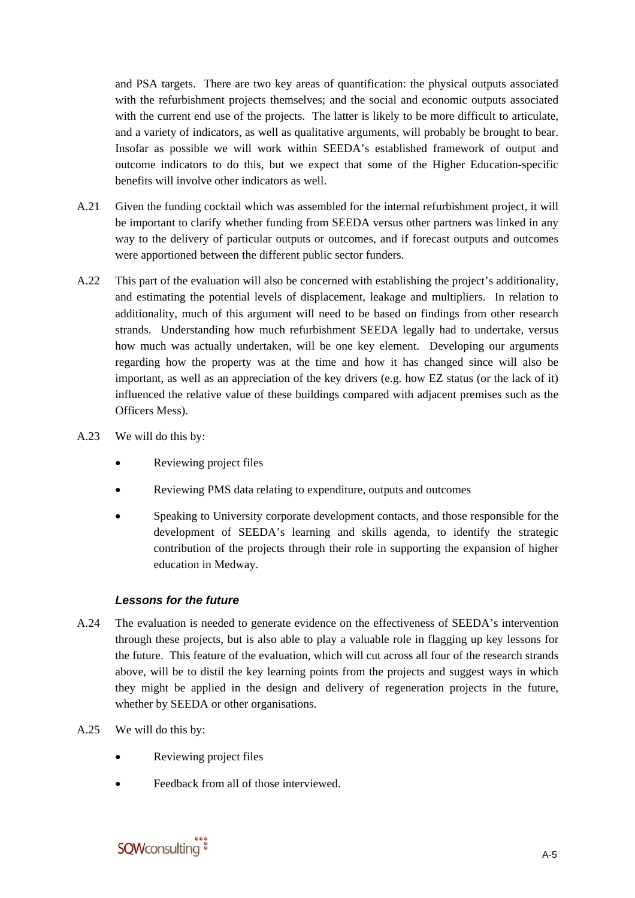and PSA targets. There are two key areas of quantification: the physical outputs associated with the refurbishment projects themselves; and the social and economic outputs associated with the current end use of the projects. The latter is likely to be more difficult to articulate, and a variety of indicators, as well as qualitative arguments, will probably be brought to bear. Insofar as possible we will work within SEEDA's established framework of output and outcome indicators to do this, but we expect that some of the Higher Education-specific benefits will involve other indicators as well.

A.21 Given the funding cocktail which was assembled for the internal refurbishment project, it will be important to clarify whether funding from SEEDA versus other partners was linked in any way to the delivery of particular outputs or outcomes, and if forecast outputs and outcomes were apportioned between the different public sector funders.

A.22 This part of the evaluation will also be concerned with establishing the project's additionality, and estimating the potential levels of displacement, leakage and multipliers. In relation to additionality, much of this argument will need to be based on findings from other research strands. Understanding how much refurbishment SEEDA legally had to undertake, versus how much was actually undertaken, will be one key element. Developing our arguments regarding how the property was at the time and how it has changed since will also be important, as well as an appreciation of the key drivers (e.g. how EZ status (or the lack of it) influenced the relative value of these buildings compared with adjacent premises such as the Officers Mess).

A.23 We will do this by:

- Reviewing project files
- Reviewing PMS data relating to expenditure, outputs and outcomes
- Speaking to University corporate development contacts, and those responsible for the development of SEEDA's learning and skills agenda, to identify the strategic contribution of the projects through their role in supporting the expansion of higher education in Medway.

### *Lessons for the future*

A.24 The evaluation is needed to generate evidence on the effectiveness of SEEDA's intervention through these projects, but is also able to play a valuable role in flagging up key lessons for the future. This feature of the evaluation, which will cut across all four of the research strands above, will be to distil the key learning points from the projects and suggest ways in which they might be applied in the design and delivery of regeneration projects in the future, whether by SEEDA or other organisations.

A.25 We will do this by:

- Reviewing project files
- Feedback from all of those interviewed.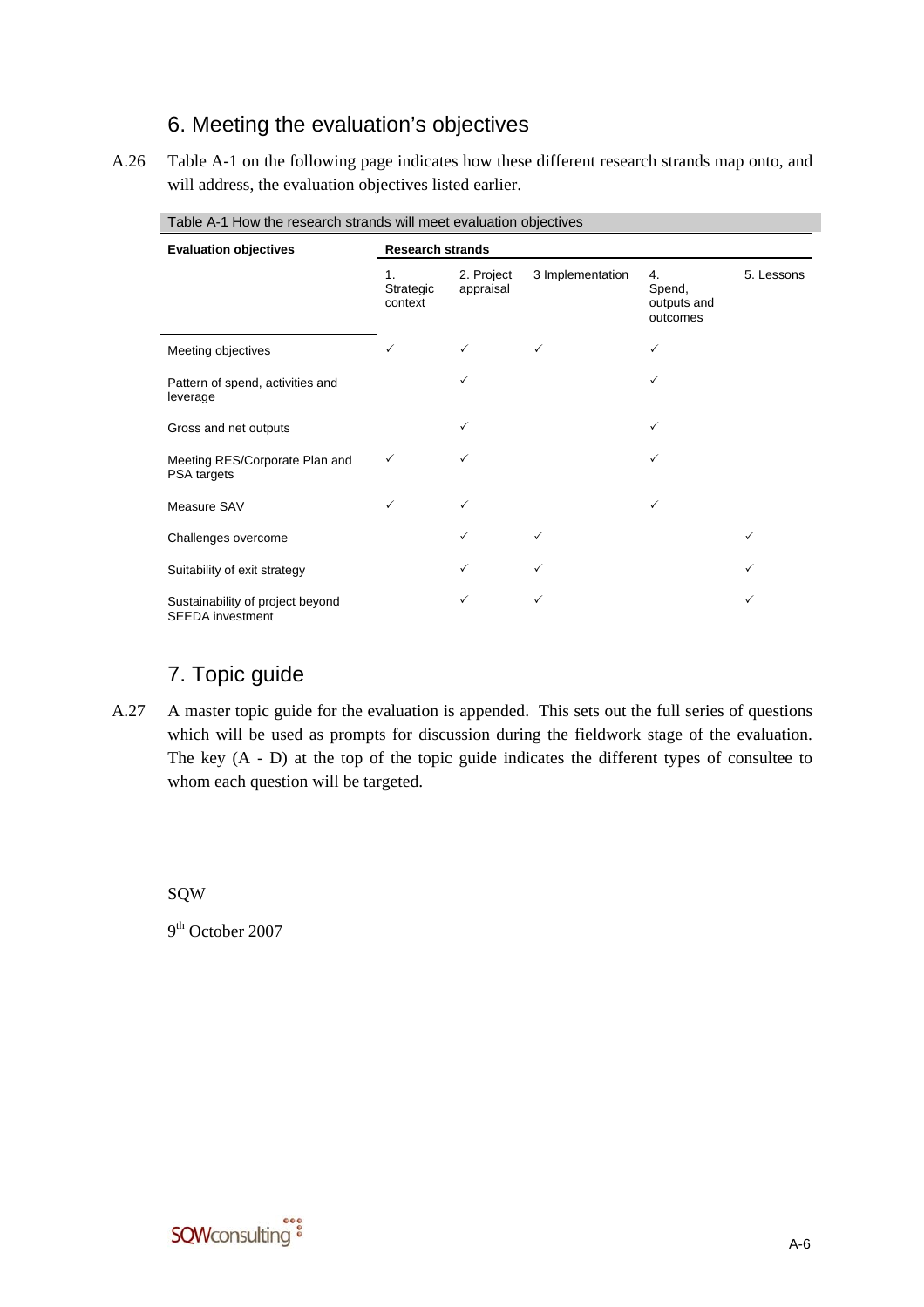## 6. Meeting the evaluation's objectives

A.26 Table A-1 on the following page indicates how these different research strands map onto, and will address, the evaluation objectives listed earlier.

Table A-1 How the research strands will meet evaluation objectives

| Evaluation objectives | Research strands | | | | |
|---|---|---|---|---|---|
| | 1. Strategic context | 2. Project appraisal | 3 Implementation | 4. Spend, outputs and outcomes | 5. Lessons |
| Meeting objectives | ✓ | ✓ | ✓ | ✓ | |
| Pattern of spend, activities and leverage | | ✓ | | ✓ | |
| Gross and net outputs | | ✓ | | ✓ | |
| Meeting RES/Corporate Plan and PSA targets | ✓ | ✓ | | ✓ | |
| Measure SAV | ✓ | ✓ | | ✓ | |
| Challenges overcome | | ✓ | ✓ | | ✓ |
| Suitability of exit strategy | | ✓ | ✓ | | ✓ |
| Sustainability of project beyond SEEDA investment | | ✓ | ✓ | | ✓ |

## 7. Topic guide

A.27 A master topic guide for the evaluation is appended. This sets out the full series of questions which will be used as prompts for discussion during the fieldwork stage of the evaluation. The key (A - D) at the top of the topic guide indicates the different types of consultee to whom each question will be targeted.

SQW

9th October 2007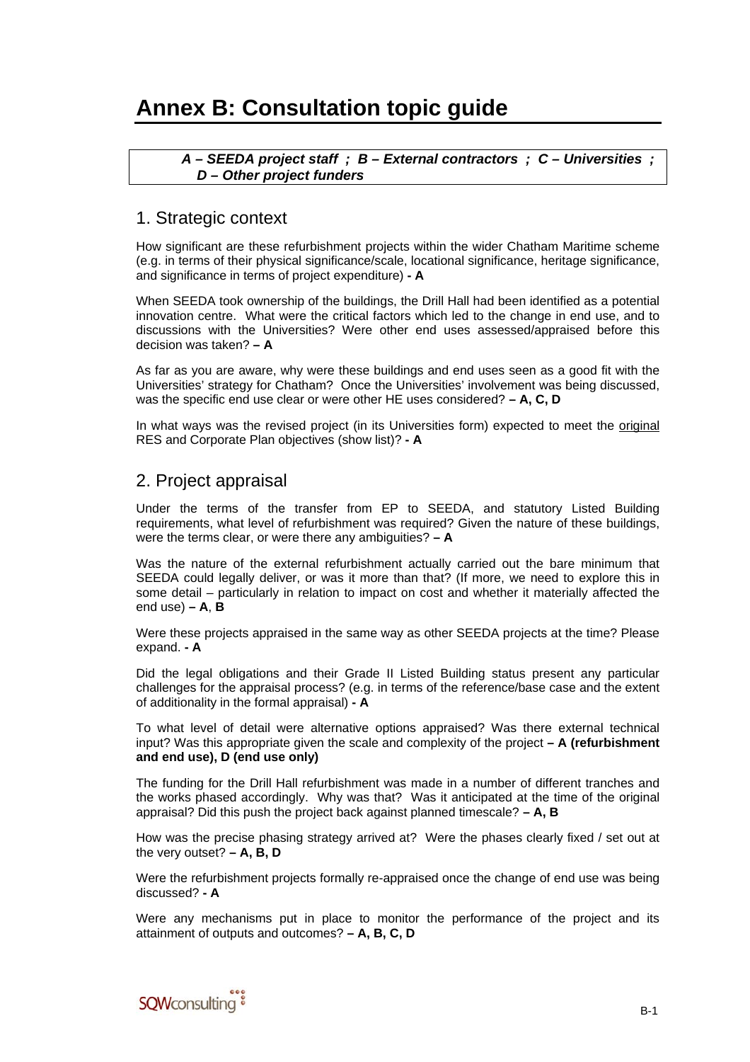# Annex B: Consultation topic guide

***A – SEEDA project staff ; B – External contractors ; C – Universities ; D – Other project funders***

## 1. Strategic context

How significant are these refurbishment projects within the wider Chatham Maritime scheme (e.g. in terms of their physical significance/scale, locational significance, heritage significance, and significance in terms of project expenditure) **- A**

When SEEDA took ownership of the buildings, the Drill Hall had been identified as a potential innovation centre. What were the critical factors which led to the change in end use, and to discussions with the Universities? Were other end uses assessed/appraised before this decision was taken? **– A**

As far as you are aware, why were these buildings and end uses seen as a good fit with the Universities' strategy for Chatham? Once the Universities' involvement was being discussed, was the specific end use clear or were other HE uses considered? **– A, C, D**

In what ways was the revised project (in its Universities form) expected to meet the original RES and Corporate Plan objectives (show list)? **- A**

## 2. Project appraisal

Under the terms of the transfer from EP to SEEDA, and statutory Listed Building requirements, what level of refurbishment was required? Given the nature of these buildings, were the terms clear, or were there any ambiguities? **– A**

Was the nature of the external refurbishment actually carried out the bare minimum that SEEDA could legally deliver, or was it more than that? (If more, we need to explore this in some detail – particularly in relation to impact on cost and whether it materially affected the end use) **– A**, **B**

Were these projects appraised in the same way as other SEEDA projects at the time? Please expand. **- A**

Did the legal obligations and their Grade II Listed Building status present any particular challenges for the appraisal process? (e.g. in terms of the reference/base case and the extent of additionality in the formal appraisal) **- A**

To what level of detail were alternative options appraised? Was there external technical input? Was this appropriate given the scale and complexity of the project **– A (refurbishment and end use), D (end use only)**

The funding for the Drill Hall refurbishment was made in a number of different tranches and the works phased accordingly. Why was that? Was it anticipated at the time of the original appraisal? Did this push the project back against planned timescale? **– A, B**

How was the precise phasing strategy arrived at? Were the phases clearly fixed / set out at the very outset? **– A, B, D**

Were the refurbishment projects formally re-appraised once the change of end use was being discussed? **- A**

Were any mechanisms put in place to monitor the performance of the project and its attainment of outputs and outcomes? **– A, B, C, D**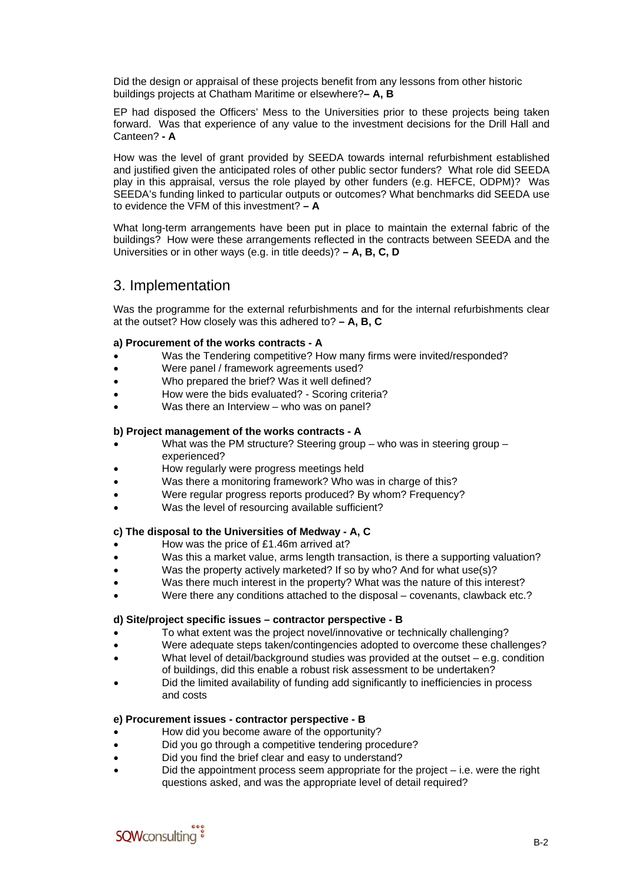Did the design or appraisal of these projects benefit from any lessons from other historic buildings projects at Chatham Maritime or elsewhere?**– A, B**

EP had disposed the Officers' Mess to the Universities prior to these projects being taken forward. Was that experience of any value to the investment decisions for the Drill Hall and Canteen? **- A**

How was the level of grant provided by SEEDA towards internal refurbishment established and justified given the anticipated roles of other public sector funders? What role did SEEDA play in this appraisal, versus the role played by other funders (e.g. HEFCE, ODPM)? Was SEEDA's funding linked to particular outputs or outcomes? What benchmarks did SEEDA use to evidence the VFM of this investment? **– A**

What long-term arrangements have been put in place to maintain the external fabric of the buildings? How were these arrangements reflected in the contracts between SEEDA and the Universities or in other ways (e.g. in title deeds)? **– A, B, C, D**

## 3. Implementation

Was the programme for the external refurbishments and for the internal refurbishments clear at the outset? How closely was this adhered to? **– A, B, C**

**a) Procurement of the works contracts - A**

- Was the Tendering competitive? How many firms were invited/responded?
- Were panel / framework agreements used?
- Who prepared the brief? Was it well defined?
- How were the bids evaluated? - Scoring criteria?
- Was there an Interview – who was on panel?

**b) Project management of the works contracts - A**

- What was the PM structure? Steering group – who was in steering group – experienced?
- How regularly were progress meetings held
- Was there a monitoring framework? Who was in charge of this?
- Were regular progress reports produced? By whom? Frequency?
- Was the level of resourcing available sufficient?

**c) The disposal to the Universities of Medway - A, C**

- How was the price of £1.46m arrived at?
- Was this a market value, arms length transaction, is there a supporting valuation?
- Was the property actively marketed? If so by who? And for what use(s)?
- Was there much interest in the property? What was the nature of this interest?
- Were there any conditions attached to the disposal – covenants, clawback etc.?

**d) Site/project specific issues – contractor perspective - B**

- To what extent was the project novel/innovative or technically challenging?
- Were adequate steps taken/contingencies adopted to overcome these challenges?
- What level of detail/background studies was provided at the outset – e.g. condition of buildings, did this enable a robust risk assessment to be undertaken?
- Did the limited availability of funding add significantly to inefficiencies in process and costs

**e) Procurement issues - contractor perspective - B**

- How did you become aware of the opportunity?
- Did you go through a competitive tendering procedure?
- Did you find the brief clear and easy to understand?
- Did the appointment process seem appropriate for the project – i.e. were the right questions asked, and was the appropriate level of detail required?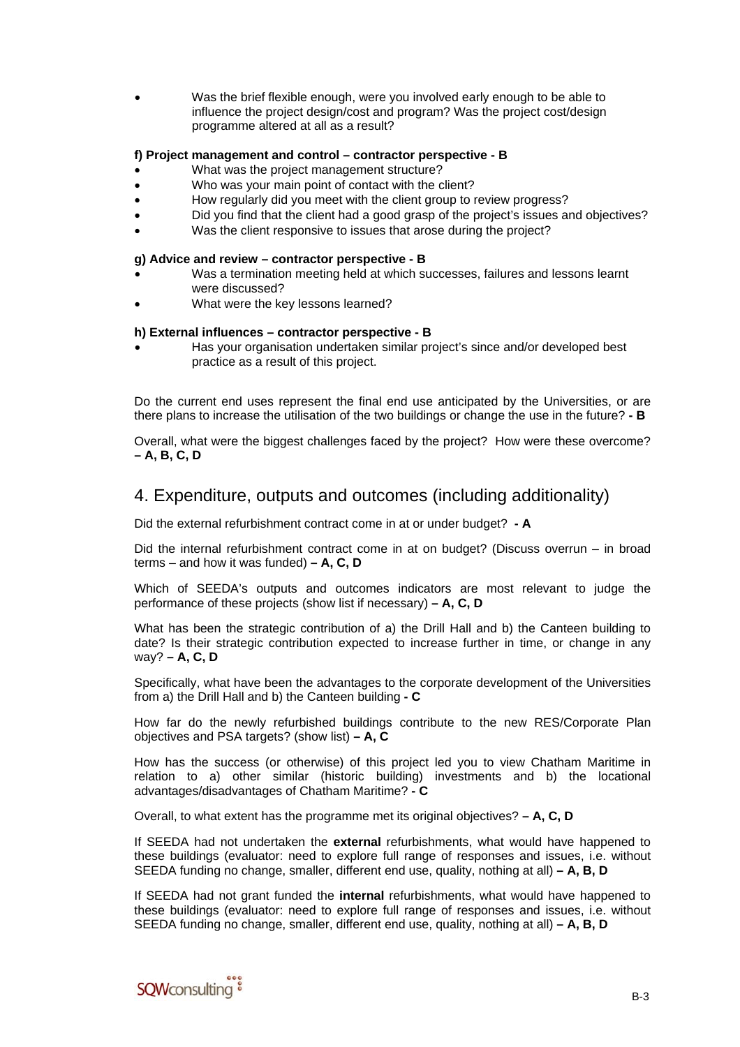- Was the brief flexible enough, were you involved early enough to be able to influence the project design/cost and program? Was the project cost/design programme altered at all as a result?

**f) Project management and control – contractor perspective - B**

- What was the project management structure?
- Who was your main point of contact with the client?
- How regularly did you meet with the client group to review progress?
- Did you find that the client had a good grasp of the project's issues and objectives?
- Was the client responsive to issues that arose during the project?

**g) Advice and review – contractor perspective - B**

- Was a termination meeting held at which successes, failures and lessons learnt were discussed?
- What were the key lessons learned?

**h) External influences – contractor perspective - B**

- Has your organisation undertaken similar project's since and/or developed best practice as a result of this project.

Do the current end uses represent the final end use anticipated by the Universities, or are there plans to increase the utilisation of the two buildings or change the use in the future? **- B**

Overall, what were the biggest challenges faced by the project? How were these overcome? **– A, B, C, D**

## 4. Expenditure, outputs and outcomes (including additionality)

Did the external refurbishment contract come in at or under budget? **- A**

Did the internal refurbishment contract come in at on budget? (Discuss overrun – in broad terms – and how it was funded) **– A, C, D**

Which of SEEDA's outputs and outcomes indicators are most relevant to judge the performance of these projects (show list if necessary) **– A, C, D**

What has been the strategic contribution of a) the Drill Hall and b) the Canteen building to date? Is their strategic contribution expected to increase further in time, or change in any way? **– A, C, D**

Specifically, what have been the advantages to the corporate development of the Universities from a) the Drill Hall and b) the Canteen building **- C**

How far do the newly refurbished buildings contribute to the new RES/Corporate Plan objectives and PSA targets? (show list) **– A, C**

How has the success (or otherwise) of this project led you to view Chatham Maritime in relation to a) other similar (historic building) investments and b) the locational advantages/disadvantages of Chatham Maritime? **- C**

Overall, to what extent has the programme met its original objectives? **– A, C, D**

If SEEDA had not undertaken the **external** refurbishments, what would have happened to these buildings (evaluator: need to explore full range of responses and issues, i.e. without SEEDA funding no change, smaller, different end use, quality, nothing at all) **– A, B, D**

If SEEDA had not grant funded the **internal** refurbishments, what would have happened to these buildings (evaluator: need to explore full range of responses and issues, i.e. without SEEDA funding no change, smaller, different end use, quality, nothing at all) **– A, B, D**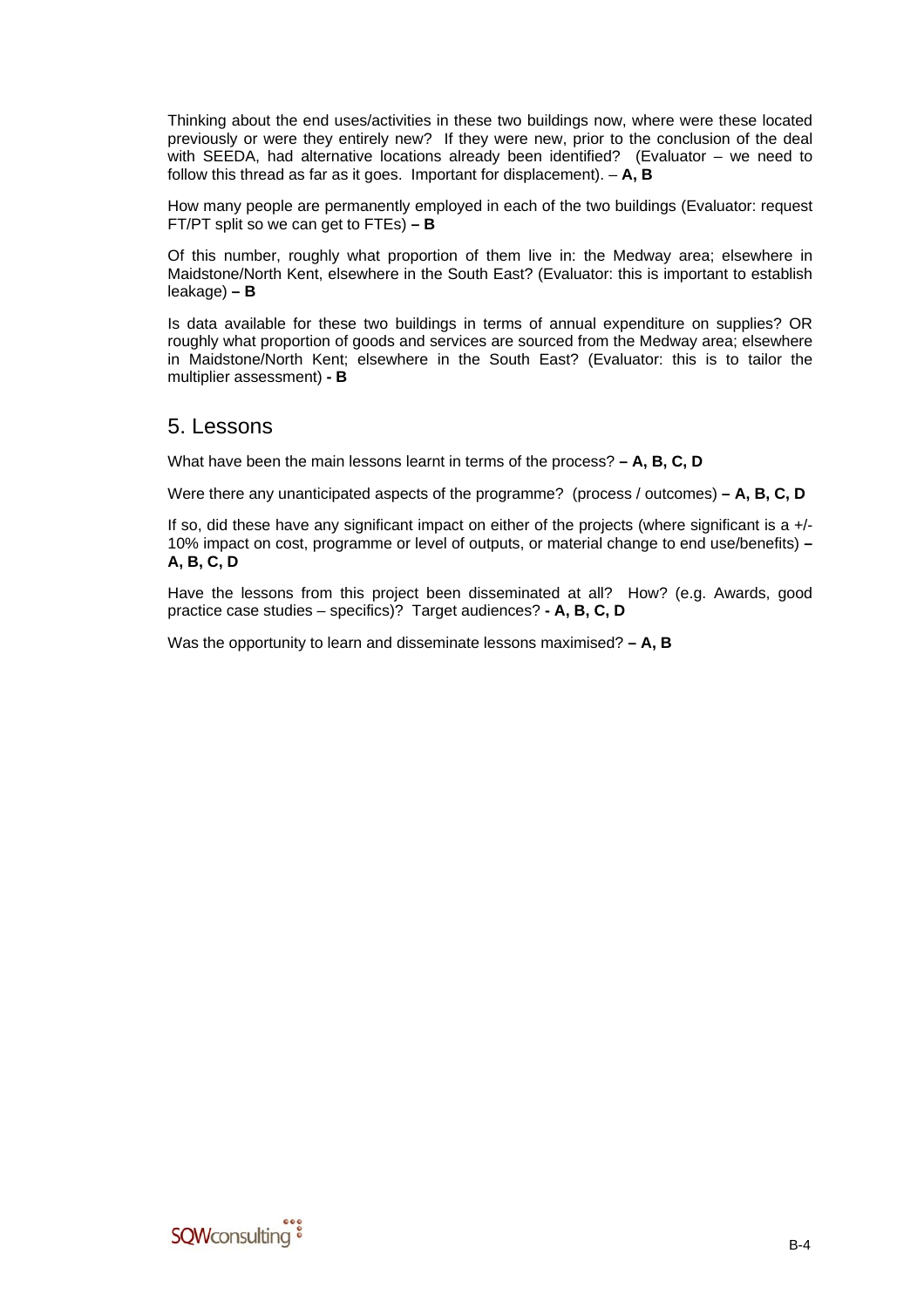Thinking about the end uses/activities in these two buildings now, where were these located previously or were they entirely new? If they were new, prior to the conclusion of the deal with SEEDA, had alternative locations already been identified? (Evaluator – we need to follow this thread as far as it goes. Important for displacement). – **A, B**

How many people are permanently employed in each of the two buildings (Evaluator: request FT/PT split so we can get to FTEs) **– B**

Of this number, roughly what proportion of them live in: the Medway area; elsewhere in Maidstone/North Kent, elsewhere in the South East? (Evaluator: this is important to establish leakage) **– B**

Is data available for these two buildings in terms of annual expenditure on supplies? OR roughly what proportion of goods and services are sourced from the Medway area; elsewhere in Maidstone/North Kent; elsewhere in the South East? (Evaluator: this is to tailor the multiplier assessment) **- B**

## 5. Lessons

What have been the main lessons learnt in terms of the process? **– A, B, C, D**

Were there any unanticipated aspects of the programme? (process / outcomes) **– A, B, C, D**

If so, did these have any significant impact on either of the projects (where significant is a +/- 10% impact on cost, programme or level of outputs, or material change to end use/benefits) **– A, B, C, D**

Have the lessons from this project been disseminated at all? How? (e.g. Awards, good practice case studies – specifics)? Target audiences? **- A, B, C, D**

Was the opportunity to learn and disseminate lessons maximised? **– A, B**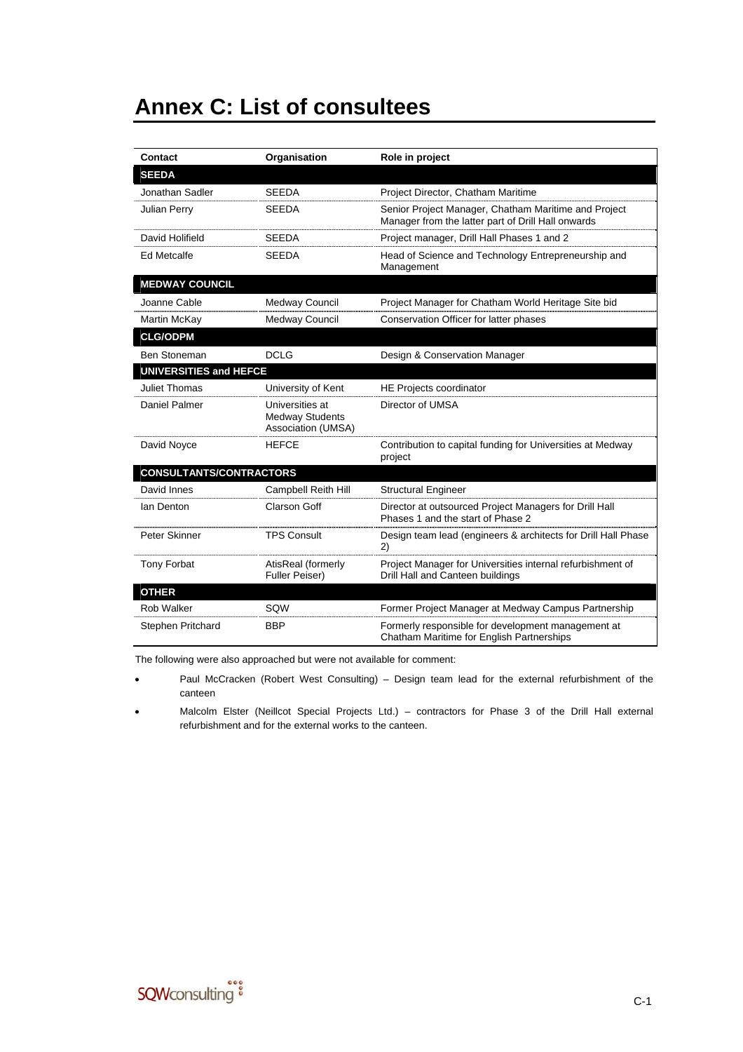# Annex C: List of consultees

| Contact | Organisation | Role in project |
|---|---|---|
| **SEEDA** | | |
| Jonathan Sadler | SEEDA | Project Director, Chatham Maritime |
| Julian Perry | SEEDA | Senior Project Manager, Chatham Maritime and Project Manager from the latter part of Drill Hall onwards |
| David Holifield | SEEDA | Project manager, Drill Hall Phases 1 and 2 |
| Ed Metcalfe | SEEDA | Head of Science and Technology Entrepreneurship and Management |
| **MEDWAY COUNCIL** | | |
| Joanne Cable | Medway Council | Project Manager for Chatham World Heritage Site bid |
| Martin McKay | Medway Council | Conservation Officer for latter phases |
| **CLG/ODPM** | | |
| Ben Stoneman | DCLG | Design & Conservation Manager |
| **UNIVERSITIES and HEFCE** | | |
| Juliet Thomas | University of Kent | HE Projects coordinator |
| Daniel Palmer | Universities at Medway Students Association (UMSA) | Director of UMSA |
| David Noyce | HEFCE | Contribution to capital funding for Universities at Medway project |
| **CONSULTANTS/CONTRACTORS** | | |
| David Innes | Campbell Reith Hill | Structural Engineer |
| Ian Denton | Clarson Goff | Director at outsourced Project Managers for Drill Hall Phases 1 and the start of Phase 2 |
| Peter Skinner | TPS Consult | Design team lead (engineers & architects for Drill Hall Phase 2) |
| Tony Forbat | AtisReal (formerly Fuller Peiser) | Project Manager for Universities internal refurbishment of Drill Hall and Canteen buildings |
| **OTHER** | | |
| Rob Walker | SQW | Former Project Manager at Medway Campus Partnership |
| Stephen Pritchard | BBP | Formerly responsible for development management at Chatham Maritime for English Partnerships |

The following were also approached but were not available for comment:

- Paul McCracken (Robert West Consulting) – Design team lead for the external refurbishment of the canteen
- Malcolm Elster (Neillcot Special Projects Ltd.) – contractors for Phase 3 of the Drill Hall external refurbishment and for the external works to the canteen.